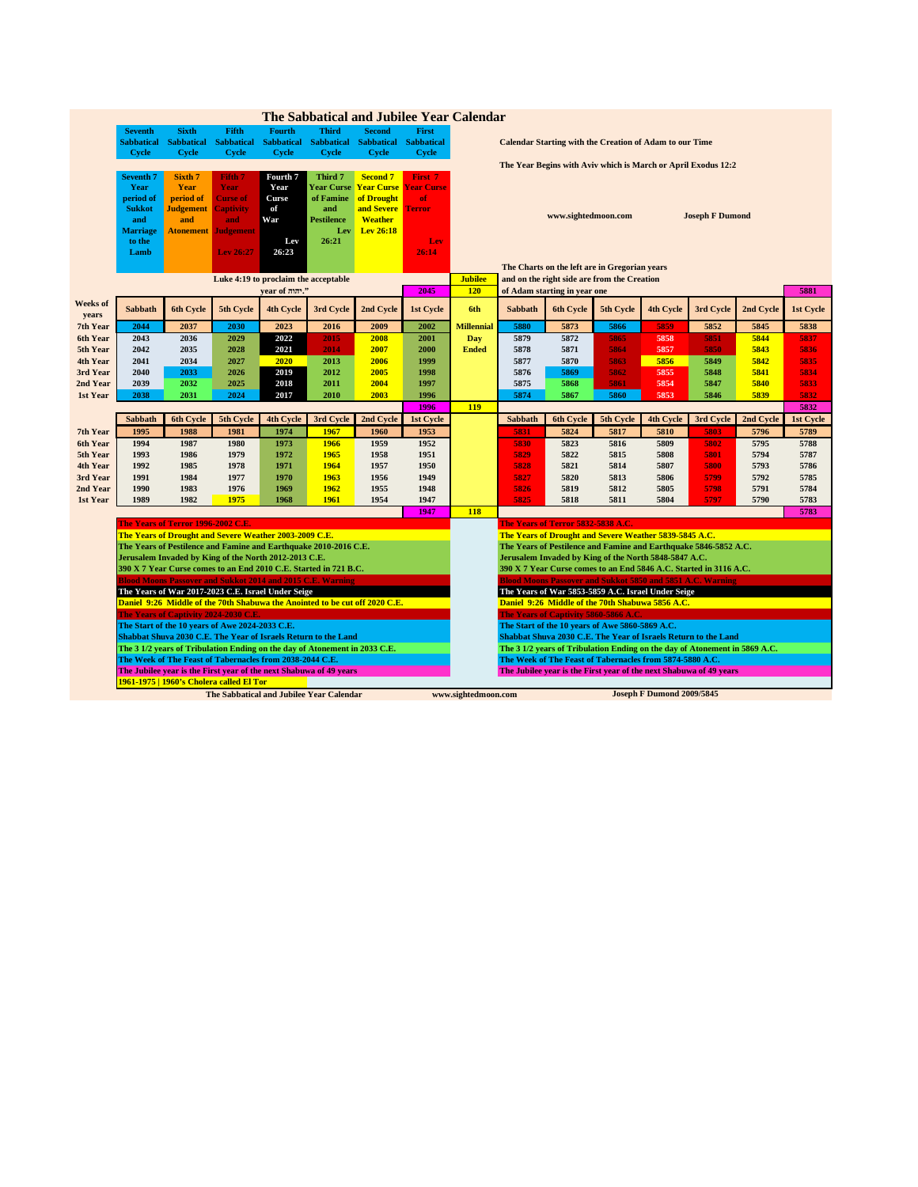# The Sabbatical and Jubilee Year Calendar

| Seventh Sabbatical Cycle | Sixth Sabbatical Cycle | Fifth Sabbatical Cycle | Fourth Sabbatical Cycle | Third Sabbatical Cycle | Second Sabbatical Cycle | First Sabbatical Cycle |
|---|---|---|---|---|---|---|
| Seventh 7 Year period of Sukkot and Marriage to the Lamb | Sixth 7 Year period of Judgement and Atonement | Fifth 7 Year Curse of Captivity and Judgement Lev 26:27 | Fourth 7 Year Curse of War Lev 26:23 | Third 7 Year Curse of Famine and Pestilence Lev 26:21 | Second 7 Year Curse of Drought and Severe Weather Lev 26:18 | First 7 Year Curse of Terror Lev 26:14 |

Calendar Starting with the Creation of Adam to our Time

The Year Begins with Aviv which is March or April Exodus 12:2

www.sightedmoon.com Joseph F Dumond

The Charts on the left are in Gregorian years and on the right side are from the Creation of Adam starting in year one

Luke 4:19 to proclaim the acceptable year of יהוה."

| Weeks of years | Sabbath | 6th Cycle | 5th Cycle | 4th Cycle | 3rd Cycle | 2nd Cycle | 1st Cycle | Jubilee | Sabbath | 6th Cycle | 5th Cycle | 4th Cycle | 3rd Cycle | 2nd Cycle | 1st Cycle |
|---|---|---|---|---|---|---|---|---|---|---|---|---|---|---|---|
| | | | | | | | 2045 | 120 | | | | | | | 5881 |
| | Sabbath | 6th Cycle | 5th Cycle | 4th Cycle | 3rd Cycle | 2nd Cycle | 1st Cycle | 6th | Sabbath | 6th Cycle | 5th Cycle | 4th Cycle | 3rd Cycle | 2nd Cycle | 1st Cycle |
| 7th Year | 2044 | 2037 | 2030 | 2023 | 2016 | 2009 | 2002 | Millennial | 5880 | 5873 | 5866 | 5859 | 5852 | 5845 | 5838 |
| 6th Year | 2043 | 2036 | 2029 | 2022 | 2015 | 2008 | 2001 | Day | 5879 | 5872 | 5865 | 5858 | 5851 | 5844 | 5837 |
| 5th Year | 2042 | 2035 | 2028 | 2021 | 2014 | 2007 | 2000 | Ended | 5878 | 5871 | 5864 | 5857 | 5850 | 5843 | 5836 |
| 4th Year | 2041 | 2034 | 2027 | 2020 | 2013 | 2006 | 1999 | | 5877 | 5870 | 5863 | 5856 | 5849 | 5842 | 5835 |
| 3rd Year | 2040 | 2033 | 2026 | 2019 | 2012 | 2005 | 1998 | | 5876 | 5869 | 5862 | 5855 | 5848 | 5841 | 5834 |
| 2nd Year | 2039 | 2032 | 2025 | 2018 | 2011 | 2004 | 1997 | | 5875 | 5868 | 5861 | 5854 | 5847 | 5840 | 5833 |
| 1st Year | 2038 | 2031 | 2024 | 2017 | 2010 | 2003 | 1996 | | 5874 | 5867 | 5860 | 5853 | 5846 | 5839 | 5832 |
| | | | | | | | 1996 | 119 | | | | | | | 5832 |
| | Sabbath | 6th Cycle | 5th Cycle | 4th Cycle | 3rd Cycle | 2nd Cycle | 1st Cycle | | Sabbath | 6th Cycle | 5th Cycle | 4th Cycle | 3rd Cycle | 2nd Cycle | 1st Cycle |
| 7th Year | 1995 | 1988 | 1981 | 1974 | 1967 | 1960 | 1953 | | 5831 | 5824 | 5817 | 5810 | 5803 | 5796 | 5789 |
| 6th Year | 1994 | 1987 | 1980 | 1973 | 1966 | 1959 | 1952 | | 5830 | 5823 | 5816 | 5809 | 5802 | 5795 | 5788 |
| 5th Year | 1993 | 1986 | 1979 | 1972 | 1965 | 1958 | 1951 | | 5829 | 5822 | 5815 | 5808 | 5801 | 5794 | 5787 |
| 4th Year | 1992 | 1985 | 1978 | 1971 | 1964 | 1957 | 1950 | | 5828 | 5821 | 5814 | 5807 | 5800 | 5793 | 5786 |
| 3rd Year | 1991 | 1984 | 1977 | 1970 | 1963 | 1956 | 1949 | | 5827 | 5820 | 5813 | 5806 | 5799 | 5792 | 5785 |
| 2nd Year | 1990 | 1983 | 1976 | 1969 | 1962 | 1955 | 1948 | | 5826 | 5819 | 5812 | 5805 | 5798 | 5791 | 5784 |
| 1st Year | 1989 | 1982 | 1975 | 1968 | 1961 | 1954 | 1947 | | 5825 | 5818 | 5811 | 5804 | 5797 | 5790 | 5783 |
| | | | | | | | 1947 | 118 | | | | | | | 5783 |

| Gregorian (C.E.) | Creation (A.C.) |
|---|---|
| The Years of Terror 1996-2002 C.E. | The Years of Terror 5832-5838 A.C. |
| The Years of Drought and Severe Weather 2003-2009 C.E. | The Years of Drought and Severe Weather 5839-5845 A.C. |
| The Years of Pestilence and Famine and Earthquake 2010-2016 C.E. | The Years of Pestilence and Famine and Earthquake 5846-5852 A.C. |
| Jerusalem Invaded by King of the North 2012-2013 C.E. | Jerusalem Invaded by King of the North 5848-5847 A.C. |
| 390 X 7 Year Curse comes to an End 2010 C.E. Started in 721 B.C. | 390 X 7 Year Curse comes to an End 5846 A.C. Started in 3116 A.C. |
| Blood Moons Passover and Sukkot 2014 and 2015 C.E. Warning | Blood Moons Passover and Sukkot 5850 and 5851 A.C. Warning |
| The Years of War 2017-2023 C.E. Israel Under Seige | The Years of War 5853-5859 A.C. Israel Under Seige |
| Daniel 9:26 Middle of the 70th Shabuwa the Anointed to be cut off 2020 C.E. | Daniel 9:26 Middle of the 70th Shabuwa 5856 A.C. |
| The Years of Captivity 2024-2030 C.E. | The Years of Captivity 5860-5866 A.C. |
| The Start of the 10 years of Awe 2024-2033 C.E. | The Start of the 10 years of Awe 5860-5869 A.C. |
| Shabbat Shuva 2030 C.E. The Year of Israels Return to the Land | Shabbat Shuva 2030 C.E. The Year of Israels Return to the Land |
| The 3 1/2 years of Tribulation Ending on the day of Atonement in 2033 C.E. | The 3 1/2 years of Tribulation Ending on the day of Atonement in 5869 A.C. |
| The Week of The Feast of Tabernacles from 2038-2044 C.E. | The Week of The Feast of Tabernacles from 5874-5880 A.C. |
| The Jubilee year is the First year of the next Shabuwa of 49 years | The Jubilee year is the First year of the next Shabuwa of 49 years |
| 1961-1975 \| 1960's Cholera called El Tor | |

The Sabbatical and Jubilee Year Calendar www.sightedmoon.com Joseph F Dumond 2009/5845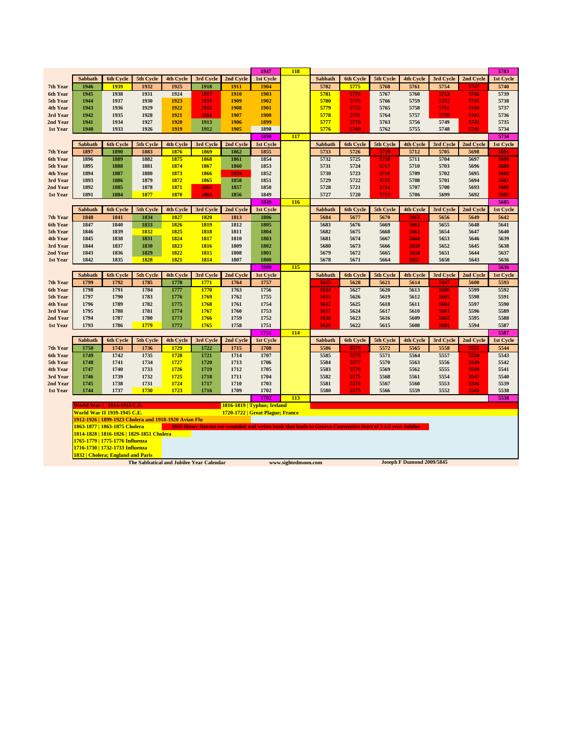| | Sabbath | 6th Cycle | 5th Cycle | 4th Cycle | 3rd Cycle | 2nd Cycle | 1st Cycle | | Sabbath | 6th Cycle | 5th Cycle | 4th Cycle | 3rd Cycle | 2nd Cycle | 1st Cycle |
|---|---|---|---|---|---|---|---|---|---|---|---|---|---|---|---|
| | | | | | | | 1947 | 118 | | | | | | | 5783 |
| 7th Year | 1946 | 1939 | 1932 | 1925 | 1918 | 1911 | 1904 | | 5782 | 5775 | 5768 | 5761 | 5754 | 5747 | 5740 |
| 6th Year | 1945 | 1938 | 1931 | 1924 | 1917 | 1910 | 1903 | | 5781 | 5774 | 5767 | 5760 | 5753 | 5746 | 5739 |
| 5th Year | 1944 | 1937 | 1930 | 1923 | 1916 | 1909 | 1902 | | 5780 | 5773 | 5766 | 5759 | 5752 | 5745 | 5738 |
| 4th Year | 1943 | 1936 | 1929 | 1922 | 1915 | 1908 | 1901 | | 5779 | 5772 | 5765 | 5758 | 5751 | 5744 | 5737 |
| 3rd Year | 1942 | 1935 | 1928 | 1921 | 1914 | 1907 | 1900 | | 5778 | 5771 | 5764 | 5757 | 5750 | 5743 | 5736 |
| 2nd Year | 1941 | 1934 | 1927 | 1920 | 1913 | 1906 | 1899 | | 5777 | 5770 | 5763 | 5756 | 5749 | 5742 | 5735 |
| 1st Year | 1940 | 1933 | 1926 | 1919 | 1912 | 1905 | 1898 | | 5776 | 5769 | 5762 | 5755 | 5748 | 5741 | 5734 |
| | | | | | | | 1898 | 117 | | | | | | | 5734 |
| 7th Year | 1897 | 1890 | 1883 | 1876 | 1869 | 1862 | 1855 | | 5733 | 5726 | 5719 | 5712 | 5705 | 5698 | 5691 |
| 6th Year | 1896 | 1889 | 1882 | 1875 | 1868 | 1861 | 1854 | | 5732 | 5725 | 5718 | 5711 | 5704 | 5697 | 5690 |
| 5th Year | 1895 | 1888 | 1881 | 1874 | 1867 | 1860 | 1853 | | 5731 | 5724 | 5717 | 5710 | 5703 | 5696 | 5689 |
| 4th Year | 1894 | 1887 | 1880 | 1873 | 1866 | 1859 | 1852 | | 5730 | 5723 | 5716 | 5709 | 5702 | 5695 | 5688 |
| 3rd Year | 1893 | 1886 | 1879 | 1872 | 1865 | 1858 | 1851 | | 5729 | 5722 | 5715 | 5708 | 5701 | 5694 | 5687 |
| 2nd Year | 1892 | 1885 | 1878 | 1871 | 1864 | 1857 | 1850 | | 5728 | 5721 | 5714 | 5707 | 5700 | 5693 | 5686 |
| 1st Year | 1891 | 1884 | 1877 | 1870 | 1863 | 1856 | 1849 | | 5727 | 5720 | 5713 | 5706 | 5699 | 5692 | 5685 |
| | | | | | | | 1849 | 116 | | | | | | | 5685 |
| 7th Year | 1848 | 1841 | 1834 | 1827 | 1820 | 1813 | 1806 | | 5684 | 5677 | 5670 | 5663 | 5656 | 5649 | 5642 |
| 6th Year | 1847 | 1840 | 1833 | 1826 | 1819 | 1812 | 1805 | | 5683 | 5676 | 5669 | 5662 | 5655 | 5648 | 5641 |
| 5th Year | 1846 | 1839 | 1832 | 1825 | 1818 | 1811 | 1804 | | 5682 | 5675 | 5668 | 5661 | 5654 | 5647 | 5640 |
| 4th Year | 1845 | 1838 | 1831 | 1824 | 1817 | 1810 | 1803 | | 5681 | 5674 | 5667 | 5660 | 5653 | 5646 | 5639 |
| 3rd Year | 1844 | 1837 | 1830 | 1823 | 1816 | 1809 | 1802 | | 5680 | 5673 | 5666 | 5659 | 5652 | 5645 | 5638 |
| 2nd Year | 1843 | 1836 | 1829 | 1822 | 1815 | 1808 | 1801 | | 5679 | 5672 | 5665 | 5658 | 5651 | 5644 | 5637 |
| 1st Year | 1842 | 1835 | 1828 | 1821 | 1814 | 1807 | 1800 | | 5678 | 5671 | 5664 | 5657 | 5650 | 5643 | 5636 |
| | | | | | | | 1800 | 115 | | | | | | | 5636 |
| 7th Year | 1799 | 1792 | 1785 | 1778 | 1771 | 1764 | 1757 | | 5635 | 5628 | 5621 | 5614 | 5607 | 5600 | 5593 |
| 6th Year | 1798 | 1791 | 1784 | 1777 | 1770 | 1763 | 1756 | | 5634 | 5627 | 5620 | 5613 | 5606 | 5599 | 5592 |
| 5th Year | 1797 | 1790 | 1783 | 1776 | 1769 | 1762 | 1755 | | 5633 | 5626 | 5619 | 5612 | 5605 | 5598 | 5591 |
| 4th Year | 1796 | 1789 | 1782 | 1775 | 1768 | 1761 | 1754 | | 5632 | 5625 | 5618 | 5611 | 5604 | 5597 | 5590 |
| 3rd Year | 1795 | 1788 | 1781 | 1774 | 1767 | 1760 | 1753 | | 5631 | 5624 | 5617 | 5610 | 5603 | 5596 | 5589 |
| 2nd Year | 1794 | 1787 | 1780 | 1773 | 1766 | 1759 | 1752 | | 5630 | 5623 | 5616 | 5609 | 5602 | 5595 | 5588 |
| 1st Year | 1793 | 1786 | 1779 | 1772 | 1765 | 1758 | 1751 | | 5629 | 5622 | 5615 | 5608 | 5601 | 5594 | 5587 |
| | | | | | | | 1751 | 114 | | | | | | | 5587 |
| 7th Year | 1750 | 1743 | 1736 | 1729 | 1722 | 1715 | 1708 | | 5586 | 5579 | 5572 | 5565 | 5558 | 5551 | 5544 |
| 6th Year | 1749 | 1742 | 1735 | 1728 | 1721 | 1714 | 1707 | | 5585 | 5578 | 5571 | 5564 | 5557 | 5550 | 5543 |
| 5th Year | 1748 | 1741 | 1734 | 1727 | 1720 | 1713 | 1706 | | 5584 | 5577 | 5570 | 5563 | 5556 | 5549 | 5542 |
| 4th Year | 1747 | 1740 | 1733 | 1726 | 1719 | 1712 | 1705 | | 5583 | 5576 | 5569 | 5562 | 5555 | 5548 | 5541 |
| 3rd Year | 1746 | 1739 | 1732 | 1725 | 1718 | 1711 | 1704 | | 5582 | 5575 | 5568 | 5561 | 5554 | 5547 | 5540 |
| 2nd Year | 1745 | 1738 | 1731 | 1724 | 1717 | 1710 | 1703 | | 5581 | 5574 | 5567 | 5560 | 5553 | 5546 | 5539 |
| 1st Year | 1744 | 1737 | 1730 | 1723 | 1716 | 1709 | 1702 | | 5580 | 5573 | 5566 | 5559 | 5552 | 5545 | 5538 |
| | | | | | | | 1702 | 113 | | | | | | | 5538 |

World War I 1914-1918 C.E.

World War II 1939-1945 C.E.

1912-1926 | 1899-1923 Cholera and 1918-1920 Avian Flu

1863-1877 | 1863-1875 Cholera

1814-1828 | 1816-1826 | 1829-1851 Cholera

1765-1779 | 1775-1776 Influenza

1716-1730 | 1732-1733 Influenza

1832 | Cholera; England and Paris

1816-1819 | Typhus; Ireland

1720-1722 | Great Plague; France

1859 Henry Durant see wounded and writes book that leads to Geneva Convention Start of 3 1/2 year Jubilee

The Sabbatical and Jubilee Year Calendar — www.sightedmoon.com — Joseph F Dumond 2009/5845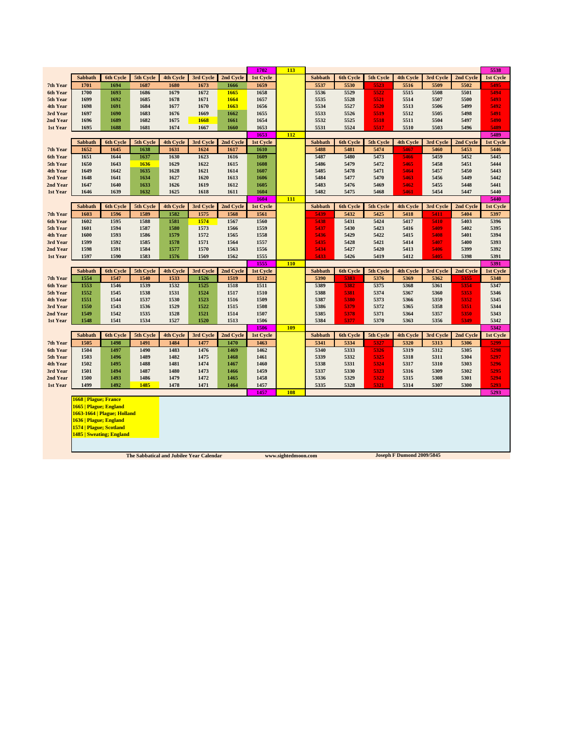| | Sabbath | 6th Cycle | 5th Cycle | 4th Cycle | 3rd Cycle | 2nd Cycle | 1st Cycle | | Sabbath | 6th Cycle | 5th Cycle | 4th Cycle | 3rd Cycle | 2nd Cycle | 1st Cycle |
|---|---|---|---|---|---|---|---|---|---|---|---|---|---|---|---|
| | | | | | | | 1702 | 113 | | | | | | | 5538 |
| 7th Year | 1701 | 1694 | 1687 | 1680 | 1673 | 1666 | 1659 | | 5537 | 5530 | 5523 | 5516 | 5509 | 5502 | 5495 |
| 6th Year | 1700 | 1693 | 1686 | 1679 | 1672 | 1665 | 1658 | | 5536 | 5529 | 5522 | 5515 | 5508 | 5501 | 5494 |
| 5th Year | 1699 | 1692 | 1685 | 1678 | 1671 | 1664 | 1657 | | 5535 | 5528 | 5521 | 5514 | 5507 | 5500 | 5493 |
| 4th Year | 1698 | 1691 | 1684 | 1677 | 1670 | 1663 | 1656 | | 5534 | 5527 | 5520 | 5513 | 5506 | 5499 | 5492 |
| 3rd Year | 1697 | 1690 | 1683 | 1676 | 1669 | 1662 | 1655 | | 5533 | 5526 | 5519 | 5512 | 5505 | 5498 | 5491 |
| 2nd Year | 1696 | 1689 | 1682 | 1675 | 1668 | 1661 | 1654 | | 5532 | 5525 | 5518 | 5511 | 5504 | 5497 | 5490 |
| 1st Year | 1695 | 1688 | 1681 | 1674 | 1667 | 1660 | 1653 | | 5531 | 5524 | 5517 | 5510 | 5503 | 5496 | 5489 |
| | | | | | | | 1653 | 112 | | | | | | | 5489 |
| 7th Year | 1652 | 1645 | 1638 | 1631 | 1624 | 1617 | 1610 | | 5488 | 5481 | 5474 | 5467 | 5460 | 5453 | 5446 |
| 6th Year | 1651 | 1644 | 1637 | 1630 | 1623 | 1616 | 1609 | | 5487 | 5480 | 5473 | 5466 | 5459 | 5452 | 5445 |
| 5th Year | 1650 | 1643 | 1636 | 1629 | 1622 | 1615 | 1608 | | 5486 | 5479 | 5472 | 5465 | 5458 | 5451 | 5444 |
| 4th Year | 1649 | 1642 | 1635 | 1628 | 1621 | 1614 | 1607 | | 5485 | 5478 | 5471 | 5464 | 5457 | 5450 | 5443 |
| 3rd Year | 1648 | 1641 | 1634 | 1627 | 1620 | 1613 | 1606 | | 5484 | 5477 | 5470 | 5463 | 5456 | 5449 | 5442 |
| 2nd Year | 1647 | 1640 | 1633 | 1626 | 1619 | 1612 | 1605 | | 5483 | 5476 | 5469 | 5462 | 5455 | 5448 | 5441 |
| 1st Year | 1646 | 1639 | 1632 | 1625 | 1618 | 1611 | 1604 | | 5482 | 5475 | 5468 | 5461 | 5454 | 5447 | 5440 |
| | | | | | | | 1604 | 111 | | | | | | | 5440 |
| 7th Year | 1603 | 1596 | 1589 | 1582 | 1575 | 1568 | 1561 | | 5439 | 5432 | 5425 | 5418 | 5411 | 5404 | 5397 |
| 6th Year | 1602 | 1595 | 1588 | 1581 | 1574 | 1567 | 1560 | | 5438 | 5431 | 5424 | 5417 | 5410 | 5403 | 5396 |
| 5th Year | 1601 | 1594 | 1587 | 1580 | 1573 | 1566 | 1559 | | 5437 | 5430 | 5423 | 5416 | 5409 | 5402 | 5395 |
| 4th Year | 1600 | 1593 | 1586 | 1579 | 1572 | 1565 | 1558 | | 5436 | 5429 | 5422 | 5415 | 5408 | 5401 | 5394 |
| 3rd Year | 1599 | 1592 | 1585 | 1578 | 1571 | 1564 | 1557 | | 5435 | 5428 | 5421 | 5414 | 5407 | 5400 | 5393 |
| 2nd Year | 1598 | 1591 | 1584 | 1577 | 1570 | 1563 | 1556 | | 5434 | 5427 | 5420 | 5413 | 5406 | 5399 | 5392 |
| 1st Year | 1597 | 1590 | 1583 | 1576 | 1569 | 1562 | 1555 | | 5433 | 5426 | 5419 | 5412 | 5405 | 5398 | 5391 |
| | | | | | | | 1555 | 110 | | | | | | | 5391 |
| 7th Year | 1554 | 1547 | 1540 | 1533 | 1526 | 1519 | 1512 | | 5390 | 5383 | 5376 | 5369 | 5362 | 5355 | 5348 |
| 6th Year | 1553 | 1546 | 1539 | 1532 | 1525 | 1518 | 1511 | | 5389 | 5382 | 5375 | 5368 | 5361 | 5354 | 5347 |
| 5th Year | 1552 | 1545 | 1538 | 1531 | 1524 | 1517 | 1510 | | 5388 | 5381 | 5374 | 5367 | 5360 | 5353 | 5346 |
| 4th Year | 1551 | 1544 | 1537 | 1530 | 1523 | 1516 | 1509 | | 5387 | 5380 | 5373 | 5366 | 5359 | 5352 | 5345 |
| 3rd Year | 1550 | 1543 | 1536 | 1529 | 1522 | 1515 | 1508 | | 5386 | 5379 | 5372 | 5365 | 5358 | 5351 | 5344 |
| 2nd Year | 1549 | 1542 | 1535 | 1528 | 1521 | 1514 | 1507 | | 5385 | 5378 | 5371 | 5364 | 5357 | 5350 | 5343 |
| 1st Year | 1548 | 1541 | 1534 | 1527 | 1520 | 1513 | 1506 | | 5384 | 5377 | 5370 | 5363 | 5356 | 5349 | 5342 |
| | | | | | | | 1506 | 109 | | | | | | | 5342 |
| 7th Year | 1505 | 1498 | 1491 | 1484 | 1477 | 1470 | 1463 | | 5341 | 5334 | 5327 | 5320 | 5313 | 5306 | 5299 |
| 6th Year | 1504 | 1497 | 1490 | 1483 | 1476 | 1469 | 1462 | | 5340 | 5333 | 5326 | 5319 | 5312 | 5305 | 5298 |
| 5th Year | 1503 | 1496 | 1489 | 1482 | 1475 | 1468 | 1461 | | 5339 | 5332 | 5325 | 5318 | 5311 | 5304 | 5297 |
| 4th Year | 1502 | 1495 | 1488 | 1481 | 1474 | 1467 | 1460 | | 5338 | 5331 | 5324 | 5317 | 5310 | 5303 | 5296 |
| 3rd Year | 1501 | 1494 | 1487 | 1480 | 1473 | 1466 | 1459 | | 5337 | 5330 | 5323 | 5316 | 5309 | 5302 | 5295 |
| 2nd Year | 1500 | 1493 | 1486 | 1479 | 1472 | 1465 | 1458 | | 5336 | 5329 | 5322 | 5315 | 5308 | 5301 | 5294 |
| 1st Year | 1499 | 1492 | 1485 | 1478 | 1471 | 1464 | 1457 | | 5335 | 5328 | 5321 | 5314 | 5307 | 5300 | 5293 |
| | | | | | | | 1457 | 108 | | | | | | | 5293 |

**1668 | Plague; France**
**1665 | Plague; England**
**1663-1664 | Plague; Holland**
**1636 | Plague; England**
**1574 | Plague; Scotland**
**1485 | Sweating; England**

The Sabbatical and Jubilee Year Calendar — www.sightedmoon.com — Joseph F Dumond 2009/5845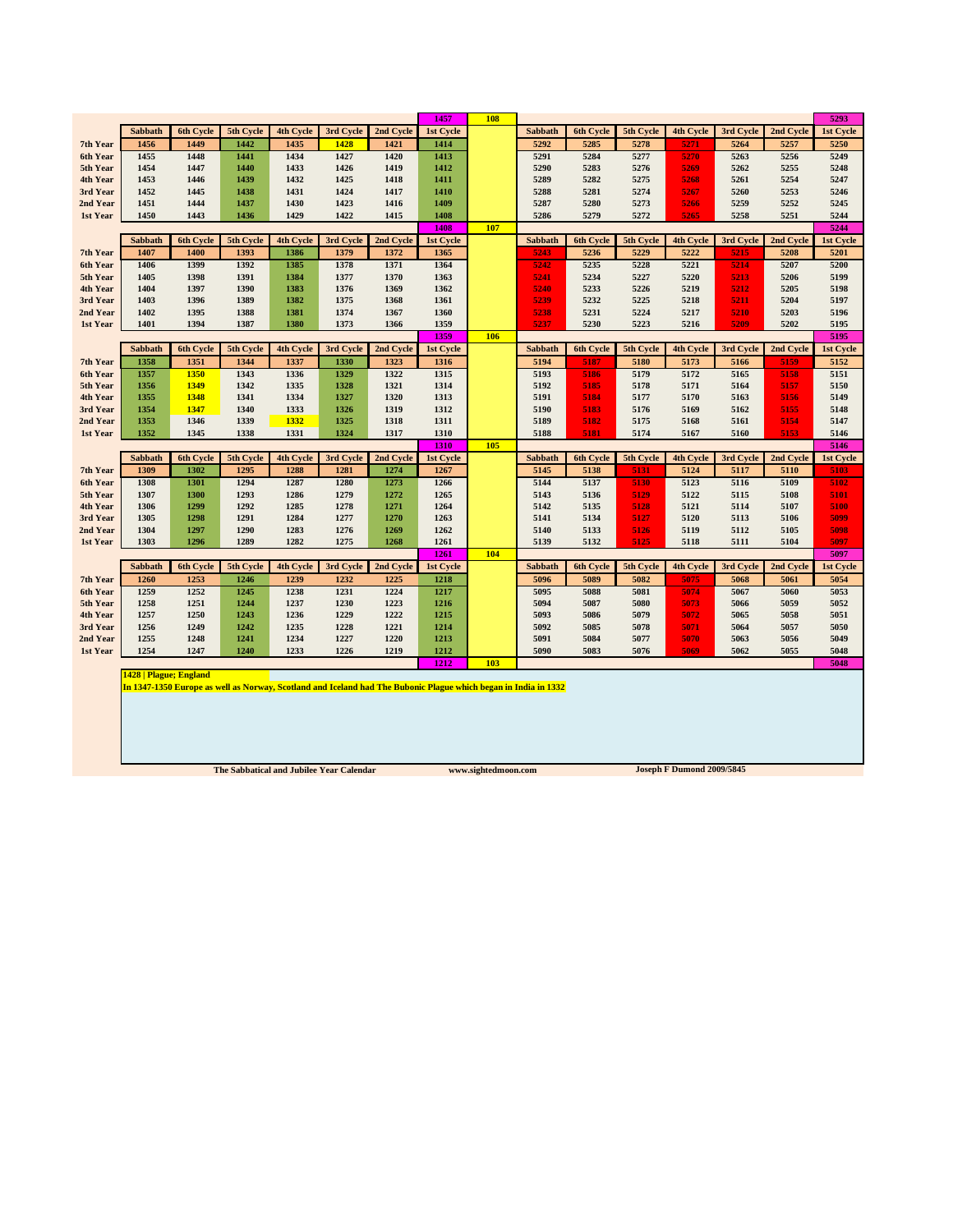| | Sabbath | 6th Cycle | 5th Cycle | 4th Cycle | 3rd Cycle | 2nd Cycle | 1st Cycle | | Sabbath | 6th Cycle | 5th Cycle | 4th Cycle | 3rd Cycle | 2nd Cycle | 1st Cycle |
|---|---|---|---|---|---|---|---|---|---|---|---|---|---|---|---|
| | | | | | | | 1457 | 108 | | | | | | | 5293 |
| 7th Year | 1456 | 1449 | 1442 | 1435 | 1428 | 1421 | 1414 | | 5292 | 5285 | 5278 | 5271 | 5264 | 5257 | 5250 |
| 6th Year | 1455 | 1448 | 1441 | 1434 | 1427 | 1420 | 1413 | | 5291 | 5284 | 5277 | 5270 | 5263 | 5256 | 5249 |
| 5th Year | 1454 | 1447 | 1440 | 1433 | 1426 | 1419 | 1412 | | 5290 | 5283 | 5276 | 5269 | 5262 | 5255 | 5248 |
| 4th Year | 1453 | 1446 | 1439 | 1432 | 1425 | 1418 | 1411 | | 5289 | 5282 | 5275 | 5268 | 5261 | 5254 | 5247 |
| 3rd Year | 1452 | 1445 | 1438 | 1431 | 1424 | 1417 | 1410 | | 5288 | 5281 | 5274 | 5267 | 5260 | 5253 | 5246 |
| 2nd Year | 1451 | 1444 | 1437 | 1430 | 1423 | 1416 | 1409 | | 5287 | 5280 | 5273 | 5266 | 5259 | 5252 | 5245 |
| 1st Year | 1450 | 1443 | 1436 | 1429 | 1422 | 1415 | 1408 | | 5286 | 5279 | 5272 | 5265 | 5258 | 5251 | 5244 |
| | | | | | | | 1408 | 107 | | | | | | | 5244 |
| | Sabbath | 6th Cycle | 5th Cycle | 4th Cycle | 3rd Cycle | 2nd Cycle | 1st Cycle | | Sabbath | 6th Cycle | 5th Cycle | 4th Cycle | 3rd Cycle | 2nd Cycle | 1st Cycle |
| 7th Year | 1407 | 1400 | 1393 | 1386 | 1379 | 1372 | 1365 | | 5243 | 5236 | 5229 | 5222 | 5215 | 5208 | 5201 |
| 6th Year | 1406 | 1399 | 1392 | 1385 | 1378 | 1371 | 1364 | | 5242 | 5235 | 5228 | 5221 | 5214 | 5207 | 5200 |
| 5th Year | 1405 | 1398 | 1391 | 1384 | 1377 | 1370 | 1363 | | 5241 | 5234 | 5227 | 5220 | 5213 | 5206 | 5199 |
| 4th Year | 1404 | 1397 | 1390 | 1383 | 1376 | 1369 | 1362 | | 5240 | 5233 | 5226 | 5219 | 5212 | 5205 | 5198 |
| 3rd Year | 1403 | 1396 | 1389 | 1382 | 1375 | 1368 | 1361 | | 5239 | 5232 | 5225 | 5218 | 5211 | 5204 | 5197 |
| 2nd Year | 1402 | 1395 | 1388 | 1381 | 1374 | 1367 | 1360 | | 5238 | 5231 | 5224 | 5217 | 5210 | 5203 | 5196 |
| 1st Year | 1401 | 1394 | 1387 | 1380 | 1373 | 1366 | 1359 | | 5237 | 5230 | 5223 | 5216 | 5209 | 5202 | 5195 |
| | | | | | | | 1359 | 106 | | | | | | | 5195 |
| | Sabbath | 6th Cycle | 5th Cycle | 4th Cycle | 3rd Cycle | 2nd Cycle | 1st Cycle | | Sabbath | 6th Cycle | 5th Cycle | 4th Cycle | 3rd Cycle | 2nd Cycle | 1st Cycle |
| 7th Year | 1358 | 1351 | 1344 | 1337 | 1330 | 1323 | 1316 | | 5194 | 5187 | 5180 | 5173 | 5166 | 5159 | 5152 |
| 6th Year | 1357 | 1350 | 1343 | 1336 | 1329 | 1322 | 1315 | | 5193 | 5186 | 5179 | 5172 | 5165 | 5158 | 5151 |
| 5th Year | 1356 | 1349 | 1342 | 1335 | 1328 | 1321 | 1314 | | 5192 | 5185 | 5178 | 5171 | 5164 | 5157 | 5150 |
| 4th Year | 1355 | 1348 | 1341 | 1334 | 1327 | 1320 | 1313 | | 5191 | 5184 | 5177 | 5170 | 5163 | 5156 | 5149 |
| 3rd Year | 1354 | 1347 | 1340 | 1333 | 1326 | 1319 | 1312 | | 5190 | 5183 | 5176 | 5169 | 5162 | 5155 | 5148 |
| 2nd Year | 1353 | 1346 | 1339 | 1332 | 1325 | 1318 | 1311 | | 5189 | 5182 | 5175 | 5168 | 5161 | 5154 | 5147 |
| 1st Year | 1352 | 1345 | 1338 | 1331 | 1324 | 1317 | 1310 | | 5188 | 5181 | 5174 | 5167 | 5160 | 5153 | 5146 |
| | | | | | | | 1310 | 105 | | | | | | | 5146 |
| | Sabbath | 6th Cycle | 5th Cycle | 4th Cycle | 3rd Cycle | 2nd Cycle | 1st Cycle | | Sabbath | 6th Cycle | 5th Cycle | 4th Cycle | 3rd Cycle | 2nd Cycle | 1st Cycle |
| 7th Year | 1309 | 1302 | 1295 | 1288 | 1281 | 1274 | 1267 | | 5145 | 5138 | 5131 | 5124 | 5117 | 5110 | 5103 |
| 6th Year | 1308 | 1301 | 1294 | 1287 | 1280 | 1273 | 1266 | | 5144 | 5137 | 5130 | 5123 | 5116 | 5109 | 5102 |
| 5th Year | 1307 | 1300 | 1293 | 1286 | 1279 | 1272 | 1265 | | 5143 | 5136 | 5129 | 5122 | 5115 | 5108 | 5101 |
| 4th Year | 1306 | 1299 | 1292 | 1285 | 1278 | 1271 | 1264 | | 5142 | 5135 | 5128 | 5121 | 5114 | 5107 | 5100 |
| 3rd Year | 1305 | 1298 | 1291 | 1284 | 1277 | 1270 | 1263 | | 5141 | 5134 | 5127 | 5120 | 5113 | 5106 | 5099 |
| 2nd Year | 1304 | 1297 | 1290 | 1283 | 1276 | 1269 | 1262 | | 5140 | 5133 | 5126 | 5119 | 5112 | 5105 | 5098 |
| 1st Year | 1303 | 1296 | 1289 | 1282 | 1275 | 1268 | 1261 | | 5139 | 5132 | 5125 | 5118 | 5111 | 5104 | 5097 |
| | | | | | | | 1261 | 104 | | | | | | | 5097 |
| | Sabbath | 6th Cycle | 5th Cycle | 4th Cycle | 3rd Cycle | 2nd Cycle | 1st Cycle | | Sabbath | 6th Cycle | 5th Cycle | 4th Cycle | 3rd Cycle | 2nd Cycle | 1st Cycle |
| 7th Year | 1260 | 1253 | 1246 | 1239 | 1232 | 1225 | 1218 | | 5096 | 5089 | 5082 | 5075 | 5068 | 5061 | 5054 |
| 6th Year | 1259 | 1252 | 1245 | 1238 | 1231 | 1224 | 1217 | | 5095 | 5088 | 5081 | 5074 | 5067 | 5060 | 5053 |
| 5th Year | 1258 | 1251 | 1244 | 1237 | 1230 | 1223 | 1216 | | 5094 | 5087 | 5080 | 5073 | 5066 | 5059 | 5052 |
| 4th Year | 1257 | 1250 | 1243 | 1236 | 1229 | 1222 | 1215 | | 5093 | 5086 | 5079 | 5072 | 5065 | 5058 | 5051 |
| 3rd Year | 1256 | 1249 | 1242 | 1235 | 1228 | 1221 | 1214 | | 5092 | 5085 | 5078 | 5071 | 5064 | 5057 | 5050 |
| 2nd Year | 1255 | 1248 | 1241 | 1234 | 1227 | 1220 | 1213 | | 5091 | 5084 | 5077 | 5070 | 5063 | 5056 | 5049 |
| 1st Year | 1254 | 1247 | 1240 | 1233 | 1226 | 1219 | 1212 | | 5090 | 5083 | 5076 | 5069 | 5062 | 5055 | 5048 |
| | | | | | | | 1212 | 103 | | | | | | | 5048 |

**1428 | Plague; England**

**In 1347-1350 Europe as well as Norway, Scotland and Iceland had The Bubonic Plague which began in India in 1332**

The Sabbatical and Jubilee Year Calendar — www.sightedmoon.com — Joseph F Dumond 2009/5845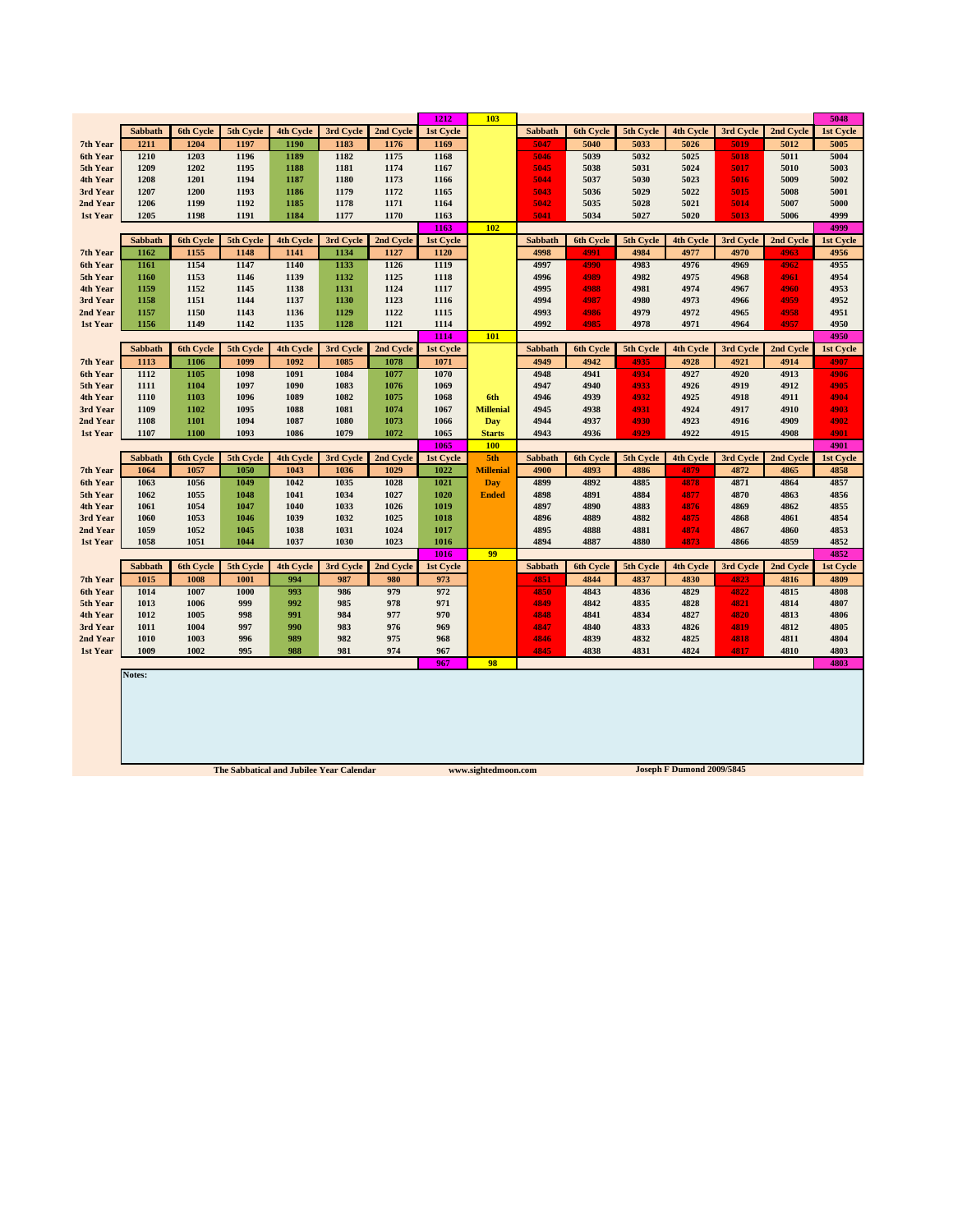| | Sabbath | 6th Cycle | 5th Cycle | 4th Cycle | 3rd Cycle | 2nd Cycle | 1st Cycle | | Sabbath | 6th Cycle | 5th Cycle | 4th Cycle | 3rd Cycle | 2nd Cycle | 1st Cycle |
|---|---|---|---|---|---|---|---|---|---|---|---|---|---|---|---|
| | | | | | | | 1212 | 103 | | | | | | | 5048 |
| 7th Year | 1211 | 1204 | 1197 | 1190 | 1183 | 1176 | 1169 | | 5047 | 5040 | 5033 | 5026 | 5019 | 5012 | 5005 |
| 6th Year | 1210 | 1203 | 1196 | 1189 | 1182 | 1175 | 1168 | | 5046 | 5039 | 5032 | 5025 | 5018 | 5011 | 5004 |
| 5th Year | 1209 | 1202 | 1195 | 1188 | 1181 | 1174 | 1167 | | 5045 | 5038 | 5031 | 5024 | 5017 | 5010 | 5003 |
| 4th Year | 1208 | 1201 | 1194 | 1187 | 1180 | 1173 | 1166 | | 5044 | 5037 | 5030 | 5023 | 5016 | 5009 | 5002 |
| 3rd Year | 1207 | 1200 | 1193 | 1186 | 1179 | 1172 | 1165 | | 5043 | 5036 | 5029 | 5022 | 5015 | 5008 | 5001 |
| 2nd Year | 1206 | 1199 | 1192 | 1185 | 1178 | 1171 | 1164 | | 5042 | 5035 | 5028 | 5021 | 5014 | 5007 | 5000 |
| 1st Year | 1205 | 1198 | 1191 | 1184 | 1177 | 1170 | 1163 | | 5041 | 5034 | 5027 | 5020 | 5013 | 5006 | 4999 |
| | | | | | | | 1163 | 102 | | | | | | | 4999 |
| | Sabbath | 6th Cycle | 5th Cycle | 4th Cycle | 3rd Cycle | 2nd Cycle | 1st Cycle | | Sabbath | 6th Cycle | 5th Cycle | 4th Cycle | 3rd Cycle | 2nd Cycle | 1st Cycle |
| 7th Year | 1162 | 1155 | 1148 | 1141 | 1134 | 1127 | 1120 | | 4998 | 4991 | 4984 | 4977 | 4970 | 4963 | 4956 |
| 6th Year | 1161 | 1154 | 1147 | 1140 | 1133 | 1126 | 1119 | | 4997 | 4990 | 4983 | 4976 | 4969 | 4962 | 4955 |
| 5th Year | 1160 | 1153 | 1146 | 1139 | 1132 | 1125 | 1118 | | 4996 | 4989 | 4982 | 4975 | 4968 | 4961 | 4954 |
| 4th Year | 1159 | 1152 | 1145 | 1138 | 1131 | 1124 | 1117 | | 4995 | 4988 | 4981 | 4974 | 4967 | 4960 | 4953 |
| 3rd Year | 1158 | 1151 | 1144 | 1137 | 1130 | 1123 | 1116 | | 4994 | 4987 | 4980 | 4973 | 4966 | 4959 | 4952 |
| 2nd Year | 1157 | 1150 | 1143 | 1136 | 1129 | 1122 | 1115 | | 4993 | 4986 | 4979 | 4972 | 4965 | 4958 | 4951 |
| 1st Year | 1156 | 1149 | 1142 | 1135 | 1128 | 1121 | 1114 | | 4992 | 4985 | 4978 | 4971 | 4964 | 4957 | 4950 |
| | | | | | | | 1114 | 101 | | | | | | | 4950 |
| | Sabbath | 6th Cycle | 5th Cycle | 4th Cycle | 3rd Cycle | 2nd Cycle | 1st Cycle | | Sabbath | 6th Cycle | 5th Cycle | 4th Cycle | 3rd Cycle | 2nd Cycle | 1st Cycle |
| 7th Year | 1113 | 1106 | 1099 | 1092 | 1085 | 1078 | 1071 | | 4949 | 4942 | 4935 | 4928 | 4921 | 4914 | 4907 |
| 6th Year | 1112 | 1105 | 1098 | 1091 | 1084 | 1077 | 1070 | | 4948 | 4941 | 4934 | 4927 | 4920 | 4913 | 4906 |
| 5th Year | 1111 | 1104 | 1097 | 1090 | 1083 | 1076 | 1069 | | 4947 | 4940 | 4933 | 4926 | 4919 | 4912 | 4905 |
| 4th Year | 1110 | 1103 | 1096 | 1089 | 1082 | 1075 | 1068 | 6th | 4946 | 4939 | 4932 | 4925 | 4918 | 4911 | 4904 |
| 3rd Year | 1109 | 1102 | 1095 | 1088 | 1081 | 1074 | 1067 | Millenial | 4945 | 4938 | 4931 | 4924 | 4917 | 4910 | 4903 |
| 2nd Year | 1108 | 1101 | 1094 | 1087 | 1080 | 1073 | 1066 | Day | 4944 | 4937 | 4930 | 4923 | 4916 | 4909 | 4902 |
| 1st Year | 1107 | 1100 | 1093 | 1086 | 1079 | 1072 | 1065 | Starts | 4943 | 4936 | 4929 | 4922 | 4915 | 4908 | 4901 |
| | | | | | | | 1065 | 100 | | | | | | | 4901 |
| | Sabbath | 6th Cycle | 5th Cycle | 4th Cycle | 3rd Cycle | 2nd Cycle | 1st Cycle | 5th | Sabbath | 6th Cycle | 5th Cycle | 4th Cycle | 3rd Cycle | 2nd Cycle | 1st Cycle |
| 7th Year | 1064 | 1057 | 1050 | 1043 | 1036 | 1029 | 1022 | Millenial | 4900 | 4893 | 4886 | 4879 | 4872 | 4865 | 4858 |
| 6th Year | 1063 | 1056 | 1049 | 1042 | 1035 | 1028 | 1021 | Day | 4899 | 4892 | 4885 | 4878 | 4871 | 4864 | 4857 |
| 5th Year | 1062 | 1055 | 1048 | 1041 | 1034 | 1027 | 1020 | Ended | 4898 | 4891 | 4884 | 4877 | 4870 | 4863 | 4856 |
| 4th Year | 1061 | 1054 | 1047 | 1040 | 1033 | 1026 | 1019 | | 4897 | 4890 | 4883 | 4876 | 4869 | 4862 | 4855 |
| 3rd Year | 1060 | 1053 | 1046 | 1039 | 1032 | 1025 | 1018 | | 4896 | 4889 | 4882 | 4875 | 4868 | 4861 | 4854 |
| 2nd Year | 1059 | 1052 | 1045 | 1038 | 1031 | 1024 | 1017 | | 4895 | 4888 | 4881 | 4874 | 4867 | 4860 | 4853 |
| 1st Year | 1058 | 1051 | 1044 | 1037 | 1030 | 1023 | 1016 | | 4894 | 4887 | 4880 | 4873 | 4866 | 4859 | 4852 |
| | | | | | | | 1016 | 99 | | | | | | | 4852 |
| | Sabbath | 6th Cycle | 5th Cycle | 4th Cycle | 3rd Cycle | 2nd Cycle | 1st Cycle | | Sabbath | 6th Cycle | 5th Cycle | 4th Cycle | 3rd Cycle | 2nd Cycle | 1st Cycle |
| 7th Year | 1015 | 1008 | 1001 | 994 | 987 | 980 | 973 | | 4851 | 4844 | 4837 | 4830 | 4823 | 4816 | 4809 |
| 6th Year | 1014 | 1007 | 1000 | 993 | 986 | 979 | 972 | | 4850 | 4843 | 4836 | 4829 | 4822 | 4815 | 4808 |
| 5th Year | 1013 | 1006 | 999 | 992 | 985 | 978 | 971 | | 4849 | 4842 | 4835 | 4828 | 4821 | 4814 | 4807 |
| 4th Year | 1012 | 1005 | 998 | 991 | 984 | 977 | 970 | | 4848 | 4841 | 4834 | 4827 | 4820 | 4813 | 4806 |
| 3rd Year | 1011 | 1004 | 997 | 990 | 983 | 976 | 969 | | 4847 | 4840 | 4833 | 4826 | 4819 | 4812 | 4805 |
| 2nd Year | 1010 | 1003 | 996 | 989 | 982 | 975 | 968 | | 4846 | 4839 | 4832 | 4825 | 4818 | 4811 | 4804 |
| 1st Year | 1009 | 1002 | 995 | 988 | 981 | 974 | 967 | | 4845 | 4838 | 4831 | 4824 | 4817 | 4810 | 4803 |
| | | | | | | | 967 | 98 | | | | | | | 4803 |

**Notes:**

The Sabbatical and Jubilee Year Calendar www.sightedmoon.com Joseph F Dumond 2009/5845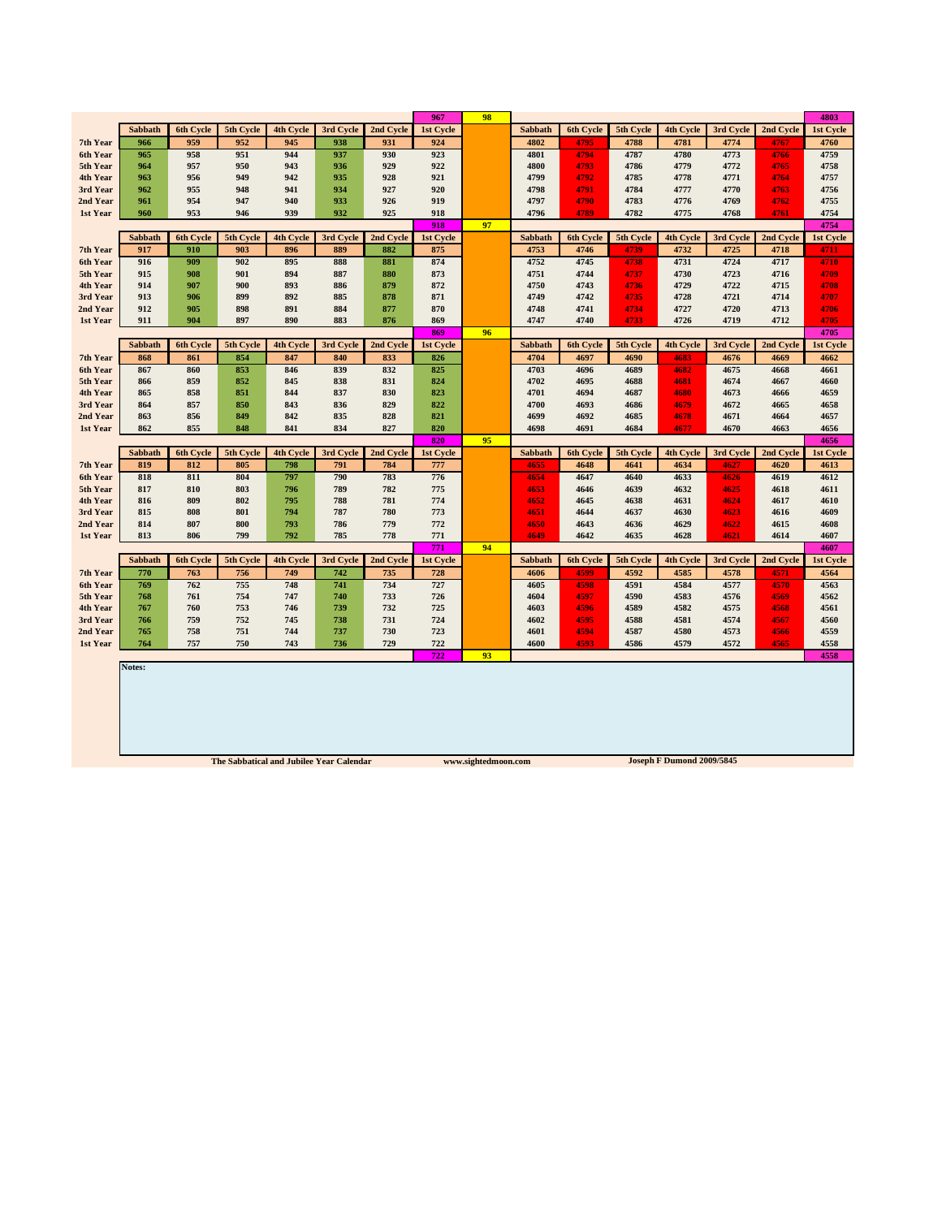| | Sabbath | 6th Cycle | 5th Cycle | 4th Cycle | 3rd Cycle | 2nd Cycle | 1st Cycle | | Sabbath | 6th Cycle | 5th Cycle | 4th Cycle | 3rd Cycle | 2nd Cycle | 1st Cycle |
|---|---|---|---|---|---|---|---|---|---|---|---|---|---|---|---|
| | | | | | | | 967 | 98 | | | | | | | 4803 |
| 7th Year | 966 | 959 | 952 | 945 | 938 | 931 | 924 | | 4802 | 4795 | 4788 | 4781 | 4774 | 4767 | 4760 |
| 6th Year | 965 | 958 | 951 | 944 | 937 | 930 | 923 | | 4801 | 4794 | 4787 | 4780 | 4773 | 4766 | 4759 |
| 5th Year | 964 | 957 | 950 | 943 | 936 | 929 | 922 | | 4800 | 4793 | 4786 | 4779 | 4772 | 4765 | 4758 |
| 4th Year | 963 | 956 | 949 | 942 | 935 | 928 | 921 | | 4799 | 4792 | 4785 | 4778 | 4771 | 4764 | 4757 |
| 3rd Year | 962 | 955 | 948 | 941 | 934 | 927 | 920 | | 4798 | 4791 | 4784 | 4777 | 4770 | 4763 | 4756 |
| 2nd Year | 961 | 954 | 947 | 940 | 933 | 926 | 919 | | 4797 | 4790 | 4783 | 4776 | 4769 | 4762 | 4755 |
| 1st Year | 960 | 953 | 946 | 939 | 932 | 925 | 918 | | 4796 | 4789 | 4782 | 4775 | 4768 | 4761 | 4754 |
| | | | | | | | 918 | 97 | | | | | | | 4754 |
| | Sabbath | 6th Cycle | 5th Cycle | 4th Cycle | 3rd Cycle | 2nd Cycle | 1st Cycle | | Sabbath | 6th Cycle | 5th Cycle | 4th Cycle | 3rd Cycle | 2nd Cycle | 1st Cycle |
| 7th Year | 917 | 910 | 903 | 896 | 889 | 882 | 875 | | 4753 | 4746 | 4739 | 4732 | 4725 | 4718 | 4711 |
| 6th Year | 916 | 909 | 902 | 895 | 888 | 881 | 874 | | 4752 | 4745 | 4738 | 4731 | 4724 | 4717 | 4710 |
| 5th Year | 915 | 908 | 901 | 894 | 887 | 880 | 873 | | 4751 | 4744 | 4737 | 4730 | 4723 | 4716 | 4709 |
| 4th Year | 914 | 907 | 900 | 893 | 886 | 879 | 872 | | 4750 | 4743 | 4736 | 4729 | 4722 | 4715 | 4708 |
| 3rd Year | 913 | 906 | 899 | 892 | 885 | 878 | 871 | | 4749 | 4742 | 4735 | 4728 | 4721 | 4714 | 4707 |
| 2nd Year | 912 | 905 | 898 | 891 | 884 | 877 | 870 | | 4748 | 4741 | 4734 | 4727 | 4720 | 4713 | 4706 |
| 1st Year | 911 | 904 | 897 | 890 | 883 | 876 | 869 | | 4747 | 4740 | 4733 | 4726 | 4719 | 4712 | 4705 |
| | | | | | | | 869 | 96 | | | | | | | 4705 |
| | Sabbath | 6th Cycle | 5th Cycle | 4th Cycle | 3rd Cycle | 2nd Cycle | 1st Cycle | | Sabbath | 6th Cycle | 5th Cycle | 4th Cycle | 3rd Cycle | 2nd Cycle | 1st Cycle |
| 7th Year | 868 | 861 | 854 | 847 | 840 | 833 | 826 | | 4704 | 4697 | 4690 | 4683 | 4676 | 4669 | 4662 |
| 6th Year | 867 | 860 | 853 | 846 | 839 | 832 | 825 | | 4703 | 4696 | 4689 | 4682 | 4675 | 4668 | 4661 |
| 5th Year | 866 | 859 | 852 | 845 | 838 | 831 | 824 | | 4702 | 4695 | 4688 | 4681 | 4674 | 4667 | 4660 |
| 4th Year | 865 | 858 | 851 | 844 | 837 | 830 | 823 | | 4701 | 4694 | 4687 | 4680 | 4673 | 4666 | 4659 |
| 3rd Year | 864 | 857 | 850 | 843 | 836 | 829 | 822 | | 4700 | 4693 | 4686 | 4679 | 4672 | 4665 | 4658 |
| 2nd Year | 863 | 856 | 849 | 842 | 835 | 828 | 821 | | 4699 | 4692 | 4685 | 4678 | 4671 | 4664 | 4657 |
| 1st Year | 862 | 855 | 848 | 841 | 834 | 827 | 820 | | 4698 | 4691 | 4684 | 4677 | 4670 | 4663 | 4656 |
| | | | | | | | 820 | 95 | | | | | | | 4656 |
| | Sabbath | 6th Cycle | 5th Cycle | 4th Cycle | 3rd Cycle | 2nd Cycle | 1st Cycle | | Sabbath | 6th Cycle | 5th Cycle | 4th Cycle | 3rd Cycle | 2nd Cycle | 1st Cycle |
| 7th Year | 819 | 812 | 805 | 798 | 791 | 784 | 777 | | 4655 | 4648 | 4641 | 4634 | 4627 | 4620 | 4613 |
| 6th Year | 818 | 811 | 804 | 797 | 790 | 783 | 776 | | 4654 | 4647 | 4640 | 4633 | 4626 | 4619 | 4612 |
| 5th Year | 817 | 810 | 803 | 796 | 789 | 782 | 775 | | 4653 | 4646 | 4639 | 4632 | 4625 | 4618 | 4611 |
| 4th Year | 816 | 809 | 802 | 795 | 788 | 781 | 774 | | 4652 | 4645 | 4638 | 4631 | 4624 | 4617 | 4610 |
| 3rd Year | 815 | 808 | 801 | 794 | 787 | 780 | 773 | | 4651 | 4644 | 4637 | 4630 | 4623 | 4616 | 4609 |
| 2nd Year | 814 | 807 | 800 | 793 | 786 | 779 | 772 | | 4650 | 4643 | 4636 | 4629 | 4622 | 4615 | 4608 |
| 1st Year | 813 | 806 | 799 | 792 | 785 | 778 | 771 | | 4649 | 4642 | 4635 | 4628 | 4621 | 4614 | 4607 |
| | | | | | | | 771 | 94 | | | | | | | 4607 |
| | Sabbath | 6th Cycle | 5th Cycle | 4th Cycle | 3rd Cycle | 2nd Cycle | 1st Cycle | | Sabbath | 6th Cycle | 5th Cycle | 4th Cycle | 3rd Cycle | 2nd Cycle | 1st Cycle |
| 7th Year | 770 | 763 | 756 | 749 | 742 | 735 | 728 | | 4606 | 4599 | 4592 | 4585 | 4578 | 4571 | 4564 |
| 6th Year | 769 | 762 | 755 | 748 | 741 | 734 | 727 | | 4605 | 4598 | 4591 | 4584 | 4577 | 4570 | 4563 |
| 5th Year | 768 | 761 | 754 | 747 | 740 | 733 | 726 | | 4604 | 4597 | 4590 | 4583 | 4576 | 4569 | 4562 |
| 4th Year | 767 | 760 | 753 | 746 | 739 | 732 | 725 | | 4603 | 4596 | 4589 | 4582 | 4575 | 4568 | 4561 |
| 3rd Year | 766 | 759 | 752 | 745 | 738 | 731 | 724 | | 4602 | 4595 | 4588 | 4581 | 4574 | 4567 | 4560 |
| 2nd Year | 765 | 758 | 751 | 744 | 737 | 730 | 723 | | 4601 | 4594 | 4587 | 4580 | 4573 | 4566 | 4559 |
| 1st Year | 764 | 757 | 750 | 743 | 736 | 729 | 722 | | 4600 | 4593 | 4586 | 4579 | 4572 | 4565 | 4558 |
| | | | | | | | 722 | 93 | | | | | | | 4558 |

**Notes:**

The Sabbatical and Jubilee Year Calendar    www.sightedmoon.com    Joseph F Dumond 2009/5845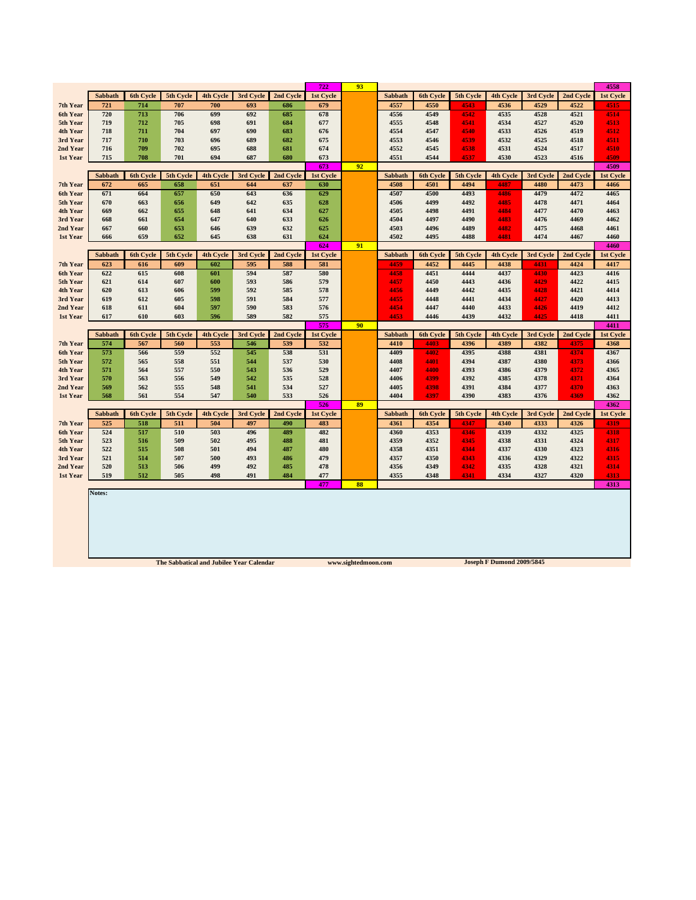| | | | | | | | 722 | 93 | | | | | | | | 4558 |
|---|---|---|---|---|---|---|---|---|---|---|---|---|---|---|---|---|
| | Sabbath | 6th Cycle | 5th Cycle | 4th Cycle | 3rd Cycle | 2nd Cycle | 1st Cycle | | Sabbath | 6th Cycle | 5th Cycle | 4th Cycle | 3rd Cycle | 2nd Cycle | 1st Cycle | |
| 7th Year | 721 | 714 | 707 | 700 | 693 | 686 | 679 | | 4557 | 4550 | 4543 | 4536 | 4529 | 4522 | 4515 | |
| 6th Year | 720 | 713 | 706 | 699 | 692 | 685 | 678 | | 4556 | 4549 | 4542 | 4535 | 4528 | 4521 | 4514 | |
| 5th Year | 719 | 712 | 705 | 698 | 691 | 684 | 677 | | 4555 | 4548 | 4541 | 4534 | 4527 | 4520 | 4513 | |
| 4th Year | 718 | 711 | 704 | 697 | 690 | 683 | 676 | | 4554 | 4547 | 4540 | 4533 | 4526 | 4519 | 4512 | |
| 3rd Year | 717 | 710 | 703 | 696 | 689 | 682 | 675 | | 4553 | 4546 | 4539 | 4532 | 4525 | 4518 | 4511 | |
| 2nd Year | 716 | 709 | 702 | 695 | 688 | 681 | 674 | | 4552 | 4545 | 4538 | 4531 | 4524 | 4517 | 4510 | |
| 1st Year | 715 | 708 | 701 | 694 | 687 | 680 | 673 | | 4551 | 4544 | 4537 | 4530 | 4523 | 4516 | 4509 | |
| | | | | | | | 673 | 92 | | | | | | | | 4509 |
| | Sabbath | 6th Cycle | 5th Cycle | 4th Cycle | 3rd Cycle | 2nd Cycle | 1st Cycle | | Sabbath | 6th Cycle | 5th Cycle | 4th Cycle | 3rd Cycle | 2nd Cycle | 1st Cycle | |
| 7th Year | 672 | 665 | 658 | 651 | 644 | 637 | 630 | | 4508 | 4501 | 4494 | 4487 | 4480 | 4473 | 4466 | |
| 6th Year | 671 | 664 | 657 | 650 | 643 | 636 | 629 | | 4507 | 4500 | 4493 | 4486 | 4479 | 4472 | 4465 | |
| 5th Year | 670 | 663 | 656 | 649 | 642 | 635 | 628 | | 4506 | 4499 | 4492 | 4485 | 4478 | 4471 | 4464 | |
| 4th Year | 669 | 662 | 655 | 648 | 641 | 634 | 627 | | 4505 | 4498 | 4491 | 4484 | 4477 | 4470 | 4463 | |
| 3rd Year | 668 | 661 | 654 | 647 | 640 | 633 | 626 | | 4504 | 4497 | 4490 | 4483 | 4476 | 4469 | 4462 | |
| 2nd Year | 667 | 660 | 653 | 646 | 639 | 632 | 625 | | 4503 | 4496 | 4489 | 4482 | 4475 | 4468 | 4461 | |
| 1st Year | 666 | 659 | 652 | 645 | 638 | 631 | 624 | | 4502 | 4495 | 4488 | 4481 | 4474 | 4467 | 4460 | |
| | | | | | | | 624 | 91 | | | | | | | | 4460 |
| | Sabbath | 6th Cycle | 5th Cycle | 4th Cycle | 3rd Cycle | 2nd Cycle | 1st Cycle | | Sabbath | 6th Cycle | 5th Cycle | 4th Cycle | 3rd Cycle | 2nd Cycle | 1st Cycle | |
| 7th Year | 623 | 616 | 609 | 602 | 595 | 588 | 581 | | 4459 | 4452 | 4445 | 4438 | 4431 | 4424 | 4417 | |
| 6th Year | 622 | 615 | 608 | 601 | 594 | 587 | 580 | | 4458 | 4451 | 4444 | 4437 | 4430 | 4423 | 4416 | |
| 5th Year | 621 | 614 | 607 | 600 | 593 | 586 | 579 | | 4457 | 4450 | 4443 | 4436 | 4429 | 4422 | 4415 | |
| 4th Year | 620 | 613 | 606 | 599 | 592 | 585 | 578 | | 4456 | 4449 | 4442 | 4435 | 4428 | 4421 | 4414 | |
| 3rd Year | 619 | 612 | 605 | 598 | 591 | 584 | 577 | | 4455 | 4448 | 4441 | 4434 | 4427 | 4420 | 4413 | |
| 2nd Year | 618 | 611 | 604 | 597 | 590 | 583 | 576 | | 4454 | 4447 | 4440 | 4433 | 4426 | 4419 | 4412 | |
| 1st Year | 617 | 610 | 603 | 596 | 589 | 582 | 575 | | 4453 | 4446 | 4439 | 4432 | 4425 | 4418 | 4411 | |
| | | | | | | | 575 | 90 | | | | | | | | 4411 |
| | Sabbath | 6th Cycle | 5th Cycle | 4th Cycle | 3rd Cycle | 2nd Cycle | 1st Cycle | | Sabbath | 6th Cycle | 5th Cycle | 4th Cycle | 3rd Cycle | 2nd Cycle | 1st Cycle | |
| 7th Year | 574 | 567 | 560 | 553 | 546 | 539 | 532 | | 4410 | 4403 | 4396 | 4389 | 4382 | 4375 | 4368 | |
| 6th Year | 573 | 566 | 559 | 552 | 545 | 538 | 531 | | 4409 | 4402 | 4395 | 4388 | 4381 | 4374 | 4367 | |
| 5th Year | 572 | 565 | 558 | 551 | 544 | 537 | 530 | | 4408 | 4401 | 4394 | 4387 | 4380 | 4373 | 4366 | |
| 4th Year | 571 | 564 | 557 | 550 | 543 | 536 | 529 | | 4407 | 4400 | 4393 | 4386 | 4379 | 4372 | 4365 | |
| 3rd Year | 570 | 563 | 556 | 549 | 542 | 535 | 528 | | 4406 | 4399 | 4392 | 4385 | 4378 | 4371 | 4364 | |
| 2nd Year | 569 | 562 | 555 | 548 | 541 | 534 | 527 | | 4405 | 4398 | 4391 | 4384 | 4377 | 4370 | 4363 | |
| 1st Year | 568 | 561 | 554 | 547 | 540 | 533 | 526 | | 4404 | 4397 | 4390 | 4383 | 4376 | 4369 | 4362 | |
| | | | | | | | 526 | 89 | | | | | | | | 4362 |
| | Sabbath | 6th Cycle | 5th Cycle | 4th Cycle | 3rd Cycle | 2nd Cycle | 1st Cycle | | Sabbath | 6th Cycle | 5th Cycle | 4th Cycle | 3rd Cycle | 2nd Cycle | 1st Cycle | |
| 7th Year | 525 | 518 | 511 | 504 | 497 | 490 | 483 | | 4361 | 4354 | 4347 | 4340 | 4333 | 4326 | 4319 | |
| 6th Year | 524 | 517 | 510 | 503 | 496 | 489 | 482 | | 4360 | 4353 | 4346 | 4339 | 4332 | 4325 | 4318 | |
| 5th Year | 523 | 516 | 509 | 502 | 495 | 488 | 481 | | 4359 | 4352 | 4345 | 4338 | 4331 | 4324 | 4317 | |
| 4th Year | 522 | 515 | 508 | 501 | 494 | 487 | 480 | | 4358 | 4351 | 4344 | 4337 | 4330 | 4323 | 4316 | |
| 3rd Year | 521 | 514 | 507 | 500 | 493 | 486 | 479 | | 4357 | 4350 | 4343 | 4336 | 4329 | 4322 | 4315 | |
| 2nd Year | 520 | 513 | 506 | 499 | 492 | 485 | 478 | | 4356 | 4349 | 4342 | 4335 | 4328 | 4321 | 4314 | |
| 1st Year | 519 | 512 | 505 | 498 | 491 | 484 | 477 | | 4355 | 4348 | 4341 | 4334 | 4327 | 4320 | 4313 | |
| | | | | | | | 477 | 88 | | | | | | | | 4313 |

**Notes:**

The Sabbatical and Jubilee Year Calendar www.sightedmoon.com Joseph F Dumond 2009/5845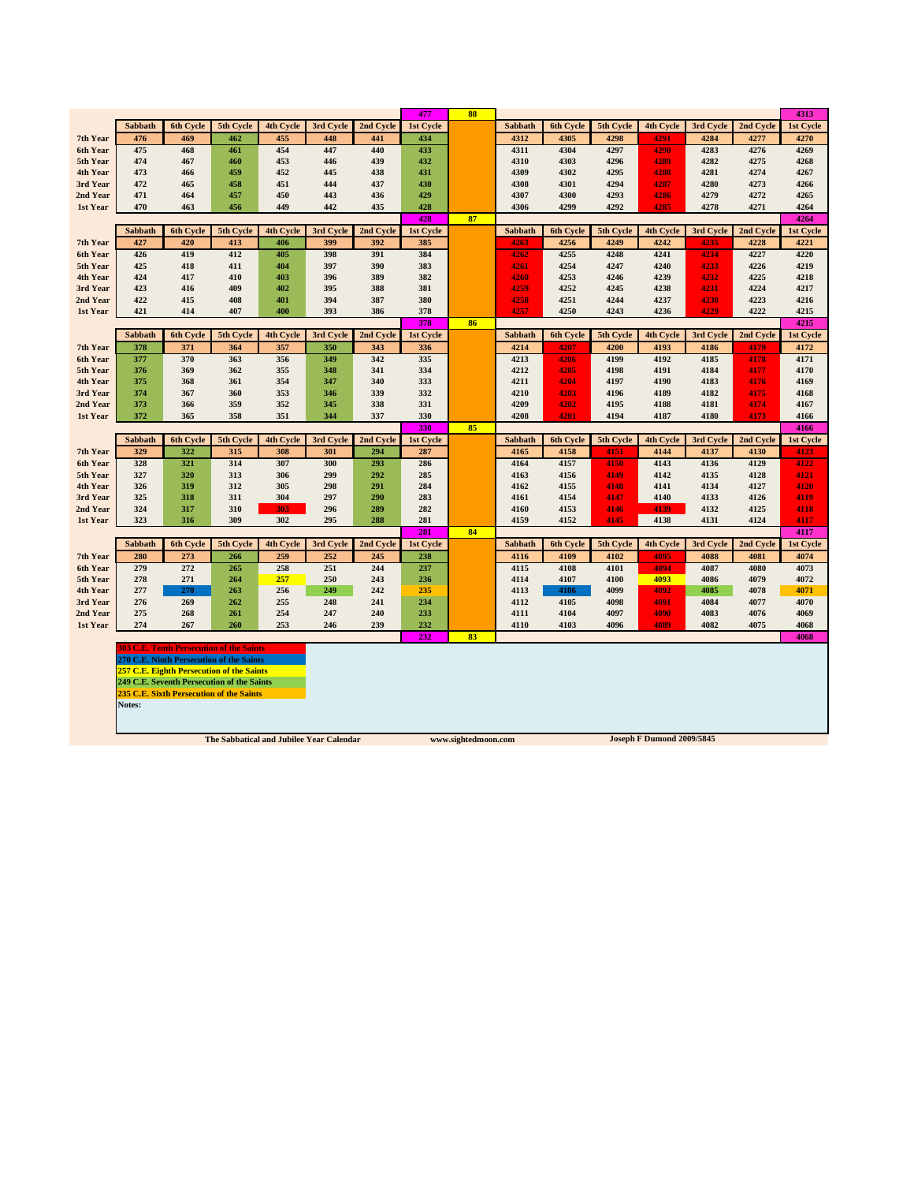| | | | | | | | 477 | 88 | | | | | | | 4313 |
|---|---|---|---|---|---|---|---|---|---|---|---|---|---|---|---|
| | Sabbath | 6th Cycle | 5th Cycle | 4th Cycle | 3rd Cycle | 2nd Cycle | 1st Cycle | | Sabbath | 6th Cycle | 5th Cycle | 4th Cycle | 3rd Cycle | 2nd Cycle | 1st Cycle |
| 7th Year | 476 | 469 | 462 | 455 | 448 | 441 | 434 | | 4312 | 4305 | 4298 | 4291 | 4284 | 4277 | 4270 |
| 6th Year | 475 | 468 | 461 | 454 | 447 | 440 | 433 | | 4311 | 4304 | 4297 | 4290 | 4283 | 4276 | 4269 |
| 5th Year | 474 | 467 | 460 | 453 | 446 | 439 | 432 | | 4310 | 4303 | 4296 | 4289 | 4282 | 4275 | 4268 |
| 4th Year | 473 | 466 | 459 | 452 | 445 | 438 | 431 | | 4309 | 4302 | 4295 | 4288 | 4281 | 4274 | 4267 |
| 3rd Year | 472 | 465 | 458 | 451 | 444 | 437 | 430 | | 4308 | 4301 | 4294 | 4287 | 4280 | 4273 | 4266 |
| 2nd Year | 471 | 464 | 457 | 450 | 443 | 436 | 429 | | 4307 | 4300 | 4293 | 4286 | 4279 | 4272 | 4265 |
| 1st Year | 470 | 463 | 456 | 449 | 442 | 435 | 428 | | 4306 | 4299 | 4292 | 4285 | 4278 | 4271 | 4264 |
| | | | | | | | 428 | 87 | | | | | | | 4264 |
| | Sabbath | 6th Cycle | 5th Cycle | 4th Cycle | 3rd Cycle | 2nd Cycle | 1st Cycle | | Sabbath | 6th Cycle | 5th Cycle | 4th Cycle | 3rd Cycle | 2nd Cycle | 1st Cycle |
| 7th Year | 427 | 420 | 413 | 406 | 399 | 392 | 385 | | 4263 | 4256 | 4249 | 4242 | 4235 | 4228 | 4221 |
| 6th Year | 426 | 419 | 412 | 405 | 398 | 391 | 384 | | 4262 | 4255 | 4248 | 4241 | 4234 | 4227 | 4220 |
| 5th Year | 425 | 418 | 411 | 404 | 397 | 390 | 383 | | 4261 | 4254 | 4247 | 4240 | 4233 | 4226 | 4219 |
| 4th Year | 424 | 417 | 410 | 403 | 396 | 389 | 382 | | 4260 | 4253 | 4246 | 4239 | 4232 | 4225 | 4218 |
| 3rd Year | 423 | 416 | 409 | 402 | 395 | 388 | 381 | | 4259 | 4252 | 4245 | 4238 | 4231 | 4224 | 4217 |
| 2nd Year | 422 | 415 | 408 | 401 | 394 | 387 | 380 | | 4258 | 4251 | 4244 | 4237 | 4230 | 4223 | 4216 |
| 1st Year | 421 | 414 | 407 | 400 | 393 | 386 | 379 | | 4257 | 4250 | 4243 | 4236 | 4229 | 4222 | 4215 |
| | | | | | | | 378 | 86 | | | | | | | 4215 |
| | Sabbath | 6th Cycle | 5th Cycle | 4th Cycle | 3rd Cycle | 2nd Cycle | 1st Cycle | | Sabbath | 6th Cycle | 5th Cycle | 4th Cycle | 3rd Cycle | 2nd Cycle | 1st Cycle |
| 7th Year | 378 | 371 | 364 | 357 | 350 | 343 | 336 | | 4214 | 4207 | 4200 | 4193 | 4186 | 4179 | 4172 |
| 6th Year | 377 | 370 | 363 | 356 | 349 | 342 | 335 | | 4213 | 4206 | 4199 | 4192 | 4185 | 4178 | 4171 |
| 5th Year | 376 | 369 | 362 | 355 | 348 | 341 | 334 | | 4212 | 4205 | 4198 | 4191 | 4184 | 4177 | 4170 |
| 4th Year | 375 | 368 | 361 | 354 | 347 | 340 | 333 | | 4211 | 4204 | 4197 | 4190 | 4183 | 4176 | 4169 |
| 3rd Year | 374 | 367 | 360 | 353 | 346 | 339 | 332 | | 4210 | 4203 | 4196 | 4189 | 4182 | 4175 | 4168 |
| 2nd Year | 373 | 366 | 359 | 352 | 345 | 338 | 331 | | 4209 | 4202 | 4195 | 4188 | 4181 | 4174 | 4167 |
| 1st Year | 372 | 365 | 358 | 351 | 344 | 337 | 330 | | 4208 | 4201 | 4194 | 4187 | 4180 | 4173 | 4166 |
| | | | | | | | 330 | 85 | | | | | | | 4166 |
| | Sabbath | 6th Cycle | 5th Cycle | 4th Cycle | 3rd Cycle | 2nd Cycle | 1st Cycle | | Sabbath | 6th Cycle | 5th Cycle | 4th Cycle | 3rd Cycle | 2nd Cycle | 1st Cycle |
| 7th Year | 329 | 322 | 315 | 308 | 301 | 294 | 287 | | 4165 | 4158 | 4151 | 4144 | 4137 | 4130 | 4123 |
| 6th Year | 328 | 321 | 314 | 307 | 300 | 293 | 286 | | 4164 | 4157 | 4150 | 4143 | 4136 | 4129 | 4122 |
| 5th Year | 327 | 320 | 313 | 306 | 299 | 292 | 285 | | 4163 | 4156 | 4149 | 4142 | 4135 | 4128 | 4121 |
| 4th Year | 326 | 319 | 312 | 305 | 298 | 291 | 284 | | 4162 | 4155 | 4148 | 4141 | 4134 | 4127 | 4120 |
| 3rd Year | 325 | 318 | 311 | 304 | 297 | 290 | 283 | | 4161 | 4154 | 4147 | 4140 | 4133 | 4126 | 4119 |
| 2nd Year | 324 | 317 | 310 | 303 | 296 | 289 | 282 | | 4160 | 4153 | 4146 | 4139 | 4132 | 4125 | 4118 |
| 1st Year | 323 | 316 | 309 | 302 | 295 | 288 | 281 | | 4159 | 4152 | 4145 | 4138 | 4131 | 4124 | 4117 |
| | | | | | | | 281 | 84 | | | | | | | 4117 |
| | Sabbath | 6th Cycle | 5th Cycle | 4th Cycle | 3rd Cycle | 2nd Cycle | 1st Cycle | | Sabbath | 6th Cycle | 5th Cycle | 4th Cycle | 3rd Cycle | 2nd Cycle | 1st Cycle |
| 7th Year | 280 | 273 | 266 | 259 | 252 | 245 | 238 | | 4116 | 4109 | 4102 | 4095 | 4088 | 4081 | 4074 |
| 6th Year | 279 | 272 | 265 | 258 | 251 | 244 | 237 | | 4115 | 4108 | 4101 | 4094 | 4087 | 4080 | 4073 |
| 5th Year | 278 | 271 | 264 | 257 | 250 | 243 | 236 | | 4114 | 4107 | 4100 | 4093 | 4086 | 4079 | 4072 |
| 4th Year | 277 | 270 | 263 | 256 | 249 | 242 | 235 | | 4113 | 4106 | 4099 | 4092 | 4085 | 4078 | 4071 |
| 3rd Year | 276 | 269 | 262 | 255 | 248 | 241 | 234 | | 4112 | 4105 | 4098 | 4091 | 4084 | 4077 | 4070 |
| 2nd Year | 275 | 268 | 261 | 254 | 247 | 240 | 233 | | 4111 | 4104 | 4097 | 4090 | 4083 | 4076 | 4069 |
| 1st Year | 274 | 267 | 260 | 253 | 246 | 239 | 232 | | 4110 | 4103 | 4096 | 4089 | 4082 | 4075 | 4068 |
| | | | | | | | 232 | 83 | | | | | | | 4068 |

**303 C.E. Tenth Persecution of the Saints**
**270 C.E. Ninth Persecution of the Saints**
**257 C.E. Eighth Persecution of the Saints**
**249 C.E. Seventh Persecution of the Saints**
**235 C.E. Sixth Persecution of the Saints**

**Notes:**

**The Sabbatical and Jubilee Year Calendar** **www.sightedmoon.com** **Joseph F Dumond 2009/5845**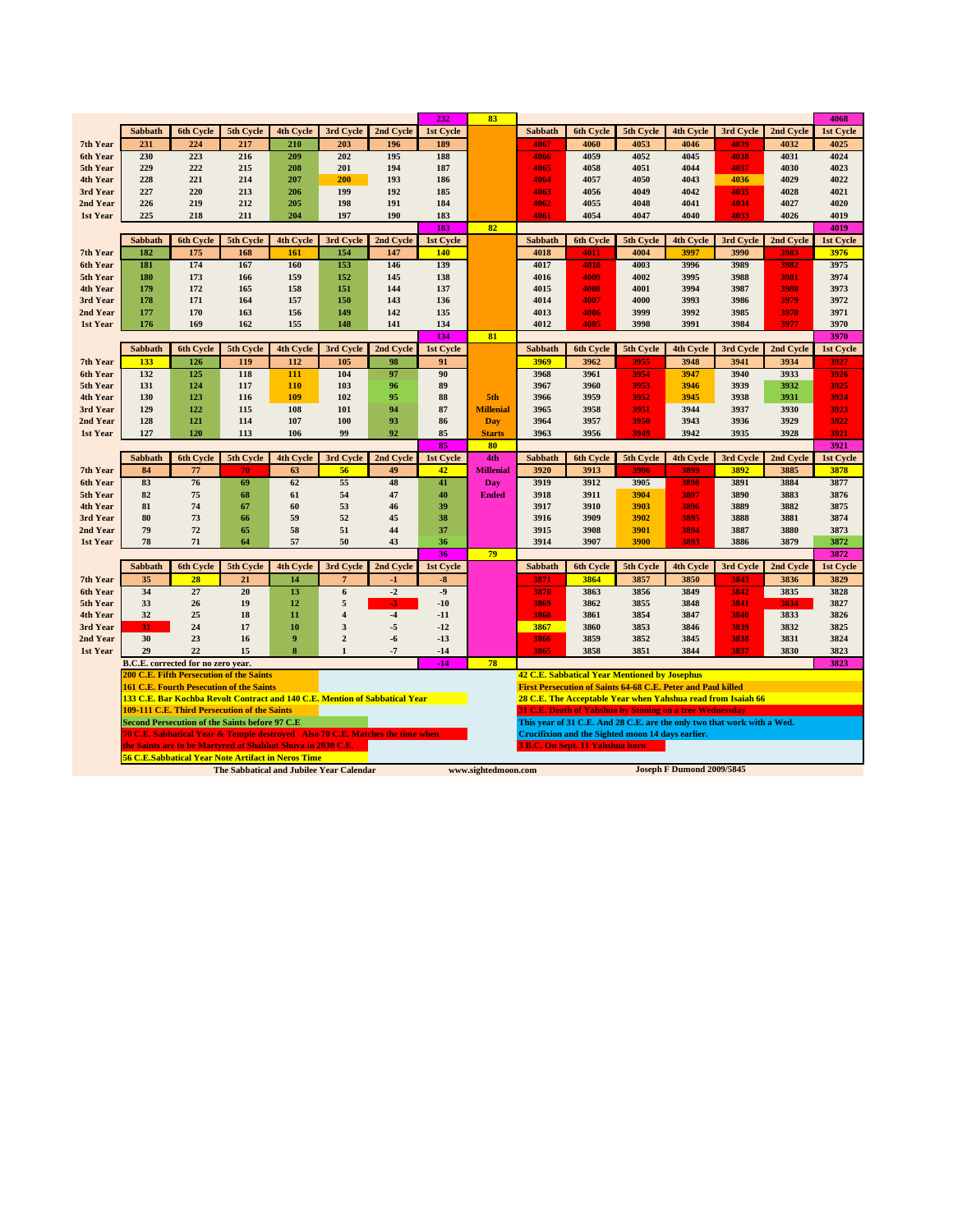| | Sabbath | 6th Cycle | 5th Cycle | 4th Cycle | 3rd Cycle | 2nd Cycle | 1st Cycle | | Sabbath | 6th Cycle | 5th Cycle | 4th Cycle | 3rd Cycle | 2nd Cycle | 1st Cycle |
|---|---|---|---|---|---|---|---|---|---|---|---|---|---|---|---|
| | | | | | | | 232 | 83 | | | | | | | 4068 |
| 7th Year | 231 | 224 | 217 | 210 | 203 | 196 | 189 | | 4067 | 4060 | 4053 | 4046 | 4039 | 4032 | 4025 |
| 6th Year | 230 | 223 | 216 | 209 | 202 | 195 | 188 | | 4066 | 4059 | 4052 | 4045 | 4038 | 4031 | 4024 |
| 5th Year | 229 | 222 | 215 | 208 | 201 | 194 | 187 | | 4065 | 4058 | 4051 | 4044 | 4037 | 4030 | 4023 |
| 4th Year | 228 | 221 | 214 | 207 | 200 | 193 | 186 | | 4064 | 4057 | 4050 | 4043 | 4036 | 4029 | 4022 |
| 3rd Year | 227 | 220 | 213 | 206 | 199 | 192 | 185 | | 4063 | 4056 | 4049 | 4042 | 4035 | 4028 | 4021 |
| 2nd Year | 226 | 219 | 212 | 205 | 198 | 191 | 184 | | 4062 | 4055 | 4048 | 4041 | 4034 | 4027 | 4020 |
| 1st Year | 225 | 218 | 211 | 204 | 197 | 190 | 183 | | 4061 | 4054 | 4047 | 4040 | 4033 | 4026 | 4019 |
| | | | | | | | 183 | 82 | | | | | | | 4019 |
| | Sabbath | 6th Cycle | 5th Cycle | 4th Cycle | 3rd Cycle | 2nd Cycle | 1st Cycle | | Sabbath | 6th Cycle | 5th Cycle | 4th Cycle | 3rd Cycle | 2nd Cycle | 1st Cycle |
| 7th Year | 182 | 175 | 168 | 161 | 154 | 147 | 140 | | 4018 | 4011 | 4004 | 3997 | 3990 | 3983 | 3976 |
| 6th Year | 181 | 174 | 167 | 160 | 153 | 146 | 139 | | 4017 | 4010 | 4003 | 3996 | 3989 | 3982 | 3975 |
| 5th Year | 180 | 173 | 166 | 159 | 152 | 145 | 138 | | 4016 | 4009 | 4002 | 3995 | 3988 | 3981 | 3974 |
| 4th Year | 179 | 172 | 165 | 158 | 151 | 144 | 137 | | 4015 | 4008 | 4001 | 3994 | 3987 | 3980 | 3973 |
| 3rd Year | 178 | 171 | 164 | 157 | 150 | 143 | 136 | | 4014 | 4007 | 4000 | 3993 | 3986 | 3979 | 3972 |
| 2nd Year | 177 | 170 | 163 | 156 | 149 | 142 | 135 | | 4013 | 4006 | 3999 | 3992 | 3985 | 3978 | 3971 |
| 1st Year | 176 | 169 | 162 | 155 | 148 | 141 | 134 | | 4012 | 4005 | 3998 | 3991 | 3984 | 3977 | 3970 |
| | | | | | | | 134 | 81 | | | | | | | 3970 |
| | Sabbath | 6th Cycle | 5th Cycle | 4th Cycle | 3rd Cycle | 2nd Cycle | 1st Cycle | | Sabbath | 6th Cycle | 5th Cycle | 4th Cycle | 3rd Cycle | 2nd Cycle | 1st Cycle |
| 7th Year | 133 | 126 | 119 | 112 | 105 | 98 | 91 | | 3969 | 3962 | 3955 | 3948 | 3941 | 3934 | 3927 |
| 6th Year | 132 | 125 | 118 | 111 | 104 | 97 | 90 | | 3968 | 3961 | 3954 | 3947 | 3940 | 3933 | 3926 |
| 5th Year | 131 | 124 | 117 | 110 | 103 | 96 | 89 | | 3967 | 3960 | 3953 | 3946 | 3939 | 3932 | 3925 |
| 4th Year | 130 | 123 | 116 | 109 | 102 | 95 | 88 | 5th | 3966 | 3959 | 3952 | 3945 | 3938 | 3931 | 3924 |
| 3rd Year | 129 | 122 | 115 | 108 | 101 | 94 | 87 | Millenial | 3965 | 3958 | 3951 | 3944 | 3937 | 3930 | 3923 |
| 2nd Year | 128 | 121 | 114 | 107 | 100 | 93 | 86 | Day | 3964 | 3957 | 3950 | 3943 | 3936 | 3929 | 3922 |
| 1st Year | 127 | 120 | 113 | 106 | 99 | 92 | 85 | Starts | 3963 | 3956 | 3949 | 3942 | 3935 | 3928 | 3921 |
| | | | | | | | 85 | 80 | | | | | | | 3921 |
| | Sabbath | 6th Cycle | 5th Cycle | 4th Cycle | 3rd Cycle | 2nd Cycle | 1st Cycle | 4th | Sabbath | 6th Cycle | 5th Cycle | 4th Cycle | 3rd Cycle | 2nd Cycle | 1st Cycle |
| 7th Year | 84 | 77 | 70 | 63 | 56 | 49 | 42 | Millenial | 3920 | 3913 | 3906 | 3899 | 3892 | 3885 | 3878 |
| 6th Year | 83 | 76 | 69 | 62 | 55 | 48 | 41 | Day | 3919 | 3912 | 3905 | 3898 | 3891 | 3884 | 3877 |
| 5th Year | 82 | 75 | 68 | 61 | 54 | 47 | 40 | Ended | 3918 | 3911 | 3904 | 3897 | 3890 | 3883 | 3876 |
| 4th Year | 81 | 74 | 67 | 60 | 53 | 46 | 39 | | 3917 | 3910 | 3903 | 3896 | 3889 | 3882 | 3875 |
| 3rd Year | 80 | 73 | 66 | 59 | 52 | 45 | 38 | | 3916 | 3909 | 3902 | 3895 | 3888 | 3881 | 3874 |
| 2nd Year | 79 | 72 | 65 | 58 | 51 | 44 | 37 | | 3915 | 3908 | 3901 | 3894 | 3887 | 3880 | 3873 |
| 1st Year | 78 | 71 | 64 | 57 | 50 | 43 | 36 | | 3914 | 3907 | 3900 | 3893 | 3886 | 3879 | 3872 |
| | | | | | | | 36 | 79 | | | | | | | 3872 |
| | Sabbath | 6th Cycle | 5th Cycle | 4th Cycle | 3rd Cycle | 2nd Cycle | 1st Cycle | | Sabbath | 6th Cycle | 5th Cycle | 4th Cycle | 3rd Cycle | 2nd Cycle | 1st Cycle |
| 7th Year | 35 | 28 | 21 | 14 | 7 | -1 | -8 | | 3871 | 3864 | 3857 | 3850 | 3843 | 3836 | 3829 |
| 6th Year | 34 | 27 | 20 | 13 | 6 | -2 | -9 | | 3870 | 3863 | 3856 | 3849 | 3842 | 3835 | 3828 |
| 5th Year | 33 | 26 | 19 | 12 | 5 | -3 | -10 | | 3869 | 3862 | 3855 | 3848 | 3841 | 3834 | 3827 |
| 4th Year | 32 | 25 | 18 | 11 | 4 | -4 | -11 | | 3868 | 3861 | 3854 | 3847 | 3840 | 3833 | 3826 |
| 3rd Year | 31 | 24 | 17 | 10 | 3 | -5 | -12 | | 3867 | 3860 | 3853 | 3846 | 3839 | 3832 | 3825 |
| 2nd Year | 30 | 23 | 16 | 9 | 2 | -6 | -13 | | 3866 | 3859 | 3852 | 3845 | 3838 | 3831 | 3824 |
| 1st Year | 29 | 22 | 15 | 8 | 1 | -7 | -14 | | 3865 | 3858 | 3851 | 3844 | 3837 | 3830 | 3823 |
| | B.C.E. corrected for no zero year. | | | | | | -14 | 78 | | | | | | | 3823 |

200 C.E. Fifth Persecution of the Saints

161 C.E. Fourth Persecution of the Saints

133 C.E. Bar Kochba Revolt Contract and 140 C.E. Mention of Sabbatical Year

109-111 C.E. Third Persecution of the Saints

Second Persecution of the Saints before 97 C.E

70 C.E. Sabbatical Year & Temple destroyed Also 70 C.E. Matches the time when the Saints are to be Martyred at Shabbat Shuva in 2030 C.E.

56 C.E.Sabbatical Year Note Artifact in Neros Time

42 C.E. Sabbatical Year Mentioned by Josephus

First Persecution of Saints 64-68 C.E. Peter and Paul killed

28 C.E. The Acceptable Year when Yahshua read from Isaiah 66

31 C.E. Death of Yahshua by Stoning on a tree Wednessday

This year of 31 C.E. And 28 C.E. are the only two that work with a Wed. Crucifixion and the Sighted moon 14 days earlier.

3 B.C. On Sept. 11 Yahshua born

The Sabbatical and Jubilee Year Calendar www.sightedmoon.com Joseph F Dumond 2009/5845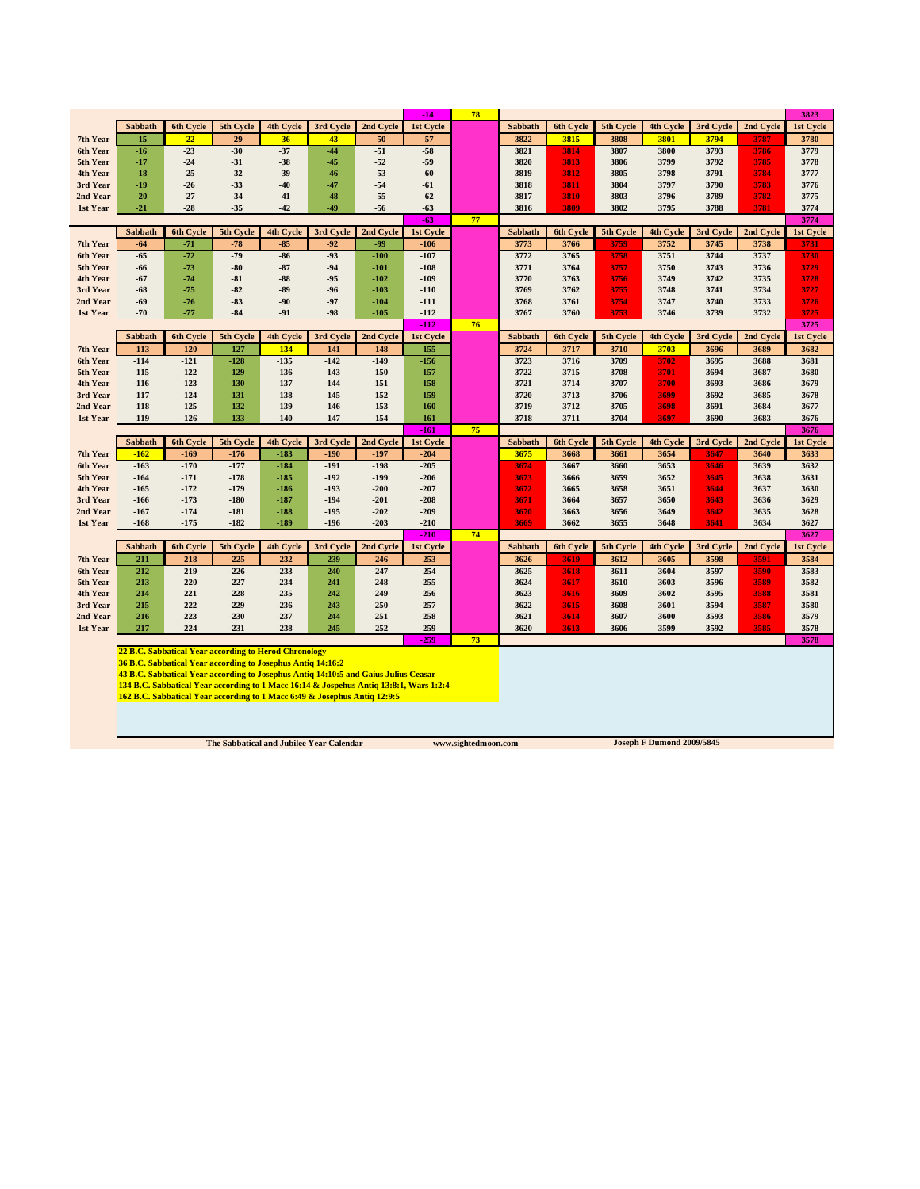| | Sabbath | 6th Cycle | 5th Cycle | 4th Cycle | 3rd Cycle | 2nd Cycle | 1st Cycle | | Sabbath | 6th Cycle | 5th Cycle | 4th Cycle | 3rd Cycle | 2nd Cycle | 1st Cycle |
|---|---|---|---|---|---|---|---|---|---|---|---|---|---|---|---|
| | | | | | | | -14 | 78 | | | | | | | 3823 |
| 7th Year | -15 | -22 | -29 | -36 | -43 | -50 | -57 | | 3822 | 3815 | 3808 | 3801 | 3794 | 3787 | 3780 |
| 6th Year | -16 | -23 | -30 | -37 | -44 | -51 | -58 | | 3821 | 3814 | 3807 | 3800 | 3793 | 3786 | 3779 |
| 5th Year | -17 | -24 | -31 | -38 | -45 | -52 | -59 | | 3820 | 3813 | 3806 | 3799 | 3792 | 3785 | 3778 |
| 4th Year | -18 | -25 | -32 | -39 | -46 | -53 | -60 | | 3819 | 3812 | 3805 | 3798 | 3791 | 3784 | 3777 |
| 3rd Year | -19 | -26 | -33 | -40 | -47 | -54 | -61 | | 3818 | 3811 | 3804 | 3797 | 3790 | 3783 | 3776 |
| 2nd Year | -20 | -27 | -34 | -41 | -48 | -55 | -62 | | 3817 | 3810 | 3803 | 3796 | 3789 | 3782 | 3775 |
| 1st Year | -21 | -28 | -35 | -42 | -49 | -56 | -63 | | 3816 | 3809 | 3802 | 3795 | 3788 | 3781 | 3774 |
| | | | | | | | -63 | 77 | | | | | | | 3774 |
| | Sabbath | 6th Cycle | 5th Cycle | 4th Cycle | 3rd Cycle | 2nd Cycle | 1st Cycle | | Sabbath | 6th Cycle | 5th Cycle | 4th Cycle | 3rd Cycle | 2nd Cycle | 1st Cycle |
| 7th Year | -64 | -71 | -78 | -85 | -92 | -99 | -106 | | 3773 | 3766 | 3759 | 3752 | 3745 | 3738 | 3731 |
| 6th Year | -65 | -72 | -79 | -86 | -93 | -100 | -107 | | 3772 | 3765 | 3758 | 3751 | 3744 | 3737 | 3730 |
| 5th Year | -66 | -73 | -80 | -87 | -94 | -101 | -108 | | 3771 | 3764 | 3757 | 3750 | 3743 | 3736 | 3729 |
| 4th Year | -67 | -74 | -81 | -88 | -95 | -102 | -109 | | 3770 | 3763 | 3756 | 3749 | 3742 | 3735 | 3728 |
| 3rd Year | -68 | -75 | -82 | -89 | -96 | -103 | -110 | | 3769 | 3762 | 3755 | 3748 | 3741 | 3734 | 3727 |
| 2nd Year | -69 | -76 | -83 | -90 | -97 | -104 | -111 | | 3768 | 3761 | 3754 | 3747 | 3740 | 3733 | 3726 |
| 1st Year | -70 | -77 | -84 | -91 | -98 | -105 | -112 | | 3767 | 3760 | 3753 | 3746 | 3739 | 3732 | 3725 |
| | | | | | | | -112 | 76 | | | | | | | 3725 |
| | Sabbath | 6th Cycle | 5th Cycle | 4th Cycle | 3rd Cycle | 2nd Cycle | 1st Cycle | | Sabbath | 6th Cycle | 5th Cycle | 4th Cycle | 3rd Cycle | 2nd Cycle | 1st Cycle |
| 7th Year | -113 | -120 | -127 | -134 | -141 | -148 | -155 | | 3724 | 3717 | 3710 | 3703 | 3696 | 3689 | 3682 |
| 6th Year | -114 | -121 | -128 | -135 | -142 | -149 | -156 | | 3723 | 3716 | 3709 | 3702 | 3695 | 3688 | 3681 |
| 5th Year | -115 | -122 | -129 | -136 | -143 | -150 | -157 | | 3722 | 3715 | 3708 | 3701 | 3694 | 3687 | 3680 |
| 4th Year | -116 | -123 | -130 | -137 | -144 | -151 | -158 | | 3721 | 3714 | 3707 | 3700 | 3693 | 3686 | 3679 |
| 3rd Year | -117 | -124 | -131 | -138 | -145 | -152 | -159 | | 3720 | 3713 | 3706 | 3699 | 3692 | 3685 | 3678 |
| 2nd Year | -118 | -125 | -132 | -139 | -146 | -153 | -160 | | 3719 | 3712 | 3705 | 3698 | 3691 | 3684 | 3677 |
| 1st Year | -119 | -126 | -133 | -140 | -147 | -154 | -161 | | 3718 | 3711 | 3704 | 3697 | 3690 | 3683 | 3676 |
| | | | | | | | -161 | 75 | | | | | | | 3676 |
| | Sabbath | 6th Cycle | 5th Cycle | 4th Cycle | 3rd Cycle | 2nd Cycle | 1st Cycle | | Sabbath | 6th Cycle | 5th Cycle | 4th Cycle | 3rd Cycle | 2nd Cycle | 1st Cycle |
| 7th Year | -162 | -169 | -176 | -183 | -190 | -197 | -204 | | 3675 | 3668 | 3661 | 3654 | 3647 | 3640 | 3633 |
| 6th Year | -163 | -170 | -177 | -184 | -191 | -198 | -205 | | 3674 | 3667 | 3660 | 3653 | 3646 | 3639 | 3632 |
| 5th Year | -164 | -171 | -178 | -185 | -192 | -199 | -206 | | 3673 | 3666 | 3659 | 3652 | 3645 | 3638 | 3631 |
| 4th Year | -165 | -172 | -179 | -186 | -193 | -200 | -207 | | 3672 | 3665 | 3658 | 3651 | 3644 | 3637 | 3630 |
| 3rd Year | -166 | -173 | -180 | -187 | -194 | -201 | -208 | | 3671 | 3664 | 3657 | 3650 | 3643 | 3636 | 3629 |
| 2nd Year | -167 | -174 | -181 | -188 | -195 | -202 | -209 | | 3670 | 3663 | 3656 | 3649 | 3642 | 3635 | 3628 |
| 1st Year | -168 | -175 | -182 | -189 | -196 | -203 | -210 | | 3669 | 3662 | 3655 | 3648 | 3641 | 3634 | 3627 |
| | | | | | | | -210 | 74 | | | | | | | 3627 |
| | Sabbath | 6th Cycle | 5th Cycle | 4th Cycle | 3rd Cycle | 2nd Cycle | 1st Cycle | | Sabbath | 6th Cycle | 5th Cycle | 4th Cycle | 3rd Cycle | 2nd Cycle | 1st Cycle |
| 7th Year | -211 | -218 | -225 | -232 | -239 | -246 | -253 | | 3626 | 3619 | 3612 | 3605 | 3598 | 3591 | 3584 |
| 6th Year | -212 | -219 | -226 | -233 | -240 | -247 | -254 | | 3625 | 3618 | 3611 | 3604 | 3597 | 3590 | 3583 |
| 5th Year | -213 | -220 | -227 | -234 | -241 | -248 | -255 | | 3624 | 3617 | 3610 | 3603 | 3596 | 3589 | 3582 |
| 4th Year | -214 | -221 | -228 | -235 | -242 | -249 | -256 | | 3623 | 3616 | 3609 | 3602 | 3595 | 3588 | 3581 |
| 3rd Year | -215 | -222 | -229 | -236 | -243 | -250 | -257 | | 3622 | 3615 | 3608 | 3601 | 3594 | 3587 | 3580 |
| 2nd Year | -216 | -223 | -230 | -237 | -244 | -251 | -258 | | 3621 | 3614 | 3607 | 3600 | 3593 | 3586 | 3579 |
| 1st Year | -217 | -224 | -231 | -238 | -245 | -252 | -259 | | 3620 | 3613 | 3606 | 3599 | 3592 | 3585 | 3578 |
| | | | | | | | -259 | 73 | | | | | | | 3578 |

**22 B.C. Sabbatical Year according to Herod Chronology**
**36 B.C. Sabbatical Year according to Josephus Antiq 14:16:2**
**43 B.C. Sabbatical Year according to Josephus Antiq 14:10:5 and Gaius Julius Ceasar**
**134 B.C. Sabbatical Year according to 1 Macc 16:14 & Josephus Antiq 13:8:1, Wars 1:2:4**
**162 B.C. Sabbatical Year according to 1 Macc 6:49 & Josephus Antiq 12:9:5**

The Sabbatical and Jubilee Year Calendar — www.sightedmoon.com — Joseph F Dumond 2009/5845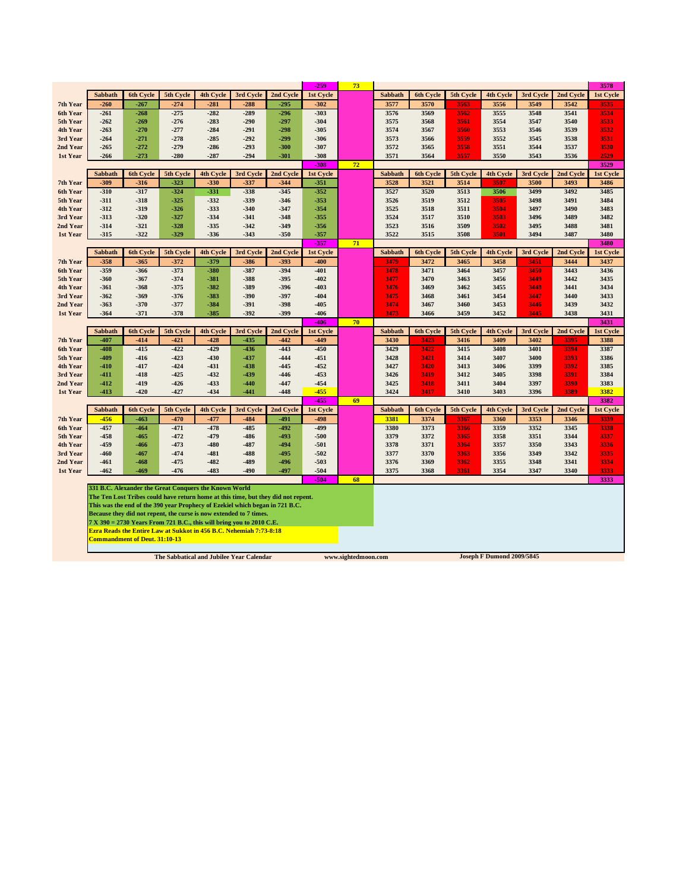| | Sabbath | 6th Cycle | 5th Cycle | 4th Cycle | 3rd Cycle | 2nd Cycle | 1st Cycle | | Sabbath | 6th Cycle | 5th Cycle | 4th Cycle | 3rd Cycle | 2nd Cycle | 1st Cycle |
|---|---|---|---|---|---|---|---|---|---|---|---|---|---|---|---|
| | | | | | | | -259 | 73 | | | | | | | 3578 |
| 7th Year | -260 | -267 | -274 | -281 | -288 | -295 | -302 | | 3577 | 3570 | 3563 | 3556 | 3549 | 3542 | 3535 |
| 6th Year | -261 | -268 | -275 | -282 | -289 | -296 | -303 | | 3576 | 3569 | 3562 | 3555 | 3548 | 3541 | 3534 |
| 5th Year | -262 | -269 | -276 | -283 | -290 | -297 | -304 | | 3575 | 3568 | 3561 | 3554 | 3547 | 3540 | 3533 |
| 4th Year | -263 | -270 | -277 | -284 | -291 | -298 | -305 | | 3574 | 3567 | 3560 | 3553 | 3546 | 3539 | 3532 |
| 3rd Year | -264 | -271 | -278 | -285 | -292 | -299 | -306 | | 3573 | 3566 | 3559 | 3552 | 3545 | 3538 | 3531 |
| 2nd Year | -265 | -272 | -279 | -286 | -293 | -300 | -307 | | 3572 | 3565 | 3558 | 3551 | 3544 | 3537 | 3530 |
| 1st Year | -266 | -273 | -280 | -287 | -294 | -301 | -308 | | 3571 | 3564 | 3557 | 3550 | 3543 | 3536 | 2529 |
| | | | | | | | -308 | 72 | | | | | | | 3529 |
| | Sabbath | 6th Cycle | 5th Cycle | 4th Cycle | 3rd Cycle | 2nd Cycle | 1st Cycle | | Sabbath | 6th Cycle | 5th Cycle | 4th Cycle | 3rd Cycle | 2nd Cycle | 1st Cycle |
| 7th Year | -309 | -316 | -323 | -330 | -337 | -344 | -351 | | 3528 | 3521 | 3514 | 3507 | 3500 | 3493 | 3486 |
| 6th Year | -310 | -317 | -324 | -331 | -338 | -345 | -352 | | 3527 | 3520 | 3513 | 3506 | 3499 | 3492 | 3485 |
| 5th Year | -311 | -318 | -325 | -332 | -339 | -346 | -353 | | 3526 | 3519 | 3512 | 3505 | 3498 | 3491 | 3484 |
| 4th Year | -312 | -319 | -326 | -333 | -340 | -347 | -354 | | 3525 | 3518 | 3511 | 3504 | 3497 | 3490 | 3483 |
| 3rd Year | -313 | -320 | -327 | -334 | -341 | -348 | -355 | | 3524 | 3517 | 3510 | 3503 | 3496 | 3489 | 3482 |
| 2nd Year | -314 | -321 | -328 | -335 | -342 | -349 | -356 | | 3523 | 3516 | 3509 | 3502 | 3495 | 3488 | 3481 |
| 1st Year | -315 | -322 | -329 | -336 | -343 | -350 | -357 | | 3522 | 3515 | 3508 | 3501 | 3494 | 3487 | 3480 |
| | | | | | | | -357 | 71 | | | | | | | 3480 |
| | Sabbath | 6th Cycle | 5th Cycle | 4th Cycle | 3rd Cycle | 2nd Cycle | 1st Cycle | | Sabbath | 6th Cycle | 5th Cycle | 4th Cycle | 3rd Cycle | 2nd Cycle | 1st Cycle |
| 7th Year | -358 | -365 | -372 | -379 | -386 | -393 | -400 | | 3479 | 3472 | 3465 | 3458 | 3451 | 3444 | 3437 |
| 6th Year | -359 | -366 | -373 | -380 | -387 | -394 | -401 | | 3478 | 3471 | 3464 | 3457 | 3450 | 3443 | 3436 |
| 5th Year | -360 | -367 | -374 | -381 | -388 | -395 | -402 | | 3477 | 3470 | 3463 | 3456 | 3449 | 3442 | 3435 |
| 4th Year | -361 | -368 | -375 | -382 | -389 | -396 | -403 | | 3476 | 3469 | 3462 | 3455 | 3448 | 3441 | 3434 |
| 3rd Year | -362 | -369 | -376 | -383 | -390 | -397 | -404 | | 3475 | 3468 | 3461 | 3454 | 3447 | 3440 | 3433 |
| 2nd Year | -363 | -370 | -377 | -384 | -391 | -398 | -405 | | 3474 | 3467 | 3460 | 3453 | 3446 | 3439 | 3432 |
| 1st Year | -364 | -371 | -378 | -385 | -392 | -399 | -406 | | 3473 | 3466 | 3459 | 3452 | 3445 | 3438 | 3431 |
| | | | | | | | -406 | 70 | | | | | | | 3431 |
| | Sabbath | 6th Cycle | 5th Cycle | 4th Cycle | 3rd Cycle | 2nd Cycle | 1st Cycle | | Sabbath | 6th Cycle | 5th Cycle | 4th Cycle | 3rd Cycle | 2nd Cycle | 1st Cycle |
| 7th Year | -407 | -414 | -421 | -428 | -435 | -442 | -449 | | 3430 | 3423 | 3416 | 3409 | 3402 | 3395 | 3388 |
| 6th Year | -408 | -415 | -422 | -429 | -436 | -443 | -450 | | 3429 | 3422 | 3415 | 3408 | 3401 | 3394 | 3387 |
| 5th Year | -409 | -416 | -423 | -430 | -437 | -444 | -451 | | 3428 | 3421 | 3414 | 3407 | 3400 | 3393 | 3386 |
| 4th Year | -410 | -417 | -424 | -431 | -438 | -445 | -452 | | 3427 | 3420 | 3413 | 3406 | 3399 | 3392 | 3385 |
| 3rd Year | -411 | -418 | -425 | -432 | -439 | -446 | -453 | | 3426 | 3419 | 3412 | 3405 | 3398 | 3391 | 3384 |
| 2nd Year | -412 | -419 | -426 | -433 | -440 | -447 | -454 | | 3425 | 3418 | 3411 | 3404 | 3397 | 3390 | 3383 |
| 1st Year | -413 | -420 | -427 | -434 | -441 | -448 | -455 | | 3424 | 3417 | 3410 | 3403 | 3396 | 3389 | 3382 |
| | | | | | | | -455 | 69 | | | | | | | 3382 |
| | Sabbath | 6th Cycle | 5th Cycle | 4th Cycle | 3rd Cycle | 2nd Cycle | 1st Cycle | | Sabbath | 6th Cycle | 5th Cycle | 4th Cycle | 3rd Cycle | 2nd Cycle | 1st Cycle |
| 7th Year | -456 | -463 | -470 | -477 | -484 | -491 | -498 | | 3381 | 3374 | 3367 | 3360 | 3353 | 3346 | 3339 |
| 6th Year | -457 | -464 | -471 | -478 | -485 | -492 | -499 | | 3380 | 3373 | 3366 | 3359 | 3352 | 3345 | 3338 |
| 5th Year | -458 | -465 | -472 | -479 | -486 | -493 | -500 | | 3379 | 3372 | 3365 | 3358 | 3351 | 3344 | 3337 |
| 4th Year | -459 | -466 | -473 | -480 | -487 | -494 | -501 | | 3378 | 3371 | 3364 | 3357 | 3350 | 3343 | 3336 |
| 3rd Year | -460 | -467 | -474 | -481 | -488 | -495 | -502 | | 3377 | 3370 | 3363 | 3356 | 3349 | 3342 | 3335 |
| 2nd Year | -461 | -468 | -475 | -482 | -489 | -496 | -503 | | 3376 | 3369 | 3362 | 3355 | 3348 | 3341 | 3334 |
| 1st Year | -462 | -469 | -476 | -483 | -490 | -497 | -504 | | 3375 | 3368 | 3361 | 3354 | 3347 | 3340 | 3333 |
| | | | | | | | -504 | 68 | | | | | | | 3333 |

**331 B.C. Alexander the Great Conquers the Known World**
**The Ten Lost Tribes could have return home at this time, but they did not repent.**
**This was the end of the 390 year Prophecy of Ezekiel which began in 721 B.C.**
**Because they did not repent, the curse is now extended to 7 times.**
**7 X 390 = 2730 Years From 721 B.C., this will bring you to 2010 C.E.**
**Ezra Reads the Entire Law at Sukkot in 456 B.C. Nehemiah 7:73-8:18**
**Commandment of Deut. 31:10-13**

The Sabbatical and Jubilee Year Calendar — www.sightedmoon.com — Joseph F Dumond 2009/5845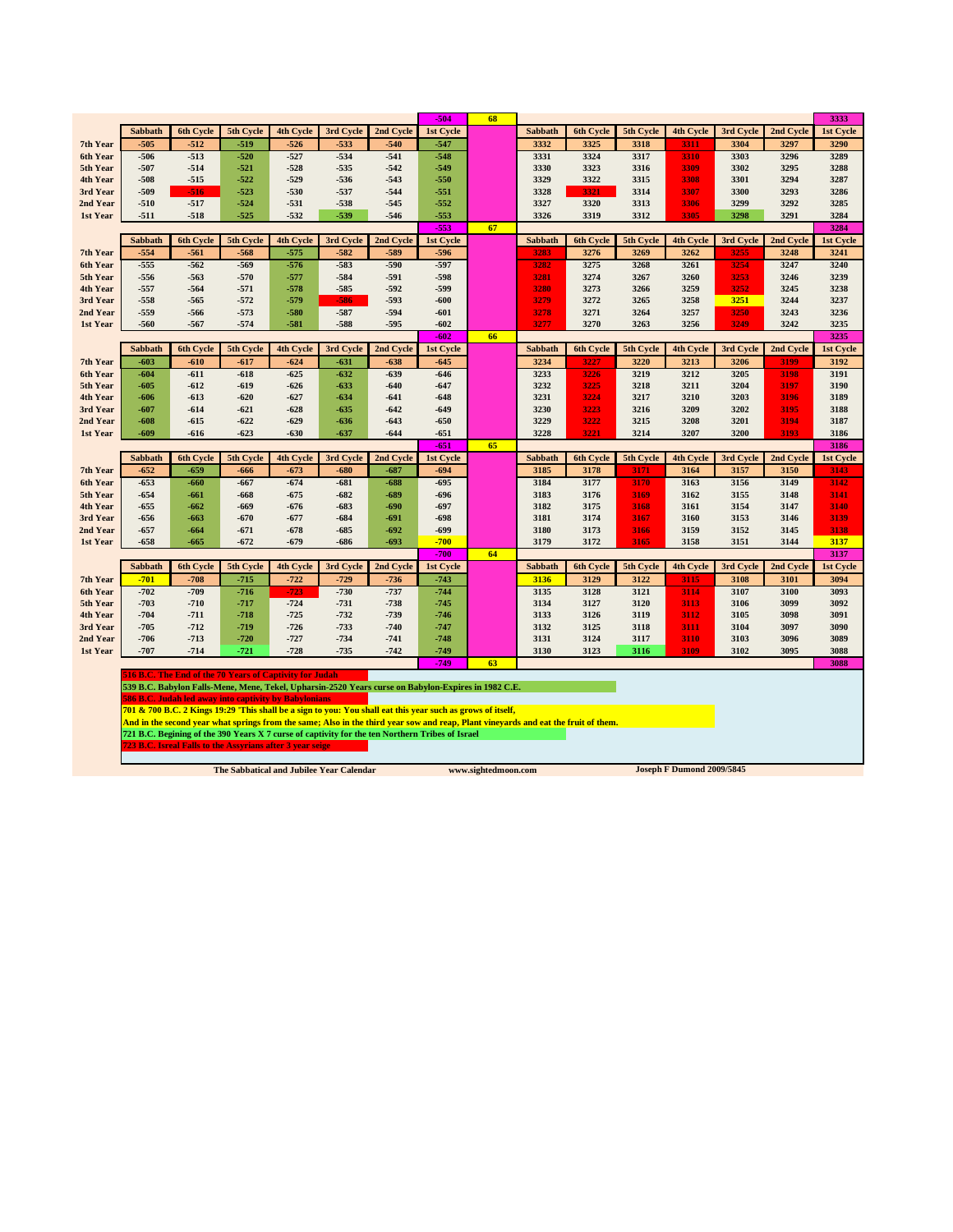| | Sabbath | 6th Cycle | 5th Cycle | 4th Cycle | 3rd Cycle | 2nd Cycle | 1st Cycle | -504 | 68 | Sabbath | 6th Cycle | 5th Cycle | 4th Cycle | 3rd Cycle | 2nd Cycle | 1st Cycle |
|---|---|---|---|---|---|---|---|---|---|---|---|---|---|---|---|---|
| 7th Year | -505 | -512 | -519 | -526 | -533 | -540 | -547 | | | 3332 | 3325 | 3318 | 3311 | 3304 | 3297 | 3290 |
| 6th Year | -506 | -513 | -520 | -527 | -534 | -541 | -548 | | | 3331 | 3324 | 3317 | 3310 | 3303 | 3296 | 3289 |
| 5th Year | -507 | -514 | -521 | -528 | -535 | -542 | -549 | | | 3330 | 3323 | 3316 | 3309 | 3302 | 3295 | 3288 |
| 4th Year | -508 | -515 | -522 | -529 | -536 | -543 | -550 | | | 3329 | 3322 | 3315 | 3308 | 3301 | 3294 | 3287 |
| 3rd Year | -509 | -516 | -523 | -530 | -537 | -544 | -551 | | | 3328 | 3321 | 3314 | 3307 | 3300 | 3293 | 3286 |
| 2nd Year | -510 | -517 | -524 | -531 | -538 | -545 | -552 | | | 3327 | 3320 | 3313 | 3306 | 3299 | 3292 | 3285 |
| 1st Year | -511 | -518 | -525 | -532 | -539 | -546 | -553 | | | 3326 | 3319 | 3312 | 3305 | 3298 | 3291 | 3284 |
| | | | | | | | | -553 | 67 | | | | | | | 3284 |
| | Sabbath | 6th Cycle | 5th Cycle | 4th Cycle | 3rd Cycle | 2nd Cycle | 1st Cycle | | | Sabbath | 6th Cycle | 5th Cycle | 4th Cycle | 3rd Cycle | 2nd Cycle | 1st Cycle |
| 7th Year | -554 | -561 | -568 | -575 | -582 | -589 | -596 | | | 3283 | 3276 | 3269 | 3262 | 3255 | 3248 | 3241 |
| 6th Year | -555 | -562 | -569 | -576 | -583 | -590 | -597 | | | 3282 | 3275 | 3268 | 3261 | 3254 | 3247 | 3240 |
| 5th Year | -556 | -563 | -570 | -577 | -584 | -591 | -598 | | | 3281 | 3274 | 3267 | 3260 | 3253 | 3246 | 3239 |
| 4th Year | -557 | -564 | -571 | -578 | -585 | -592 | -599 | | | 3280 | 3273 | 3266 | 3259 | 3252 | 3245 | 3238 |
| 3rd Year | -558 | -565 | -572 | -579 | -586 | -593 | -600 | | | 3279 | 3272 | 3265 | 3258 | 3251 | 3244 | 3237 |
| 2nd Year | -559 | -566 | -573 | -580 | -587 | -594 | -601 | | | 3278 | 3271 | 3264 | 3257 | 3250 | 3243 | 3236 |
| 1st Year | -560 | -567 | -574 | -581 | -588 | -595 | -602 | | | 3277 | 3270 | 3263 | 3256 | 3249 | 3242 | 3235 |
| | | | | | | | | -602 | 66 | | | | | | | 3235 |
| | Sabbath | 6th Cycle | 5th Cycle | 4th Cycle | 3rd Cycle | 2nd Cycle | 1st Cycle | | | Sabbath | 6th Cycle | 5th Cycle | 4th Cycle | 3rd Cycle | 2nd Cycle | 1st Cycle |
| 7th Year | -603 | -610 | -617 | -624 | -631 | -638 | -645 | | | 3234 | 3227 | 3220 | 3213 | 3206 | 3199 | 3192 |
| 6th Year | -604 | -611 | -618 | -625 | -632 | -639 | -646 | | | 3233 | 3226 | 3219 | 3212 | 3205 | 3198 | 3191 |
| 5th Year | -605 | -612 | -619 | -626 | -633 | -640 | -647 | | | 3232 | 3225 | 3218 | 3211 | 3204 | 3197 | 3190 |
| 4th Year | -606 | -613 | -620 | -627 | -634 | -641 | -648 | | | 3231 | 3224 | 3217 | 3210 | 3203 | 3196 | 3189 |
| 3rd Year | -607 | -614 | -621 | -628 | -635 | -642 | -649 | | | 3230 | 3223 | 3216 | 3209 | 3202 | 3195 | 3188 |
| 2nd Year | -608 | -615 | -622 | -629 | -636 | -643 | -650 | | | 3229 | 3222 | 3215 | 3208 | 3201 | 3194 | 3187 |
| 1st Year | -609 | -616 | -623 | -630 | -637 | -644 | -651 | | | 3228 | 3221 | 3214 | 3207 | 3200 | 3193 | 3186 |
| | | | | | | | | -651 | 65 | | | | | | | 3186 |
| | Sabbath | 6th Cycle | 5th Cycle | 4th Cycle | 3rd Cycle | 2nd Cycle | 1st Cycle | | | Sabbath | 6th Cycle | 5th Cycle | 4th Cycle | 3rd Cycle | 2nd Cycle | 1st Cycle |
| 7th Year | -652 | -659 | -666 | -673 | -680 | -687 | -694 | | | 3185 | 3178 | 3171 | 3164 | 3157 | 3150 | 3143 |
| 6th Year | -653 | -660 | -667 | -674 | -681 | -688 | -695 | | | 3184 | 3177 | 3170 | 3163 | 3156 | 3149 | 3142 |
| 5th Year | -654 | -661 | -668 | -675 | -682 | -689 | -696 | | | 3183 | 3176 | 3169 | 3162 | 3155 | 3148 | 3141 |
| 4th Year | -655 | -662 | -669 | -676 | -683 | -690 | -697 | | | 3182 | 3175 | 3168 | 3161 | 3154 | 3147 | 3140 |
| 3rd Year | -656 | -663 | -670 | -677 | -684 | -691 | -698 | | | 3181 | 3174 | 3167 | 3160 | 3153 | 3146 | 3139 |
| 2nd Year | -657 | -664 | -671 | -678 | -685 | -692 | -699 | | | 3180 | 3173 | 3166 | 3159 | 3152 | 3145 | 3138 |
| 1st Year | -658 | -665 | -672 | -679 | -686 | -693 | -700 | | | 3179 | 3172 | 3165 | 3158 | 3151 | 3144 | 3137 |
| | | | | | | | | -700 | 64 | | | | | | | 3137 |
| | Sabbath | 6th Cycle | 5th Cycle | 4th Cycle | 3rd Cycle | 2nd Cycle | 1st Cycle | | | Sabbath | 6th Cycle | 5th Cycle | 4th Cycle | 3rd Cycle | 2nd Cycle | 1st Cycle |
| 7th Year | -701 | -708 | -715 | -722 | -729 | -736 | -743 | | | 3136 | 3129 | 3122 | 3115 | 3108 | 3101 | 3094 |
| 6th Year | -702 | -709 | -716 | -723 | -730 | -737 | -744 | | | 3135 | 3128 | 3121 | 3114 | 3107 | 3100 | 3093 |
| 5th Year | -703 | -710 | -717 | -724 | -731 | -738 | -745 | | | 3134 | 3127 | 3120 | 3113 | 3106 | 3099 | 3092 |
| 4th Year | -704 | -711 | -718 | -725 | -732 | -739 | -746 | | | 3133 | 3126 | 3119 | 3112 | 3105 | 3098 | 3091 |
| 3rd Year | -705 | -712 | -719 | -726 | -733 | -740 | -747 | | | 3132 | 3125 | 3118 | 3111 | 3104 | 3097 | 3090 |
| 2nd Year | -706 | -713 | -720 | -727 | -734 | -741 | -748 | | | 3131 | 3124 | 3117 | 3110 | 3103 | 3096 | 3089 |
| 1st Year | -707 | -714 | -721 | -728 | -735 | -742 | -749 | | | 3130 | 3123 | 3116 | 3109 | 3102 | 3095 | 3088 |
| | | | | | | | | -749 | 63 | | | | | | | 3088 |

516 B.C. The End of the 70 Years of Captivity for Judah

539 B.C. Babylon Falls-Mene, Mene, Tekel, Upharsin-2520 Years curse on Babylon-Expires in 1982 C.E.

586 B.C. Judah led away into captivity by Babylonians

701 & 700 B.C. 2 Kings 19:29 'This shall be a sign to you: You shall eat this year such as grows of itself,
And in the second year what springs from the same; Also in the third year sow and reap, Plant vineyards and eat the fruit of them.

721 B.C. Begining of the 390 Years X 7 curse of captivity for the ten Northern Tribes of Israel

723 B.C. Isreal Falls to the Assyrians after 3 year seige

The Sabbatical and Jubilee Year Calendar — www.sightedmoon.com — Joseph F Dumond 2009/5845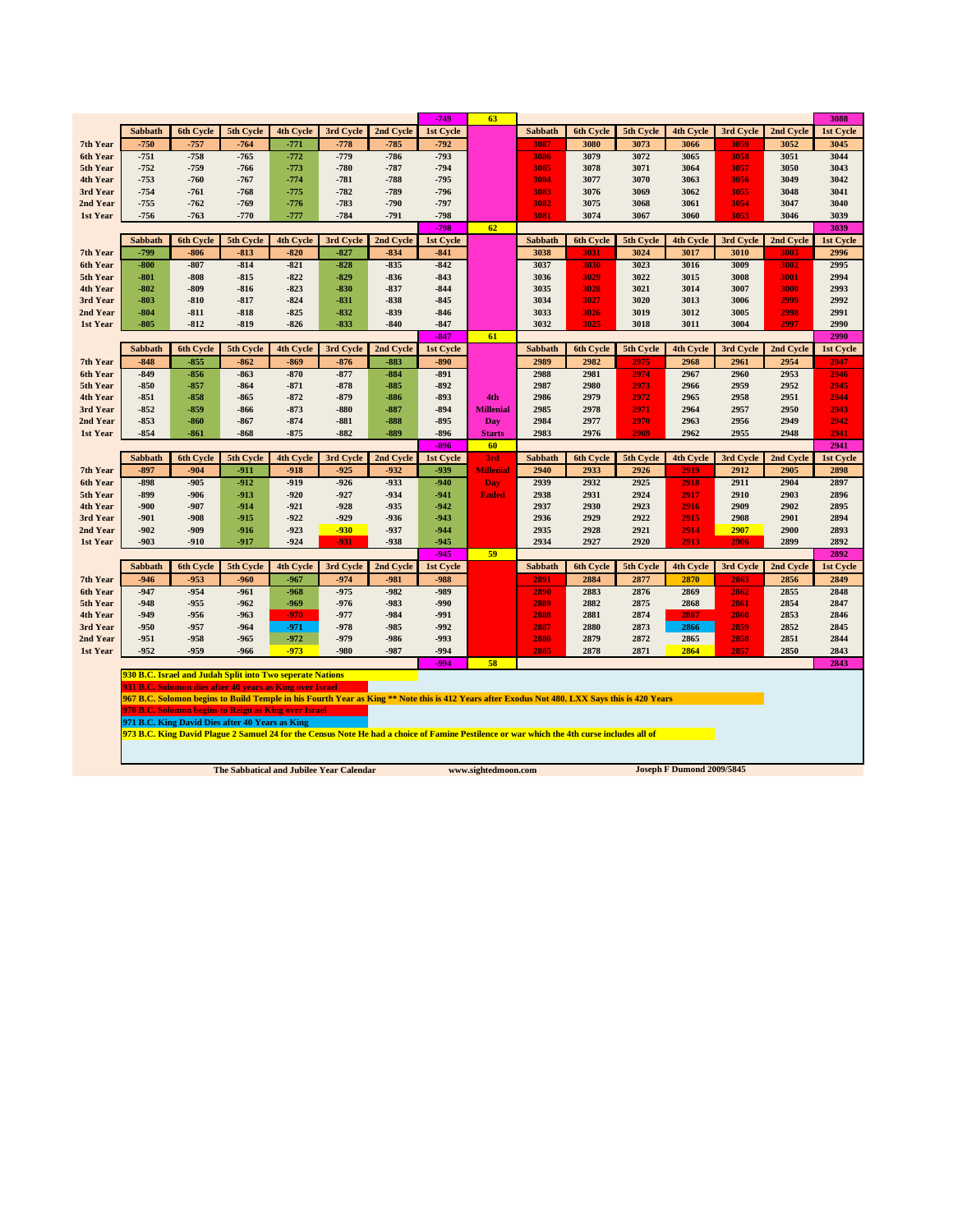| | Sabbath | 6th Cycle | 5th Cycle | 4th Cycle | 3rd Cycle | 2nd Cycle | 1st Cycle | | Sabbath | 6th Cycle | 5th Cycle | 4th Cycle | 3rd Cycle | 2nd Cycle | 1st Cycle |
|---|---|---|---|---|---|---|---|---|---|---|---|---|---|---|---|
| | | | | | | | -749 | 63 | | | | | | | 3088 |
| 7th Year | -750 | -757 | -764 | -771 | -778 | -785 | -792 | | 3087 | 3080 | 3073 | 3066 | 3059 | 3052 | 3045 |
| 6th Year | -751 | -758 | -765 | -772 | -779 | -786 | -793 | | 3086 | 3079 | 3072 | 3065 | 3058 | 3051 | 3044 |
| 5th Year | -752 | -759 | -766 | -773 | -780 | -787 | -794 | | 3085 | 3078 | 3071 | 3064 | 3057 | 3050 | 3043 |
| 4th Year | -753 | -760 | -767 | -774 | -781 | -788 | -795 | | 3084 | 3077 | 3070 | 3063 | 3056 | 3049 | 3042 |
| 3rd Year | -754 | -761 | -768 | -775 | -782 | -789 | -796 | | 3083 | 3076 | 3069 | 3062 | 3055 | 3048 | 3041 |
| 2nd Year | -755 | -762 | -769 | -776 | -783 | -790 | -797 | | 3082 | 3075 | 3068 | 3061 | 3054 | 3047 | 3040 |
| 1st Year | -756 | -763 | -770 | -777 | -784 | -791 | -798 | | 3081 | 3074 | 3067 | 3060 | 3053 | 3046 | 3039 |
| | | | | | | | -798 | 62 | | | | | | | 3039 |
| 7th Year | -799 | -806 | -813 | -820 | -827 | -834 | -841 | | 3038 | 3031 | 3024 | 3017 | 3010 | 3003 | 2996 |
| 6th Year | -800 | -807 | -814 | -821 | -828 | -835 | -842 | | 3037 | 3030 | 3023 | 3016 | 3009 | 3002 | 2995 |
| 5th Year | -801 | -808 | -815 | -822 | -829 | -836 | -843 | | 3036 | 3029 | 3022 | 3015 | 3008 | 3001 | 2994 |
| 4th Year | -802 | -809 | -816 | -823 | -830 | -837 | -844 | | 3035 | 3028 | 3021 | 3014 | 3007 | 3000 | 2993 |
| 3rd Year | -803 | -810 | -817 | -824 | -831 | -838 | -845 | | 3034 | 3027 | 3020 | 3013 | 3006 | 2999 | 2992 |
| 2nd Year | -804 | -811 | -818 | -825 | -832 | -839 | -846 | | 3033 | 3026 | 3019 | 3012 | 3005 | 2998 | 2991 |
| 1st Year | -805 | -812 | -819 | -826 | -833 | -840 | -847 | | 3032 | 3025 | 3018 | 3011 | 3004 | 2997 | 2990 |
| | | | | | | | -847 | 61 | | | | | | | 2990 |
| 7th Year | -848 | -855 | -862 | -869 | -876 | -883 | -890 | | 2989 | 2982 | 2975 | 2968 | 2961 | 2954 | 2947 |
| 6th Year | -849 | -856 | -863 | -870 | -877 | -884 | -891 | | 2988 | 2981 | 2974 | 2967 | 2960 | 2953 | 2946 |
| 5th Year | -850 | -857 | -864 | -871 | -878 | -885 | -892 | | 2987 | 2980 | 2973 | 2966 | 2959 | 2952 | 2945 |
| 4th Year | -851 | -858 | -865 | -872 | -879 | -886 | -893 | 4th | 2986 | 2979 | 2972 | 2965 | 2958 | 2951 | 2944 |
| 3rd Year | -852 | -859 | -866 | -873 | -880 | -887 | -894 | Millenial | 2985 | 2978 | 2971 | 2964 | 2957 | 2950 | 2943 |
| 2nd Year | -853 | -860 | -867 | -874 | -881 | -888 | -895 | Day | 2984 | 2977 | 2970 | 2963 | 2956 | 2949 | 2942 |
| 1st Year | -854 | -861 | -868 | -875 | -882 | -889 | -896 | Starts | 2983 | 2976 | 2969 | 2962 | 2955 | 2948 | 2941 |
| | | | | | | | -896 | 60 | | | | | | | 2941 |
| 7th Year | -897 | -904 | -911 | -918 | -925 | -932 | -939 | 3rd Millenial | 2940 | 2933 | 2926 | 2919 | 2912 | 2905 | 2898 |
| 6th Year | -898 | -905 | -912 | -919 | -926 | -933 | -940 | Day | 2939 | 2932 | 2925 | 2918 | 2911 | 2904 | 2897 |
| 5th Year | -899 | -906 | -913 | -920 | -927 | -934 | -941 | Ended | 2938 | 2931 | 2924 | 2917 | 2910 | 2903 | 2896 |
| 4th Year | -900 | -907 | -914 | -921 | -928 | -935 | -942 | | 2937 | 2930 | 2923 | 2916 | 2909 | 2902 | 2895 |
| 3rd Year | -901 | -908 | -915 | -922 | -929 | -936 | -943 | | 2936 | 2929 | 2922 | 2915 | 2908 | 2901 | 2894 |
| 2nd Year | -902 | -909 | -916 | -923 | -930 | -937 | -944 | | 2935 | 2928 | 2921 | 2914 | 2907 | 2900 | 2893 |
| 1st Year | -903 | -910 | -917 | -924 | -931 | -938 | -945 | | 2934 | 2927 | 2920 | 2913 | 2906 | 2899 | 2892 |
| | | | | | | | -945 | 59 | | | | | | | 2892 |
| 7th Year | -946 | -953 | -960 | -967 | -974 | -981 | -988 | | 2891 | 2884 | 2877 | 2870 | 2863 | 2856 | 2849 |
| 6th Year | -947 | -954 | -961 | -968 | -975 | -982 | -989 | | 2890 | 2883 | 2876 | 2869 | 2862 | 2855 | 2848 |
| 5th Year | -948 | -955 | -962 | -969 | -976 | -983 | -990 | | 2889 | 2882 | 2875 | 2868 | 2861 | 2854 | 2847 |
| 4th Year | -949 | -956 | -963 | -970 | -977 | -984 | -991 | | 2888 | 2881 | 2874 | 2867 | 2860 | 2853 | 2846 |
| 3rd Year | -950 | -957 | -964 | -971 | -978 | -985 | -992 | | 2887 | 2880 | 2873 | 2866 | 2859 | 2852 | 2845 |
| 2nd Year | -951 | -958 | -965 | -972 | -979 | -986 | -993 | | 2886 | 2879 | 2872 | 2865 | 2858 | 2851 | 2844 |
| 1st Year | -952 | -959 | -966 | -973 | -980 | -987 | -994 | | 2885 | 2878 | 2871 | 2864 | 2857 | 2850 | 2843 |
| | | | | | | | -994 | 58 | | | | | | | 2843 |

930 B.C. Israel and Judah Split into Two seperate Nations

931 B.C. Solomon dies after 40 years as King over Israel

967 B.C. Solomon begins to Build Temple in his Fourth Year as King ** Note this is 412 Years after Exodus Not 480. LXX Says this is 420 Years

970 B.C. Solomon begins to Reign as King over Israel

971 B.C. King David Dies after 40 Years as King

973 B.C. King David Plague 2 Samuel 24 for the Census Note He had a choice of Famine Pestilence or war which the 4th curse includes all of

The Sabbatical and Jubilee Year Calendar | www.sightedmoon.com | Joseph F Dumond 2009/5845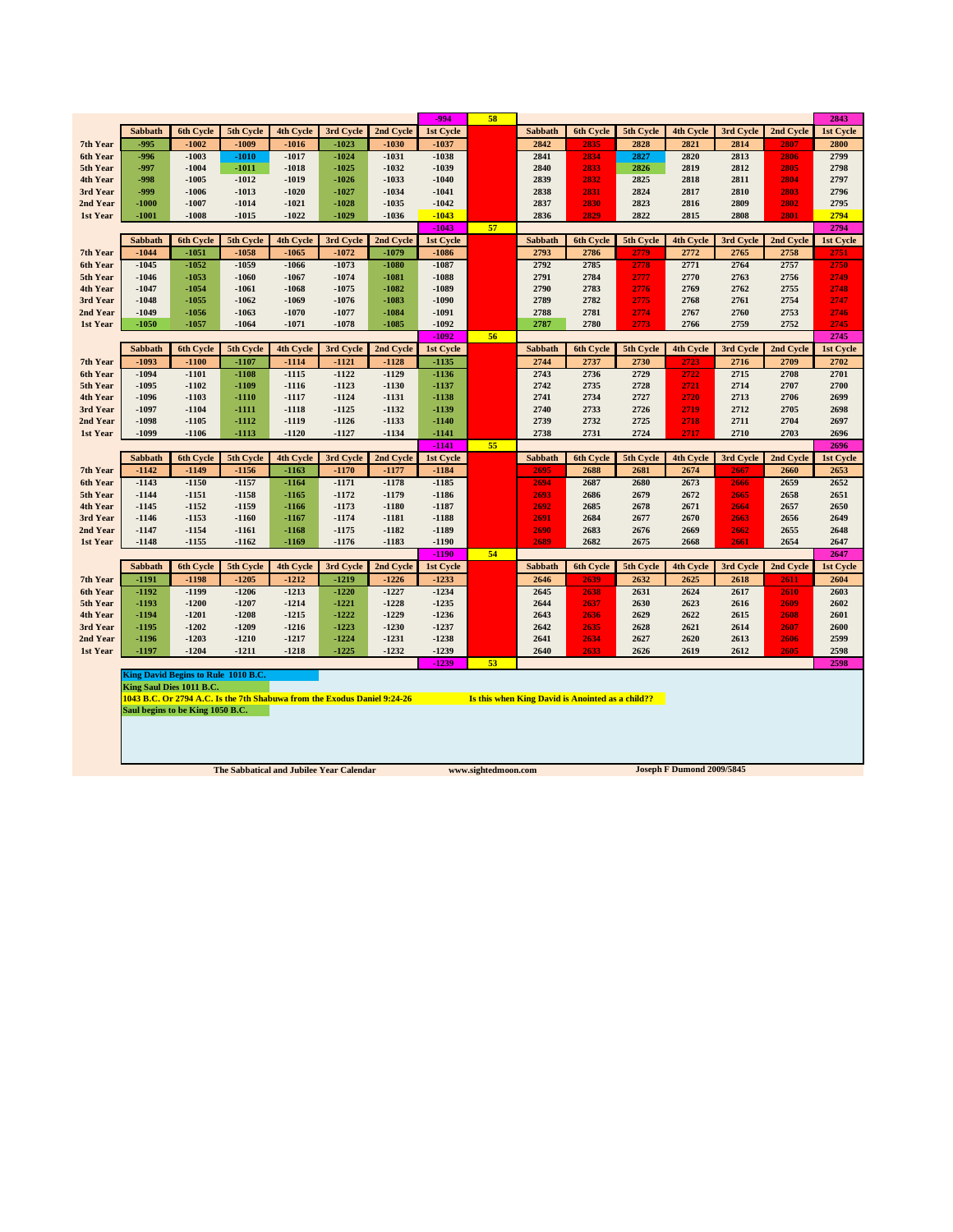| | | | | | | | -994 | 58 | | | | | | | | 2843 |
|---|---|---|---|---|---|---|---|---|---|---|---|---|---|---|---|---|
| | Sabbath | 6th Cycle | 5th Cycle | 4th Cycle | 3rd Cycle | 2nd Cycle | 1st Cycle | | Sabbath | 6th Cycle | 5th Cycle | 4th Cycle | 3rd Cycle | 2nd Cycle | 1st Cycle |
| 7th Year | -995 | -1002 | -1009 | -1016 | -1023 | -1030 | -1037 | | 2842 | 2835 | 2828 | 2821 | 2814 | 2807 | 2800 |
| 6th Year | -996 | -1003 | -1010 | -1017 | -1024 | -1031 | -1038 | | 2841 | 2834 | 2827 | 2820 | 2813 | 2806 | 2799 |
| 5th Year | -997 | -1004 | -1011 | -1018 | -1025 | -1032 | -1039 | | 2840 | 2833 | 2826 | 2819 | 2812 | 2805 | 2798 |
| 4th Year | -998 | -1005 | -1012 | -1019 | -1026 | -1033 | -1040 | | 2839 | 2832 | 2825 | 2818 | 2811 | 2804 | 2797 |
| 3rd Year | -999 | -1006 | -1013 | -1020 | -1027 | -1034 | -1041 | | 2838 | 2831 | 2824 | 2817 | 2810 | 2803 | 2796 |
| 2nd Year | -1000 | -1007 | -1014 | -1021 | -1028 | -1035 | -1042 | | 2837 | 2830 | 2823 | 2816 | 2809 | 2802 | 2795 |
| 1st Year | -1001 | -1008 | -1015 | -1022 | -1029 | -1036 | -1043 | | 2836 | 2829 | 2822 | 2815 | 2808 | 2801 | 2794 |
| | | | | | | | -1043 | 57 | | | | | | | | 2794 |
| | Sabbath | 6th Cycle | 5th Cycle | 4th Cycle | 3rd Cycle | 2nd Cycle | 1st Cycle | | Sabbath | 6th Cycle | 5th Cycle | 4th Cycle | 3rd Cycle | 2nd Cycle | 1st Cycle |
| 7th Year | -1044 | -1051 | -1058 | -1065 | -1072 | -1079 | -1086 | | 2793 | 2786 | 2779 | 2772 | 2765 | 2758 | 2751 |
| 6th Year | -1045 | -1052 | -1059 | -1066 | -1073 | -1080 | -1087 | | 2792 | 2785 | 2778 | 2771 | 2764 | 2757 | 2750 |
| 5th Year | -1046 | -1053 | -1060 | -1067 | -1074 | -1081 | -1088 | | 2791 | 2784 | 2777 | 2770 | 2763 | 2756 | 2749 |
| 4th Year | -1047 | -1054 | -1061 | -1068 | -1075 | -1082 | -1089 | | 2790 | 2783 | 2776 | 2769 | 2762 | 2755 | 2748 |
| 3rd Year | -1048 | -1055 | -1062 | -1069 | -1076 | -1083 | -1090 | | 2789 | 2782 | 2775 | 2768 | 2761 | 2754 | 2747 |
| 2nd Year | -1049 | -1056 | -1063 | -1070 | -1077 | -1084 | -1091 | | 2788 | 2781 | 2774 | 2767 | 2760 | 2753 | 2746 |
| 1st Year | -1050 | -1057 | -1064 | -1071 | -1078 | -1085 | -1092 | | 2787 | 2780 | 2773 | 2766 | 2759 | 2752 | 2745 |
| | | | | | | | -1092 | 56 | | | | | | | | 2745 |
| | Sabbath | 6th Cycle | 5th Cycle | 4th Cycle | 3rd Cycle | 2nd Cycle | 1st Cycle | | Sabbath | 6th Cycle | 5th Cycle | 4th Cycle | 3rd Cycle | 2nd Cycle | 1st Cycle |
| 7th Year | -1093 | -1100 | -1107 | -1114 | -1121 | -1128 | -1135 | | 2744 | 2737 | 2730 | 2723 | 2716 | 2709 | 2702 |
| 6th Year | -1094 | -1101 | -1108 | -1115 | -1122 | -1129 | -1136 | | 2743 | 2736 | 2729 | 2722 | 2715 | 2708 | 2701 |
| 5th Year | -1095 | -1102 | -1109 | -1116 | -1123 | -1130 | -1137 | | 2742 | 2735 | 2728 | 2721 | 2714 | 2707 | 2700 |
| 4th Year | -1096 | -1103 | -1110 | -1117 | -1124 | -1131 | -1138 | | 2741 | 2734 | 2727 | 2720 | 2713 | 2706 | 2699 |
| 3rd Year | -1097 | -1104 | -1111 | -1118 | -1125 | -1132 | -1139 | | 2740 | 2733 | 2726 | 2719 | 2712 | 2705 | 2698 |
| 2nd Year | -1098 | -1105 | -1112 | -1119 | -1126 | -1133 | -1140 | | 2739 | 2732 | 2725 | 2718 | 2711 | 2704 | 2697 |
| 1st Year | -1099 | -1106 | -1113 | -1120 | -1127 | -1134 | -1141 | | 2738 | 2731 | 2724 | 2717 | 2710 | 2703 | 2696 |
| | | | | | | | -1141 | 55 | | | | | | | | 2696 |
| | Sabbath | 6th Cycle | 5th Cycle | 4th Cycle | 3rd Cycle | 2nd Cycle | 1st Cycle | | Sabbath | 6th Cycle | 5th Cycle | 4th Cycle | 3rd Cycle | 2nd Cycle | 1st Cycle |
| 7th Year | -1142 | -1149 | -1156 | -1163 | -1170 | -1177 | -1184 | | 2695 | 2688 | 2681 | 2674 | 2667 | 2660 | 2653 |
| 6th Year | -1143 | -1150 | -1157 | -1164 | -1171 | -1178 | -1185 | | 2694 | 2687 | 2680 | 2673 | 2666 | 2659 | 2652 |
| 5th Year | -1144 | -1151 | -1158 | -1165 | -1172 | -1179 | -1186 | | 2693 | 2686 | 2679 | 2672 | 2665 | 2658 | 2651 |
| 4th Year | -1145 | -1152 | -1159 | -1166 | -1173 | -1180 | -1187 | | 2692 | 2685 | 2678 | 2671 | 2664 | 2657 | 2650 |
| 3rd Year | -1146 | -1153 | -1160 | -1167 | -1174 | -1181 | -1188 | | 2691 | 2684 | 2677 | 2670 | 2663 | 2656 | 2649 |
| 2nd Year | -1147 | -1154 | -1161 | -1168 | -1175 | -1182 | -1189 | | 2690 | 2683 | 2676 | 2669 | 2662 | 2655 | 2648 |
| 1st Year | -1148 | -1155 | -1162 | -1169 | -1176 | -1183 | -1190 | | 2689 | 2682 | 2675 | 2668 | 2661 | 2654 | 2647 |
| | | | | | | | -1190 | 54 | | | | | | | | 2647 |
| | Sabbath | 6th Cycle | 5th Cycle | 4th Cycle | 3rd Cycle | 2nd Cycle | 1st Cycle | | Sabbath | 6th Cycle | 5th Cycle | 4th Cycle | 3rd Cycle | 2nd Cycle | 1st Cycle |
| 7th Year | -1191 | -1198 | -1205 | -1212 | -1219 | -1226 | -1233 | | 2646 | 2639 | 2632 | 2625 | 2618 | 2611 | 2604 |
| 6th Year | -1192 | -1199 | -1206 | -1213 | -1220 | -1227 | -1234 | | 2645 | 2638 | 2631 | 2624 | 2617 | 2610 | 2603 |
| 5th Year | -1193 | -1200 | -1207 | -1214 | -1221 | -1228 | -1235 | | 2644 | 2637 | 2630 | 2623 | 2616 | 2609 | 2602 |
| 4th Year | -1194 | -1201 | -1208 | -1215 | -1222 | -1229 | -1236 | | 2643 | 2636 | 2629 | 2622 | 2615 | 2608 | 2601 |
| 3rd Year | -1195 | -1202 | -1209 | -1216 | -1223 | -1230 | -1237 | | 2642 | 2635 | 2628 | 2621 | 2614 | 2607 | 2600 |
| 2nd Year | -1196 | -1203 | -1210 | -1217 | -1224 | -1231 | -1238 | | 2641 | 2634 | 2627 | 2620 | 2613 | 2606 | 2599 |
| 1st Year | -1197 | -1204 | -1211 | -1218 | -1225 | -1232 | -1239 | | 2640 | 2633 | 2626 | 2619 | 2612 | 2605 | 2598 |
| | | | | | | | -1239 | 53 | | | | | | | | 2598 |

King David Begins to Rule 1010 B.C.

King Saul Dies 1011 B.C.

1043 B.C. Or 2794 A.C. Is the 7th Shabuwa from the Exodus Daniel 9:24-26 — Is this when King David is Anointed as a child??

Saul begins to be King 1050 B.C.

The Sabbatical and Jubilee Year Calendar — www.sightedmoon.com — Joseph F Dumond 2009/5845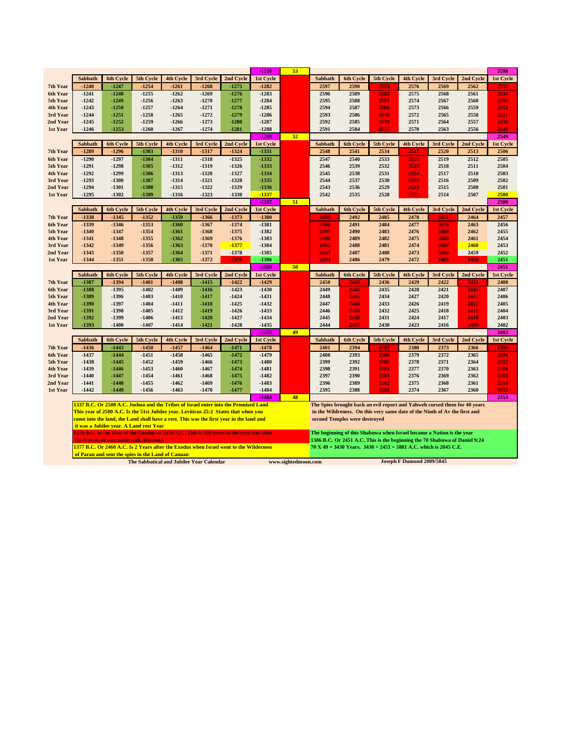| | Sabbath | 6th Cycle | 5th Cycle | 4th Cycle | 3rd Cycle | 2nd Cycle | 1st Cycle | | Sabbath | 6th Cycle | 5th Cycle | 4th Cycle | 3rd Cycle | 2nd Cycle | 1st Cycle |
|---|---|---|---|---|---|---|---|---|---|---|---|---|---|---|---|
| | | | | | | | -1239 | 53 | | | | | | | 2598 |
| 7th Year | -1240 | -1247 | -1254 | -1261 | -1268 | -1275 | -1282 | | 2597 | 2590 | 2583 | 2576 | 2569 | 2562 | 2555 |
| 6th Year | -1241 | -1248 | -1255 | -1262 | -1269 | -1276 | -1283 | | 2596 | 2589 | 2582 | 2575 | 2568 | 2561 | 2554 |
| 5th Year | -1242 | -1249 | -1256 | -1263 | -1270 | -1277 | -1284 | | 2595 | 2588 | 2581 | 2574 | 2567 | 2560 | 2553 |
| 4th Year | -1243 | -1250 | -1257 | -1264 | -1271 | -1278 | -1285 | | 2594 | 2587 | 2580 | 2573 | 2566 | 2559 | 2552 |
| 3rd Year | -1244 | -1251 | -1258 | -1265 | -1272 | -1279 | -1286 | | 2593 | 2586 | 2579 | 2572 | 2565 | 2558 | 2551 |
| 2nd Year | -1245 | -1252 | -1259 | -1266 | -1273 | -1280 | -1287 | | 2592 | 2585 | 2578 | 2571 | 2564 | 2557 | 2550 |
| 1st Year | -1246 | -1253 | -1260 | -1267 | -1274 | -1281 | -1288 | | 2591 | 2584 | 2577 | 2570 | 2563 | 2556 | 2549 |
| | | | | | | | -1288 | 52 | | | | | | | 2549 |
| 7th Year | -1289 | -1296 | -1303 | -1310 | -1317 | -1324 | -1331 | | 2548 | 2541 | 2534 | 2527 | 2520 | 2513 | 2506 |
| 6th Year | -1290 | -1297 | -1304 | -1311 | -1318 | -1325 | -1332 | | 2547 | 2540 | 2533 | 2526 | 2519 | 2512 | 2505 |
| 5th Year | -1291 | -1298 | -1305 | -1312 | -1319 | -1326 | -1333 | | 2546 | 2539 | 2532 | 2525 | 2518 | 2511 | 2504 |
| 4th Year | -1292 | -1299 | -1306 | -1313 | -1320 | -1327 | -1334 | | 2545 | 2538 | 2531 | 2524 | 2517 | 2510 | 2503 |
| 3rd Year | -1293 | -1300 | -1307 | -1314 | -1321 | -1328 | -1335 | | 2544 | 2537 | 2530 | 2523 | 2516 | 2509 | 2502 |
| 2nd Year | -1294 | -1301 | -1308 | -1315 | -1322 | -1329 | -1336 | | 2543 | 2536 | 2529 | 2522 | 2515 | 2508 | 2501 |
| 1st Year | -1295 | -1302 | -1309 | -1316 | -1323 | -1330 | -1337 | | 2542 | 2535 | 2528 | 2521 | 2514 | 2507 | 2500 |
| | | | | | | | -1337 | 51 | | | | | | | 2500 |
| 7th Year | -1338 | -1345 | -1352 | -1359 | -1366 | -1373 | -1380 | | 2499 | 2492 | 2485 | 2478 | 2471 | 2464 | 2457 |
| 6th Year | -1339 | -1346 | -1353 | -1360 | -1367 | -1374 | -1381 | | 2498 | 2491 | 2484 | 2477 | 2470 | 2463 | 2456 |
| 5th Year | -1340 | -1347 | -1354 | -1361 | -1368 | -1375 | -1382 | | 2497 | 2490 | 2483 | 2476 | 2469 | 2462 | 2455 |
| 4th Year | -1341 | -1348 | -1355 | -1362 | -1369 | -1376 | -1383 | | 2496 | 2489 | 2482 | 2475 | 2468 | 2461 | 2454 |
| 3rd Year | -1342 | -1349 | -1356 | -1363 | -1370 | -1377 | -1384 | | 2495 | 2488 | 2481 | 2474 | 2467 | 2460 | 2453 |
| 2nd Year | -1343 | -1350 | -1357 | -1364 | -1371 | -1378 | -1385 | | 2494 | 2487 | 2480 | 2473 | 2466 | 2459 | 2452 |
| 1st Year | -1344 | -1351 | -1358 | -1365 | -1372 | -1379 | -1386 | | 2493 | 2486 | 2479 | 2472 | 2465 | 2458 | 2451 |
| | | | | | | | -1386 | 50 | | | | | | | 2451 |
| 7th Year | -1387 | -1394 | -1401 | -1408 | -1415 | -1422 | -1429 | | 2450 | 2443 | 2436 | 2429 | 2422 | 2415 | 2408 |
| 6th Year | -1388 | -1395 | -1402 | -1409 | -1416 | -1423 | -1430 | | 2449 | 2442 | 2435 | 2428 | 2421 | 2414 | 2407 |
| 5th Year | -1389 | -1396 | -1403 | -1410 | -1417 | -1424 | -1431 | | 2448 | 2441 | 2434 | 2427 | 2420 | 2413 | 2406 |
| 4th Year | -1390 | -1397 | -1404 | -1411 | -1418 | -1425 | -1432 | | 2447 | 2440 | 2433 | 2426 | 2419 | 2412 | 2405 |
| 3rd Year | -1391 | -1398 | -1405 | -1412 | -1419 | -1426 | -1433 | | 2446 | 2439 | 2432 | 2425 | 2418 | 2411 | 2404 |
| 2nd Year | -1392 | -1399 | -1406 | -1413 | -1420 | -1427 | -1434 | | 2445 | 2438 | 2431 | 2424 | 2417 | 2410 | 2403 |
| 1st Year | -1393 | -1400 | -1407 | -1414 | -1421 | -1428 | -1435 | | 2444 | 2437 | 2430 | 2423 | 2416 | 2409 | 2402 |
| | | | | | | | -1435 | 49 | | | | | | | 2402 |
| 7th Year | -1436 | -1443 | -1450 | -1457 | -1464 | -1471 | -1478 | | 2401 | 2394 | 2387 | 2380 | 2373 | 2366 | 2359 |
| 6th Year | -1437 | -1444 | -1451 | -1458 | -1465 | -1472 | -1479 | | 2400 | 2393 | 2386 | 2379 | 2372 | 2365 | 2358 |
| 5th Year | -1438 | -1445 | -1452 | -1459 | -1466 | -1473 | -1480 | | 2399 | 2392 | 2385 | 2378 | 2371 | 2364 | 2357 |
| 4th Year | -1439 | -1446 | -1453 | -1460 | -1467 | -1474 | -1481 | | 2398 | 2391 | 2384 | 2377 | 2370 | 2363 | 2356 |
| 3rd Year | -1440 | -1447 | -1454 | -1461 | -1468 | -1475 | -1482 | | 2397 | 2390 | 2383 | 2376 | 2369 | 2362 | 2355 |
| 2nd Year | -1441 | -1448 | -1455 | -1462 | -1469 | -1476 | -1483 | | 2396 | 2389 | 2382 | 2375 | 2368 | 2361 | 2354 |
| 1st Year | -1442 | -1449 | -1456 | -1463 | -1470 | -1477 | -1484 | | 2395 | 2388 | 2381 | 2374 | 2367 | 2360 | 2353 |
| | | | | | | | -1484 | 48 | | | | | | | 2353 |

1337 B.C. Or 2500 A.C. Joshua and the Tribes of Israel enter into the Promised Land This year of 2500 A.C. Is the 51st Jubilee year. Leviticus 25:2 States that when you come into the land, the Land shall have a rest. This was the first year in the land and it was a Jubilee year. A Land rest Year

1379 B.C. Is the Year of the Exodus or 2458 A.C. This is 430 years to the very day after the Covenant was made with Abraham

1377 B.C. Or 2460 A.C. Is 2 Years after the Exodus when Israel went to the Wilderness of Paran and sent the spies in the Land of Canaan

The Spies brought back an evil report and Yahweh cursed them for 40 years in the Wilderness. On this very same date of the Ninth of Av the first and second Temples were destroyed

The beginning of this Shabuwa when Israel became a Nation is the year 1386 B.C. Or 2451 A.C. This is the beginning the 70 Shabuwa of Daniel 9:24 70 X 49 = 3430 Years. 3430 + 2451 = 5881 A.C. which is 2045 C.E.

The Sabbatical and Jubilee Year Calendar — www.sightedmoon.com — Joseph F Dumond 2009/5845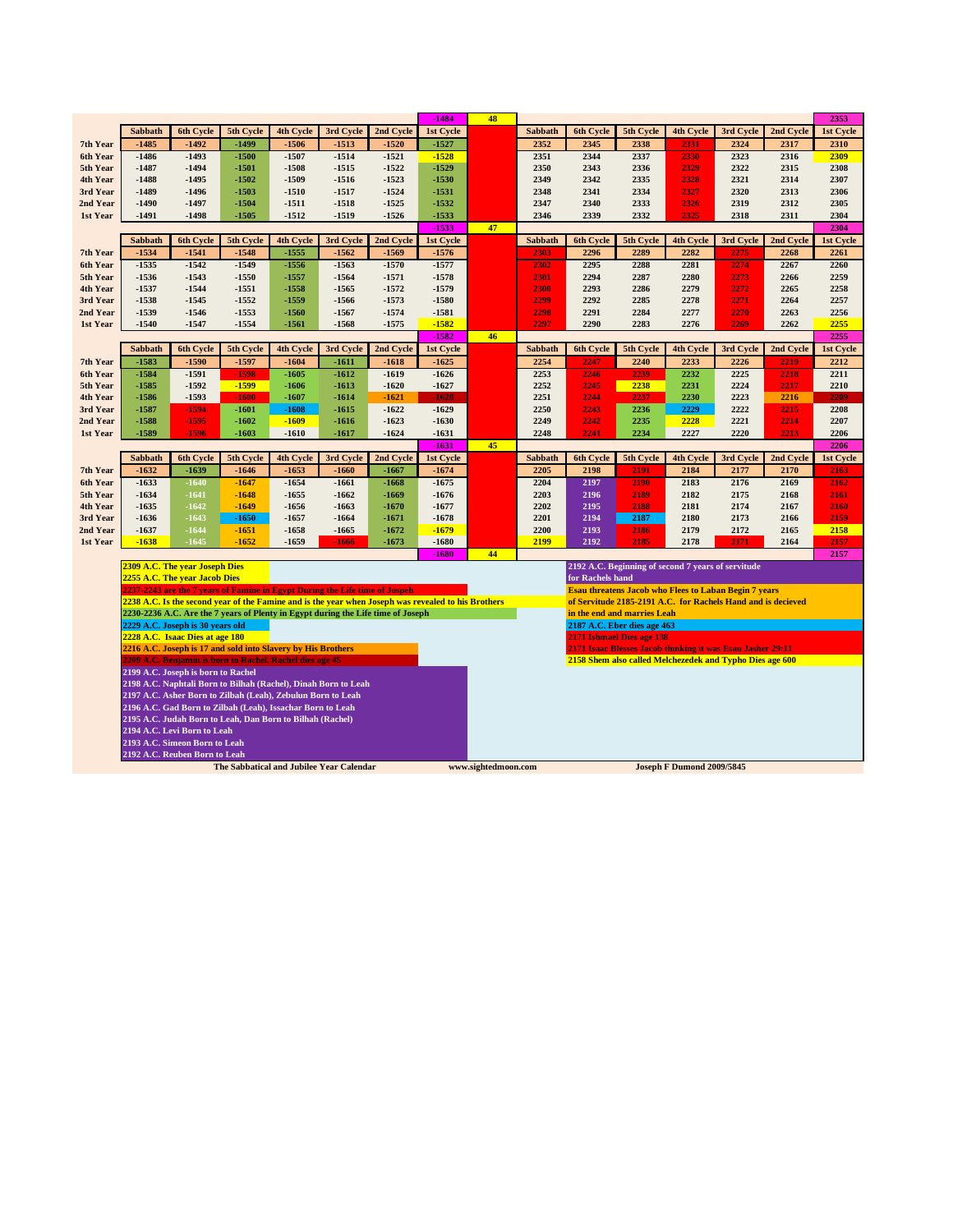| | Sabbath | 6th Cycle | 5th Cycle | 4th Cycle | 3rd Cycle | 2nd Cycle | 1st Cycle | | | Sabbath | 6th Cycle | 5th Cycle | 4th Cycle | 3rd Cycle | 2nd Cycle | 1st Cycle |
|---|---|---|---|---|---|---|---|---|---|---|---|---|---|---|---|---|
| | | | | | | | -1484 | 48 | | | | | | | | 2353 |
| 7th Year | -1485 | -1492 | -1499 | -1506 | -1513 | -1520 | -1527 | | | 2352 | 2345 | 2338 | 2331 | 2324 | 2317 | 2310 |
| 6th Year | -1486 | -1493 | -1500 | -1507 | -1514 | -1521 | -1528 | | | 2351 | 2344 | 2337 | 2330 | 2323 | 2316 | 2309 |
| 5th Year | -1487 | -1494 | -1501 | -1508 | -1515 | -1522 | -1529 | | | 2350 | 2343 | 2336 | 2329 | 2322 | 2315 | 2308 |
| 4th Year | -1488 | -1495 | -1502 | -1509 | -1516 | -1523 | -1530 | | | 2349 | 2342 | 2335 | 2328 | 2321 | 2314 | 2307 |
| 3rd Year | -1489 | -1496 | -1503 | -1510 | -1517 | -1524 | -1531 | | | 2348 | 2341 | 2334 | 2327 | 2320 | 2313 | 2306 |
| 2nd Year | -1490 | -1497 | -1504 | -1511 | -1518 | -1525 | -1532 | | | 2347 | 2340 | 2333 | 2326 | 2319 | 2312 | 2305 |
| 1st Year | -1491 | -1498 | -1505 | -1512 | -1519 | -1526 | -1533 | | | 2346 | 2339 | 2332 | 2325 | 2318 | 2311 | 2304 |
| | | | | | | | -1533 | 47 | | | | | | | | 2304 |
| | Sabbath | 6th Cycle | 5th Cycle | 4th Cycle | 3rd Cycle | 2nd Cycle | 1st Cycle | | | Sabbath | 6th Cycle | 5th Cycle | 4th Cycle | 3rd Cycle | 2nd Cycle | 1st Cycle |
| 7th Year | -1534 | -1541 | -1548 | -1555 | -1562 | -1569 | -1576 | | | 2303 | 2296 | 2289 | 2282 | 2275 | 2268 | 2261 |
| 6th Year | -1535 | -1542 | -1549 | -1556 | -1563 | -1570 | -1577 | | | 2302 | 2295 | 2288 | 2281 | 2274 | 2267 | 2260 |
| 5th Year | -1536 | -1543 | -1550 | -1557 | -1564 | -1571 | -1578 | | | 2301 | 2294 | 2287 | 2280 | 2273 | 2266 | 2259 |
| 4th Year | -1537 | -1544 | -1551 | -1558 | -1565 | -1572 | -1579 | | | 2300 | 2293 | 2286 | 2279 | 2272 | 2265 | 2258 |
| 3rd Year | -1538 | -1545 | -1552 | -1559 | -1566 | -1573 | -1580 | | | 2299 | 2292 | 2285 | 2278 | 2271 | 2264 | 2257 |
| 2nd Year | -1539 | -1546 | -1553 | -1560 | -1567 | -1574 | -1581 | | | 2298 | 2291 | 2284 | 2277 | 2270 | 2263 | 2256 |
| 1st Year | -1540 | -1547 | -1554 | -1561 | -1568 | -1575 | -1582 | | | 2297 | 2290 | 2283 | 2276 | 2269 | 2262 | 2255 |
| | | | | | | | -1582 | 46 | | | | | | | | 2255 |
| | Sabbath | 6th Cycle | 5th Cycle | 4th Cycle | 3rd Cycle | 2nd Cycle | 1st Cycle | | | Sabbath | 6th Cycle | 5th Cycle | 4th Cycle | 3rd Cycle | 2nd Cycle | 1st Cycle |
| 7th Year | -1583 | -1590 | -1597 | -1604 | -1611 | -1618 | -1625 | | | 2254 | 2247 | 2240 | 2233 | 2226 | 2219 | 2212 |
| 6th Year | -1584 | -1591 | -1598 | -1605 | -1612 | -1619 | -1626 | | | 2253 | 2246 | 2239 | 2232 | 2225 | 2218 | 2211 |
| 5th Year | -1585 | -1592 | -1599 | -1606 | -1613 | -1620 | -1627 | | | 2252 | 2245 | 2238 | 2231 | 2224 | 2217 | 2210 |
| 4th Year | -1586 | -1593 | -1600 | -1607 | -1614 | -1621 | -1628 | | | 2251 | 2244 | 2237 | 2230 | 2223 | 2216 | 2209 |
| 3rd Year | -1587 | -1594 | -1601 | -1608 | -1615 | -1622 | -1629 | | | 2250 | 2243 | 2236 | 2229 | 2222 | 2215 | 2208 |
| 2nd Year | -1588 | -1595 | -1602 | -1609 | -1616 | -1623 | -1630 | | | 2249 | 2242 | 2235 | 2228 | 2221 | 2214 | 2207 |
| 1st Year | -1589 | -1596 | -1603 | -1610 | -1617 | -1624 | -1631 | | | 2248 | 2241 | 2234 | 2227 | 2220 | 2213 | 2206 |
| | | | | | | | -1631 | 45 | | | | | | | | 2206 |
| | Sabbath | 6th Cycle | 5th Cycle | 4th Cycle | 3rd Cycle | 2nd Cycle | 1st Cycle | | | Sabbath | 6th Cycle | 5th Cycle | 4th Cycle | 3rd Cycle | 2nd Cycle | 1st Cycle |
| 7th Year | -1632 | -1639 | -1646 | -1653 | -1660 | -1667 | -1674 | | | 2205 | 2198 | 2191 | 2184 | 2177 | 2170 | 2163 |
| 6th Year | -1633 | -1640 | -1647 | -1654 | -1661 | -1668 | -1675 | | | 2204 | 2197 | 2190 | 2183 | 2176 | 2169 | 2162 |
| 5th Year | -1634 | -1641 | -1648 | -1655 | -1662 | -1669 | -1676 | | | 2203 | 2196 | 2189 | 2182 | 2175 | 2168 | 2161 |
| 4th Year | -1635 | -1642 | -1649 | -1656 | -1663 | -1670 | -1677 | | | 2202 | 2195 | 2188 | 2181 | 2174 | 2167 | 2160 |
| 3rd Year | -1636 | -1643 | -1650 | -1657 | -1664 | -1671 | -1678 | | | 2201 | 2194 | 2187 | 2180 | 2173 | 2166 | 2159 |
| 2nd Year | -1637 | -1644 | -1651 | -1658 | -1665 | -1672 | -1679 | | | 2200 | 2193 | 2186 | 2179 | 2172 | 2165 | 2158 |
| 1st Year | -1638 | -1645 | -1652 | -1659 | -1666 | -1673 | -1680 | | | 2199 | 2192 | 2185 | 2178 | 2171 | 2164 | 2157 |
| | | | | | | | -1680 | 44 | | | | | | | | 2157 |

2309 A.C. The year Joseph Dies
2255 A.C. The year Jacob Dies
2237-2243 are the 7 years of Famine in Egypt During the Life time of Joseph
2238 A.C. Is the second year of the Famine and is the year when Joseph was revealed to his Brothers
2230-2236 A.C. Are the 7 years of Plenty in Egypt during the Life time of Joseph
2229 A.C. Joseph is 30 years old
2228 A.C. Isaac Dies at age 180
2216 A.C. Joseph is 17 and sold into Slavery by His Brothers
2209 A.C. Benjamin is born to Rachel. Rachel dies age 45
2199 A.C. Joseph is born to Rachel
2198 A.C. Naphtali Born to Bilhah (Rachel), Dinah Born to Leah
2197 A.C. Asher Born to Zilbah (Leah), Zebulun Born to Leah
2196 A.C. Gad Born to Zilbah (Leah), Issachar Born to Leah
2195 A.C. Judah Born to Leah, Dan Born to Bilhah (Rachel)
2194 A.C. Levi Born to Leah
2193 A.C. Simeon Born to Leah
2192 A.C. Reuben Born to Leah

2192 A.C. Beginning of second 7 years of servitude for Rachels hand
Esau threatens Jacob who Flees to Laban Begin 7 years of Servitude 2185-2191 A.C. for Rachels Hand and is decieved in the end and marries Leah
2187 A.C. Eber dies age 463
2171 Ishmael Dies age 138
2171 Isaac Blesses Jacob thinking it was Esau Jasher 29:11
2158 Shem also called Melchezedek and Typho Dies age 600

The Sabbatical and Jubilee Year Calendar www.sightedmoon.com Joseph F Dumond 2009/5845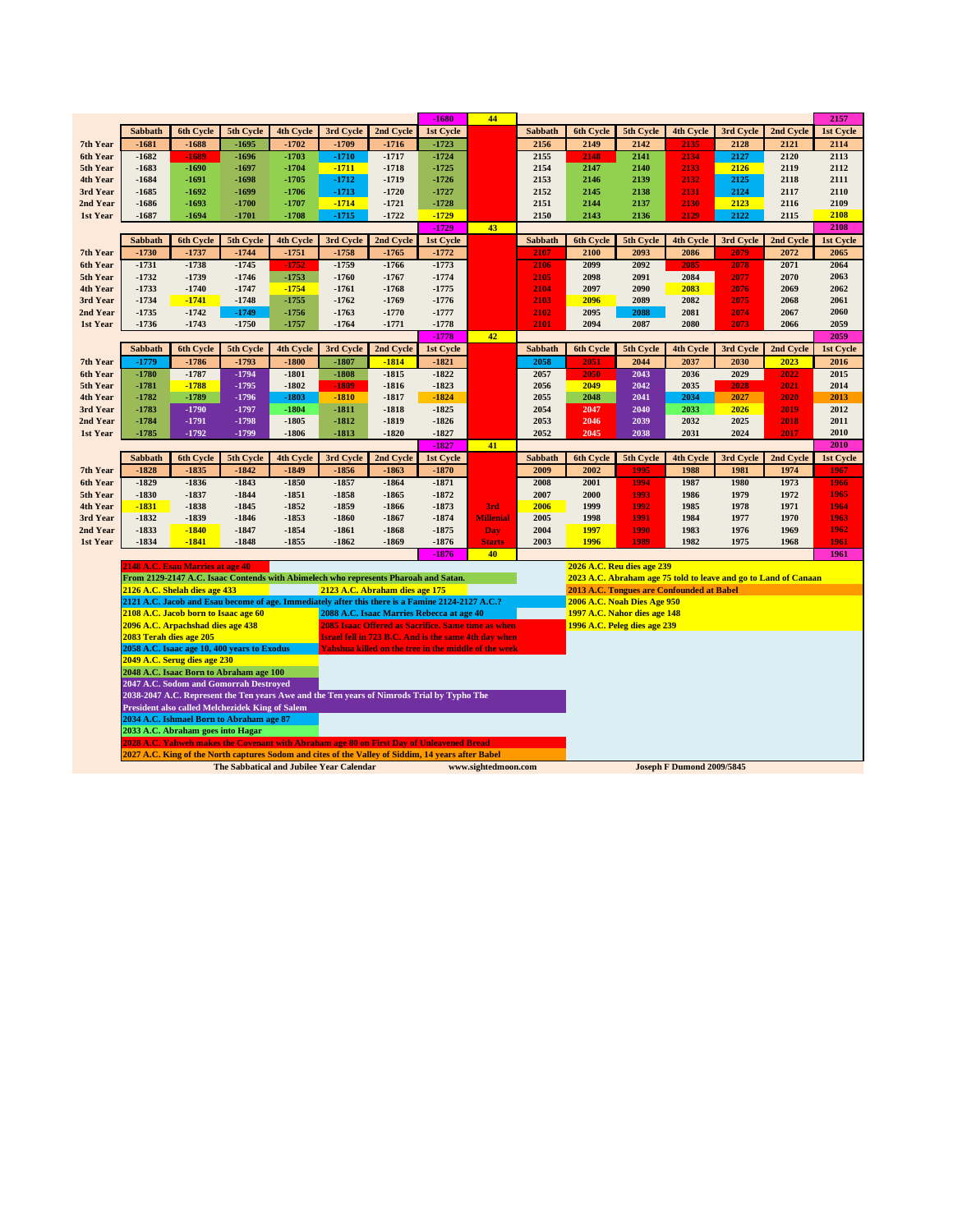| | Sabbath | 6th Cycle | 5th Cycle | 4th Cycle | 3rd Cycle | 2nd Cycle | 1st Cycle | | Sabbath | 6th Cycle | 5th Cycle | 4th Cycle | 3rd Cycle | 2nd Cycle | 1st Cycle |
|---|---|---|---|---|---|---|---|---|---|---|---|---|---|---|---|
| | | | | | | | -1680 | 44 | | | | | | | 2157 |
| 7th Year | -1681 | -1688 | -1695 | -1702 | -1709 | -1716 | -1723 | | 2156 | 2149 | 2142 | 2135 | 2128 | 2121 | 2114 |
| 6th Year | -1682 | -1689 | -1696 | -1703 | -1710 | -1717 | -1724 | | 2155 | 2148 | 2141 | 2134 | 2127 | 2120 | 2113 |
| 5th Year | -1683 | -1690 | -1697 | -1704 | -1711 | -1718 | -1725 | | 2154 | 2147 | 2140 | 2133 | 2126 | 2119 | 2112 |
| 4th Year | -1684 | -1691 | -1698 | -1705 | -1712 | -1719 | -1726 | | 2153 | 2146 | 2139 | 2132 | 2125 | 2118 | 2111 |
| 3rd Year | -1685 | -1692 | -1699 | -1706 | -1713 | -1720 | -1727 | | 2152 | 2145 | 2138 | 2131 | 2124 | 2117 | 2110 |
| 2nd Year | -1686 | -1693 | -1700 | -1707 | -1714 | -1721 | -1728 | | 2151 | 2144 | 2137 | 2130 | 2123 | 2116 | 2109 |
| 1st Year | -1687 | -1694 | -1701 | -1708 | -1715 | -1722 | -1729 | | 2150 | 2143 | 2136 | 2129 | 2122 | 2115 | 2108 |
| | | | | | | | -1729 | 43 | | | | | | | 2108 |
| | Sabbath | 6th Cycle | 5th Cycle | 4th Cycle | 3rd Cycle | 2nd Cycle | 1st Cycle | | Sabbath | 6th Cycle | 5th Cycle | 4th Cycle | 3rd Cycle | 2nd Cycle | 1st Cycle |
| 7th Year | -1730 | -1737 | -1744 | -1751 | -1758 | -1765 | -1772 | | 2107 | 2100 | 2093 | 2086 | 2079 | 2072 | 2065 |
| 6th Year | -1731 | -1738 | -1745 | -1752 | -1759 | -1766 | -1773 | | 2106 | 2099 | 2092 | 2085 | 2078 | 2071 | 2064 |
| 5th Year | -1732 | -1739 | -1746 | -1753 | -1760 | -1767 | -1774 | | 2105 | 2098 | 2091 | 2084 | 2077 | 2070 | 2063 |
| 4th Year | -1733 | -1740 | -1747 | -1754 | -1761 | -1768 | -1775 | | 2104 | 2097 | 2090 | 2083 | 2076 | 2069 | 2062 |
| 3rd Year | -1734 | -1741 | -1748 | -1755 | -1762 | -1769 | -1776 | | 2103 | 2096 | 2089 | 2082 | 2075 | 2068 | 2061 |
| 2nd Year | -1735 | -1742 | -1749 | -1756 | -1763 | -1770 | -1777 | | 2102 | 2095 | 2088 | 2081 | 2074 | 2067 | 2060 |
| 1st Year | -1736 | -1743 | -1750 | -1757 | -1764 | -1771 | -1778 | | 2101 | 2094 | 2087 | 2080 | 2073 | 2066 | 2059 |
| | | | | | | | -1778 | 42 | | | | | | | 2059 |
| | Sabbath | 6th Cycle | 5th Cycle | 4th Cycle | 3rd Cycle | 2nd Cycle | 1st Cycle | | Sabbath | 6th Cycle | 5th Cycle | 4th Cycle | 3rd Cycle | 2nd Cycle | 1st Cycle |
| 7th Year | -1779 | -1786 | -1793 | -1800 | -1807 | -1814 | -1821 | | 2058 | 2051 | 2044 | 2037 | 2030 | 2023 | 2016 |
| 6th Year | -1780 | -1787 | -1794 | -1801 | -1808 | -1815 | -1822 | | 2057 | 2050 | 2043 | 2036 | 2029 | 2022 | 2015 |
| 5th Year | -1781 | -1788 | -1795 | -1802 | -1809 | -1816 | -1823 | | 2056 | 2049 | 2042 | 2035 | 2028 | 2021 | 2014 |
| 4th Year | -1782 | -1789 | -1796 | -1803 | -1810 | -1817 | -1824 | | 2055 | 2048 | 2041 | 2034 | 2027 | 2020 | 2013 |
| 3rd Year | -1783 | -1790 | -1797 | -1804 | -1811 | -1818 | -1825 | | 2054 | 2047 | 2040 | 2033 | 2026 | 2019 | 2012 |
| 2nd Year | -1784 | -1791 | -1798 | -1805 | -1812 | -1819 | -1826 | | 2053 | 2046 | 2039 | 2032 | 2025 | 2018 | 2011 |
| 1st Year | -1785 | -1792 | -1799 | -1806 | -1813 | -1820 | -1827 | | 2052 | 2045 | 2038 | 2031 | 2024 | 2017 | 2010 |
| | | | | | | | -1827 | 41 | | | | | | | 2010 |
| | Sabbath | 6th Cycle | 5th Cycle | 4th Cycle | 3rd Cycle | 2nd Cycle | 1st Cycle | | Sabbath | 6th Cycle | 5th Cycle | 4th Cycle | 3rd Cycle | 2nd Cycle | 1st Cycle |
| 7th Year | -1828 | -1835 | -1842 | -1849 | -1856 | -1863 | -1870 | | 2009 | 2002 | 1995 | 1988 | 1981 | 1974 | 1967 |
| 6th Year | -1829 | -1836 | -1843 | -1850 | -1857 | -1864 | -1871 | | 2008 | 2001 | 1994 | 1987 | 1980 | 1973 | 1966 |
| 5th Year | -1830 | -1837 | -1844 | -1851 | -1858 | -1865 | -1872 | | 2007 | 2000 | 1993 | 1986 | 1979 | 1972 | 1965 |
| 4th Year | -1831 | -1838 | -1845 | -1852 | -1859 | -1866 | -1873 | 3rd | 2006 | 1999 | 1992 | 1985 | 1978 | 1971 | 1964 |
| 3rd Year | -1832 | -1839 | -1846 | -1853 | -1860 | -1867 | -1874 | Millenial | 2005 | 1998 | 1991 | 1984 | 1977 | 1970 | 1963 |
| 2nd Year | -1833 | -1840 | -1847 | -1854 | -1861 | -1868 | -1875 | Day | 2004 | 1997 | 1990 | 1983 | 1976 | 1969 | 1962 |
| 1st Year | -1834 | -1841 | -1848 | -1855 | -1862 | -1869 | -1876 | Starts | 2003 | 1996 | 1989 | 1982 | 1975 | 1968 | 1961 |
| | | | | | | | -1876 | 40 | | | | | | | 1961 |

- 2148 A.C. Esau Marries at age 40
- From 2129-2147 A.C. Isaac Contends with Abimelech who represents Pharoah and Satan.
- 2126 A.C. Shelah dies age 433
- 2123 A.C. Abraham dies age 175
- 2121 A.C. Jacob and Esau become of age. Immediately after this there is a Famine 2124-2127 A.C.?
- 2108 A.C. Jacob born to Isaac age 60
- 2088 A.C. Isaac Marries Rebecca at age 40
- 2096 A.C. Arpachshad dies age 438
- 2085 Isaac Offered as Sacrifice. Same time as when Israel fell in 723 B.C. And is the same 4th day when Yahshua killed on the tree in the middle of the week
- 2083 Terah dies age 205
- 2058 A.C. Isaac age 10, 400 years to Exodus
- 2049 A.C. Serug dies age 230
- 2048 A.C. Isaac Born to Abraham age 100
- 2047 A.C. Sodom and Gomorrah Destroyed
- 2038-2047 A.C. Represent the Ten years Awe and the Ten years of Nimrods Trial by Typho The President also called Melchezidek King of Salem
- 2034 A.C. Ishmael Born to Abraham age 87
- 2033 A.C. Abraham goes into Hagar
- 2028 A.C. Yahweh makes the Covenant with Abraham age 80 on First Day of Unleavened Bread
- 2027 A.C. King of the North captures Sodom and cites of the Valley of Siddim, 14 years after Babel
- 2026 A.C. Reu dies age 239
- 2023 A.C. Abraham age 75 told to leave and go to Land of Canaan
- 2013 A.C. Tongues are Confounded at Babel
- 2006 A.C. Noah Dies Age 950
- 1997 A.C. Nahor dies age 148
- 1996 A.C. Peleg dies age 239

The Sabbatical and Jubilee Year Calendar — www.sightedmoon.com — Joseph F Dumond 2009/5845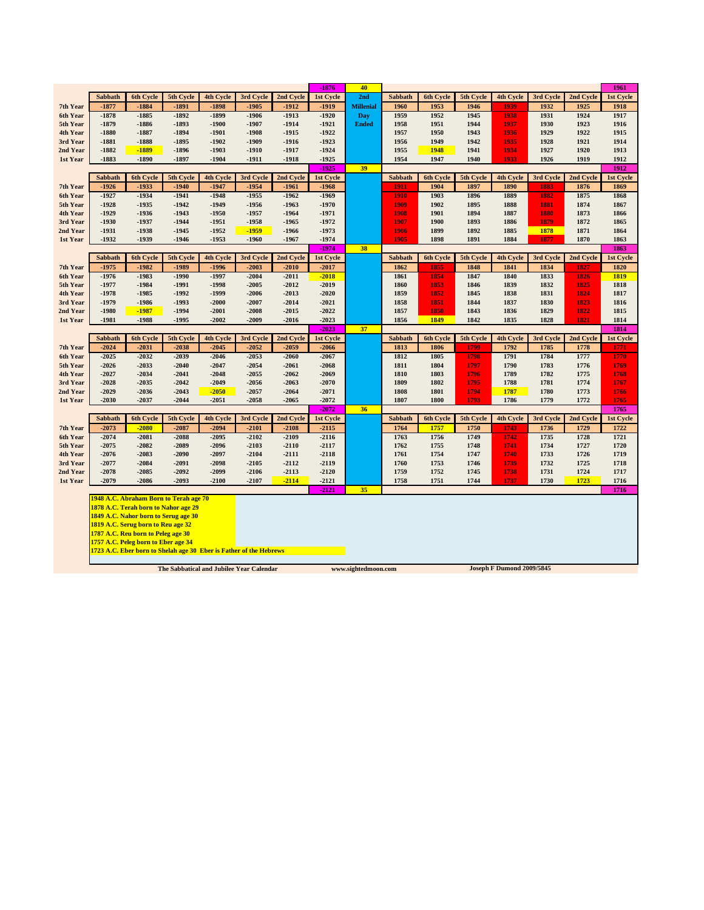| | Sabbath | 6th Cycle | 5th Cycle | 4th Cycle | 3rd Cycle | 2nd Cycle | 1st Cycle | | Sabbath | 6th Cycle | 5th Cycle | 4th Cycle | 3rd Cycle | 2nd Cycle | 1st Cycle |
|---|---|---|---|---|---|---|---|---|---|---|---|---|---|---|---|
| | | | | | | | -1876 | 40 | | | | | | | 1961 |
| 7th Year | -1877 | -1884 | -1891 | -1898 | -1905 | -1912 | -1919 | 2nd Millenial | 1960 | 1953 | 1946 | 1939 | 1932 | 1925 | 1918 |
| 6th Year | -1878 | -1885 | -1892 | -1899 | -1906 | -1913 | -1920 | Day Ended | 1959 | 1952 | 1945 | 1938 | 1931 | 1924 | 1917 |
| 5th Year | -1879 | -1886 | -1893 | -1900 | -1907 | -1914 | -1921 | | 1958 | 1951 | 1944 | 1937 | 1930 | 1923 | 1916 |
| 4th Year | -1880 | -1887 | -1894 | -1901 | -1908 | -1915 | -1922 | | 1957 | 1950 | 1943 | 1936 | 1929 | 1922 | 1915 |
| 3rd Year | -1881 | -1888 | -1895 | -1902 | -1909 | -1916 | -1923 | | 1956 | 1949 | 1942 | 1935 | 1928 | 1921 | 1914 |
| 2nd Year | -1882 | -1889 | -1896 | -1903 | -1910 | -1917 | -1924 | | 1955 | 1948 | 1941 | 1934 | 1927 | 1920 | 1913 |
| 1st Year | -1883 | -1890 | -1897 | -1904 | -1911 | -1918 | -1925 | | 1954 | 1947 | 1940 | 1933 | 1926 | 1919 | 1912 |
| | | | | | | | -1925 | 39 | | | | | | | 1912 |
| | Sabbath | 6th Cycle | 5th Cycle | 4th Cycle | 3rd Cycle | 2nd Cycle | 1st Cycle | | Sabbath | 6th Cycle | 5th Cycle | 4th Cycle | 3rd Cycle | 2nd Cycle | 1st Cycle |
| 7th Year | -1926 | -1933 | -1940 | -1947 | -1954 | -1961 | -1968 | | 1911 | 1904 | 1897 | 1890 | 1883 | 1876 | 1869 |
| 6th Year | -1927 | -1934 | -1941 | -1948 | -1955 | -1962 | -1969 | | 1910 | 1903 | 1896 | 1889 | 1882 | 1875 | 1868 |
| 5th Year | -1928 | -1935 | -1942 | -1949 | -1956 | -1963 | -1970 | | 1909 | 1902 | 1895 | 1888 | 1881 | 1874 | 1867 |
| 4th Year | -1929 | -1936 | -1943 | -1950 | -1957 | -1964 | -1971 | | 1908 | 1901 | 1894 | 1887 | 1880 | 1873 | 1866 |
| 3rd Year | -1930 | -1937 | -1944 | -1951 | -1958 | -1965 | -1972 | | 1907 | 1900 | 1893 | 1886 | 1879 | 1872 | 1865 |
| 2nd Year | -1931 | -1938 | -1945 | -1952 | -1959 | -1966 | -1973 | | 1906 | 1899 | 1892 | 1885 | 1878 | 1871 | 1864 |
| 1st Year | -1932 | -1939 | -1946 | -1953 | -1960 | -1967 | -1974 | | 1905 | 1898 | 1891 | 1884 | 1877 | 1870 | 1863 |
| | | | | | | | -1974 | 38 | | | | | | | 1863 |
| | Sabbath | 6th Cycle | 5th Cycle | 4th Cycle | 3rd Cycle | 2nd Cycle | 1st Cycle | | Sabbath | 6th Cycle | 5th Cycle | 4th Cycle | 3rd Cycle | 2nd Cycle | 1st Cycle |
| 7th Year | -1975 | -1982 | -1989 | -1996 | -2003 | -2010 | -2017 | | 1862 | 1855 | 1848 | 1841 | 1834 | 1827 | 1820 |
| 6th Year | -1976 | -1983 | -1990 | -1997 | -2004 | -2011 | -2018 | | 1861 | 1854 | 1847 | 1840 | 1833 | 1826 | 1819 |
| 5th Year | -1977 | -1984 | -1991 | -1998 | -2005 | -2012 | -2019 | | 1860 | 1853 | 1846 | 1839 | 1832 | 1825 | 1818 |
| 4th Year | -1978 | -1985 | -1992 | -1999 | -2006 | -2013 | -2020 | | 1859 | 1852 | 1845 | 1838 | 1831 | 1824 | 1817 |
| 3rd Year | -1979 | -1986 | -1993 | -2000 | -2007 | -2014 | -2021 | | 1858 | 1851 | 1844 | 1837 | 1830 | 1823 | 1816 |
| 2nd Year | -1980 | -1987 | -1994 | -2001 | -2008 | -2015 | -2022 | | 1857 | 1850 | 1843 | 1836 | 1829 | 1822 | 1815 |
| 1st Year | -1981 | -1988 | -1995 | -2002 | -2009 | -2016 | -2023 | | 1856 | 1849 | 1842 | 1835 | 1828 | 1821 | 1814 |
| | | | | | | | -2023 | 37 | | | | | | | 1814 |
| | Sabbath | 6th Cycle | 5th Cycle | 4th Cycle | 3rd Cycle | 2nd Cycle | 1st Cycle | | Sabbath | 6th Cycle | 5th Cycle | 4th Cycle | 3rd Cycle | 2nd Cycle | 1st Cycle |
| 7th Year | -2024 | -2031 | -2038 | -2045 | -2052 | -2059 | -2066 | | 1813 | 1806 | 1799 | 1792 | 1785 | 1778 | 1771 |
| 6th Year | -2025 | -2032 | -2039 | -2046 | -2053 | -2060 | -2067 | | 1812 | 1805 | 1798 | 1791 | 1784 | 1777 | 1770 |
| 5th Year | -2026 | -2033 | -2040 | -2047 | -2054 | -2061 | -2068 | | 1811 | 1804 | 1797 | 1790 | 1783 | 1776 | 1769 |
| 4th Year | -2027 | -2034 | -2041 | -2048 | -2055 | -2062 | -2069 | | 1810 | 1803 | 1796 | 1789 | 1782 | 1775 | 1768 |
| 3rd Year | -2028 | -2035 | -2042 | -2049 | -2056 | -2063 | -2070 | | 1809 | 1802 | 1795 | 1788 | 1781 | 1774 | 1767 |
| 2nd Year | -2029 | -2036 | -2043 | -2050 | -2057 | -2064 | -2071 | | 1808 | 1801 | 1794 | 1787 | 1780 | 1773 | 1766 |
| 1st Year | -2030 | -2037 | -2044 | -2051 | -2058 | -2065 | -2072 | | 1807 | 1800 | 1793 | 1786 | 1779 | 1772 | 1765 |
| | | | | | | | -2072 | 36 | | | | | | | 1765 |
| | Sabbath | 6th Cycle | 5th Cycle | 4th Cycle | 3rd Cycle | 2nd Cycle | 1st Cycle | | Sabbath | 6th Cycle | 5th Cycle | 4th Cycle | 3rd Cycle | 2nd Cycle | 1st Cycle |
| 7th Year | -2073 | -2080 | -2087 | -2094 | -2101 | -2108 | -2115 | | 1764 | 1757 | 1750 | 1743 | 1736 | 1729 | 1722 |
| 6th Year | -2074 | -2081 | -2088 | -2095 | -2102 | -2109 | -2116 | | 1763 | 1756 | 1749 | 1742 | 1735 | 1728 | 1721 |
| 5th Year | -2075 | -2082 | -2089 | -2096 | -2103 | -2110 | -2117 | | 1762 | 1755 | 1748 | 1741 | 1734 | 1727 | 1720 |
| 4th Year | -2076 | -2083 | -2090 | -2097 | -2104 | -2111 | -2118 | | 1761 | 1754 | 1747 | 1740 | 1733 | 1726 | 1719 |
| 3rd Year | -2077 | -2084 | -2091 | -2098 | -2105 | -2112 | -2119 | | 1760 | 1753 | 1746 | 1739 | 1732 | 1725 | 1718 |
| 2nd Year | -2078 | -2085 | -2092 | -2099 | -2106 | -2113 | -2120 | | 1759 | 1752 | 1745 | 1738 | 1731 | 1724 | 1717 |
| 1st Year | -2079 | -2086 | -2093 | -2100 | -2107 | -2114 | -2121 | | 1758 | 1751 | 1744 | 1737 | 1730 | 1723 | 1716 |
| | | | | | | | -2121 | 35 | | | | | | | 1716 |

**1948 A.C. Abraham Born to Terah age 70**
**1878 A.C. Terah born to Nahor age 29**
**1849 A.C. Nahor born to Serug age 30**
**1819 A.C. Serug born to Reu age 32**
**1787 A.C. Reu born to Peleg age 30**
**1757 A.C. Peleg born to Eber age 34**
**1723 A.C. Eber born to Shelah age 30 Eber is Father of the Hebrews**

The Sabbatical and Jubilee Year Calendar — www.sightedmoon.com — Joseph F Dumond 2009/5845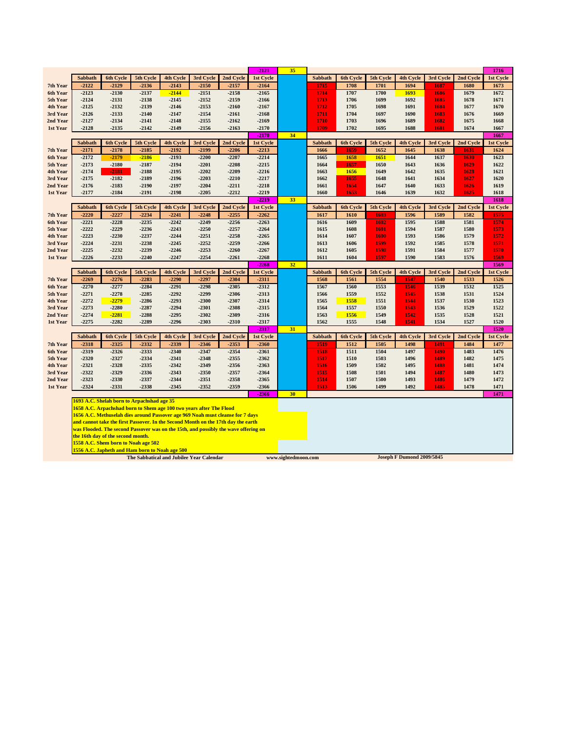| | Sabbath | 6th Cycle | 5th Cycle | 4th Cycle | 3rd Cycle | 2nd Cycle | 1st Cycle | | Sabbath | 6th Cycle | 5th Cycle | 4th Cycle | 3rd Cycle | 2nd Cycle | 1st Cycle |
|---|---|---|---|---|---|---|---|---|---|---|---|---|---|---|---|
| | | | | | | | -2121 | 35 | | | | | | | 1716 |
| 7th Year | -2122 | -2129 | -2136 | -2143 | -2150 | -2157 | -2164 | | 1715 | 1708 | 1701 | 1694 | 1687 | 1680 | 1673 |
| 6th Year | -2123 | -2130 | -2137 | -2144 | -2151 | -2158 | -2165 | | 1714 | 1707 | 1700 | 1693 | 1686 | 1679 | 1672 |
| 5th Year | -2124 | -2131 | -2138 | -2145 | -2152 | -2159 | -2166 | | 1713 | 1706 | 1699 | 1692 | 1685 | 1678 | 1671 |
| 4th Year | -2125 | -2132 | -2139 | -2146 | -2153 | -2160 | -2167 | | 1712 | 1705 | 1698 | 1691 | 1684 | 1677 | 1670 |
| 3rd Year | -2126 | -2133 | -2140 | -2147 | -2154 | -2161 | -2168 | | 1711 | 1704 | 1697 | 1690 | 1683 | 1676 | 1669 |
| 2nd Year | -2127 | -2134 | -2141 | -2148 | -2155 | -2162 | -2169 | | 1710 | 1703 | 1696 | 1689 | 1682 | 1675 | 1668 |
| 1st Year | -2128 | -2135 | -2142 | -2149 | -2156 | -2163 | -2170 | | 1709 | 1702 | 1695 | 1688 | 1681 | 1674 | 1667 |
| | | | | | | | -2170 | 34 | | | | | | | 1667 |
| 7th Year | -2171 | -2178 | -2185 | -2192 | -2199 | -2206 | -2213 | | 1666 | 1659 | 1652 | 1645 | 1638 | 1631 | 1624 |
| 6th Year | -2172 | -2179 | -2186 | -2193 | -2200 | -2207 | -2214 | | 1665 | 1658 | 1651 | 1644 | 1637 | 1630 | 1623 |
| 5th Year | -2173 | -2180 | -2187 | -2194 | -2201 | -2208 | -2215 | | 1664 | 1657 | 1650 | 1643 | 1636 | 1629 | 1622 |
| 4th Year | -2174 | -2181 | -2188 | -2195 | -2202 | -2209 | -2216 | | 1663 | 1656 | 1649 | 1642 | 1635 | 1628 | 1621 |
| 3rd Year | -2175 | -2182 | -2189 | -2196 | -2203 | -2210 | -2217 | | 1662 | 1655 | 1648 | 1641 | 1634 | 1627 | 1620 |
| 2nd Year | -2176 | -2183 | -2190 | -2197 | -2204 | -2211 | -2218 | | 1661 | 1654 | 1647 | 1640 | 1633 | 1626 | 1619 |
| 1st Year | -2177 | -2184 | -2191 | -2198 | -2205 | -2212 | -2219 | | 1660 | 1653 | 1646 | 1639 | 1632 | 1625 | 1618 |
| | | | | | | | -2219 | 33 | | | | | | | 1618 |
| 7th Year | -2220 | -2227 | -2234 | -2241 | -2248 | -2255 | -2262 | | 1617 | 1610 | 1603 | 1596 | 1589 | 1582 | 1575 |
| 6th Year | -2221 | -2228 | -2235 | -2242 | -2249 | -2256 | -2263 | | 1616 | 1609 | 1602 | 1595 | 1588 | 1581 | 1574 |
| 5th Year | -2222 | -2229 | -2236 | -2243 | -2250 | -2257 | -2264 | | 1615 | 1608 | 1601 | 1594 | 1587 | 1580 | 1573 |
| 4th Year | -2223 | -2230 | -2237 | -2244 | -2251 | -2258 | -2265 | | 1614 | 1607 | 1600 | 1593 | 1586 | 1579 | 1572 |
| 3rd Year | -2224 | -2231 | -2238 | -2245 | -2252 | -2259 | -2266 | | 1613 | 1606 | 1599 | 1592 | 1585 | 1578 | 1571 |
| 2nd Year | -2225 | -2232 | -2239 | -2246 | -2253 | -2260 | -2267 | | 1612 | 1605 | 1598 | 1591 | 1584 | 1577 | 1570 |
| 1st Year | -2226 | -2233 | -2240 | -2247 | -2254 | -2261 | -2268 | | 1611 | 1604 | 1597 | 1590 | 1583 | 1576 | 1569 |
| | | | | | | | -2268 | 32 | | | | | | | 1569 |
| 7th Year | -2269 | -2276 | -2283 | -2290 | -2297 | -2304 | -2311 | | 1568 | 1561 | 1554 | 1547 | 1540 | 1533 | 1526 |
| 6th Year | -2270 | -2277 | -2284 | -2291 | -2298 | -2305 | -2312 | | 1567 | 1560 | 1553 | 1546 | 1539 | 1532 | 1525 |
| 5th Year | -2271 | -2278 | -2285 | -2292 | -2299 | -2306 | -2313 | | 1566 | 1559 | 1552 | 1545 | 1538 | 1531 | 1524 |
| 4th Year | -2272 | -2279 | -2286 | -2293 | -2300 | -2307 | -2314 | | 1565 | 1558 | 1551 | 1544 | 1537 | 1530 | 1523 |
| 3rd Year | -2273 | -2280 | -2287 | -2294 | -2301 | -2308 | -2315 | | 1564 | 1557 | 1550 | 1543 | 1536 | 1529 | 1522 |
| 2nd Year | -2274 | -2281 | -2288 | -2295 | -2302 | -2309 | -2316 | | 1563 | 1556 | 1549 | 1542 | 1535 | 1528 | 1521 |
| 1st Year | -2275 | -2282 | -2289 | -2296 | -2303 | -2310 | -2317 | | 1562 | 1555 | 1548 | 1541 | 1534 | 1527 | 1520 |
| | | | | | | | -2317 | 31 | | | | | | | 1520 |
| 7th Year | -2318 | -2325 | -2332 | -2339 | -2346 | -2353 | -2360 | | 1519 | 1512 | 1505 | 1498 | 1491 | 1484 | 1477 |
| 6th Year | -2319 | -2326 | -2333 | -2340 | -2347 | -2354 | -2361 | | 1518 | 1511 | 1504 | 1497 | 1490 | 1483 | 1476 |
| 5th Year | -2320 | -2327 | -2334 | -2341 | -2348 | -2355 | -2362 | | 1517 | 1510 | 1503 | 1496 | 1489 | 1482 | 1475 |
| 4th Year | -2321 | -2328 | -2335 | -2342 | -2349 | -2356 | -2363 | | 1516 | 1509 | 1502 | 1495 | 1488 | 1481 | 1474 |
| 3rd Year | -2322 | -2329 | -2336 | -2343 | -2350 | -2357 | -2364 | | 1515 | 1508 | 1501 | 1494 | 1487 | 1480 | 1473 |
| 2nd Year | -2323 | -2330 | -2337 | -2344 | -2351 | -2358 | -2365 | | 1514 | 1507 | 1500 | 1493 | 1486 | 1479 | 1472 |
| 1st Year | -2324 | -2331 | -2338 | -2345 | -2352 | -2359 | -2366 | | 1513 | 1506 | 1499 | 1492 | 1485 | 1478 | 1471 |
| | | | | | | | -2366 | 30 | | | | | | | 1471 |

**1693 A.C. Shelah born to Arpachshad age 35**
**1658 A.C. Arpachshad born to Shem age 100 two years after The Flood**
**1656 A.C. Methuselah dies around Passover age 969 Noah must cleanse for 7 days and cannot take the first Passover. In the Second Month on the 17th day the earth was Flooded. The second Passover was on the 15th, and possibly the wave offering on the 16th day of the second month.**
**1558 A.C. Shem born to Noah age 502**
**1556 A.C. Japheth and Ham born to Noah age 500**

The Sabbatical and Jubilee Year Calendar — www.sightedmoon.com — Joseph F Dumond 2009/5845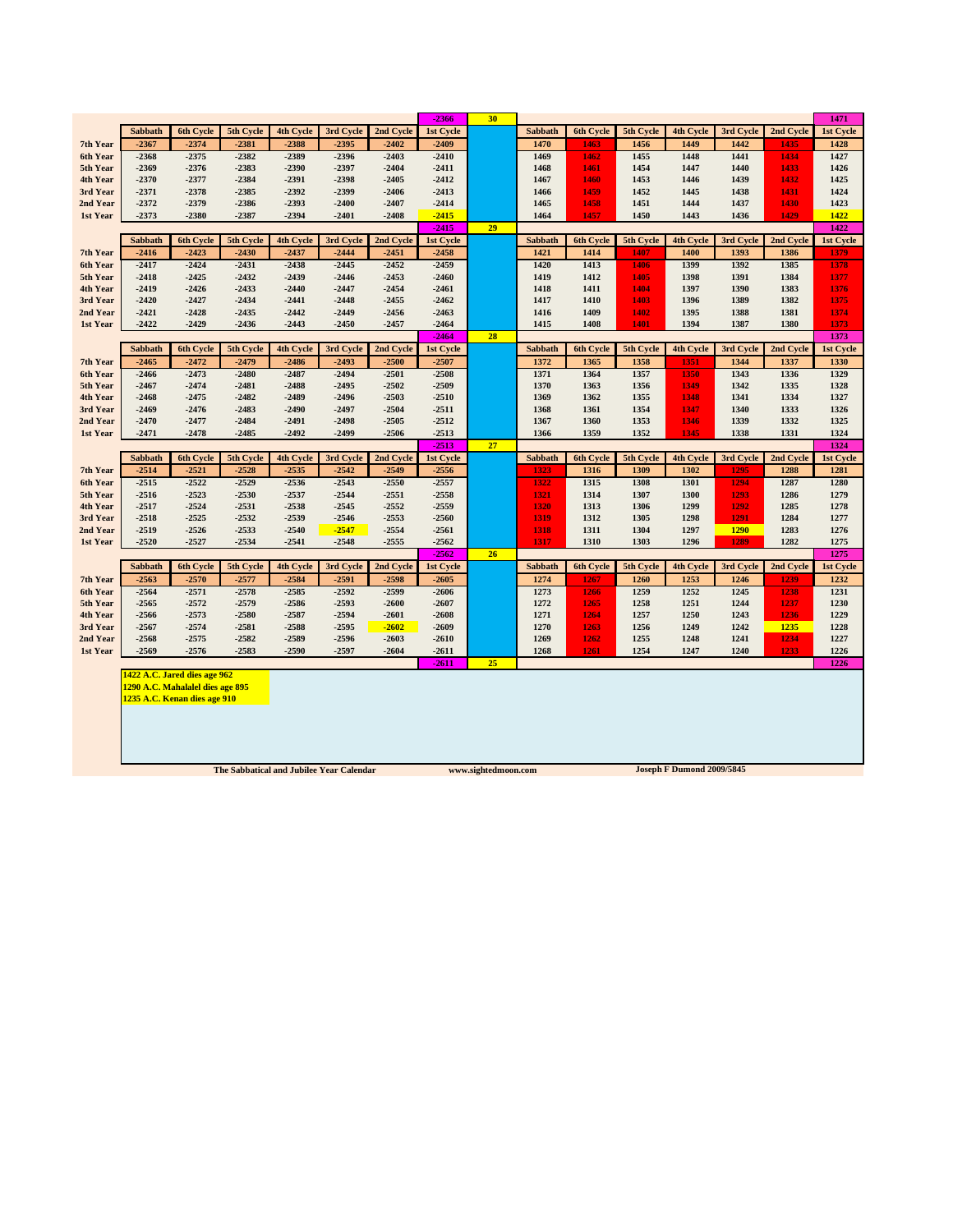| | Sabbath | 6th Cycle | 5th Cycle | 4th Cycle | 3rd Cycle | 2nd Cycle | 1st Cycle | | Sabbath | 6th Cycle | 5th Cycle | 4th Cycle | 3rd Cycle | 2nd Cycle | 1st Cycle |
|---|---|---|---|---|---|---|---|---|---|---|---|---|---|---|---|
| | | | | | | | -2366 | 30 | | | | | | | 1471 |
| 7th Year | -2367 | -2374 | -2381 | -2388 | -2395 | -2402 | -2409 | | 1470 | 1463 | 1456 | 1449 | 1442 | 1435 | 1428 |
| 6th Year | -2368 | -2375 | -2382 | -2389 | -2396 | -2403 | -2410 | | 1469 | 1462 | 1455 | 1448 | 1441 | 1434 | 1427 |
| 5th Year | -2369 | -2376 | -2383 | -2390 | -2397 | -2404 | -2411 | | 1468 | 1461 | 1454 | 1447 | 1440 | 1433 | 1426 |
| 4th Year | -2370 | -2377 | -2384 | -2391 | -2398 | -2405 | -2412 | | 1467 | 1460 | 1453 | 1446 | 1439 | 1432 | 1425 |
| 3rd Year | -2371 | -2378 | -2385 | -2392 | -2399 | -2406 | -2413 | | 1466 | 1459 | 1452 | 1445 | 1438 | 1431 | 1424 |
| 2nd Year | -2372 | -2379 | -2386 | -2393 | -2400 | -2407 | -2414 | | 1465 | 1458 | 1451 | 1444 | 1437 | 1430 | 1423 |
| 1st Year | -2373 | -2380 | -2387 | -2394 | -2401 | -2408 | -2415 | | 1464 | 1457 | 1450 | 1443 | 1436 | 1429 | 1422 |
| | | | | | | | -2415 | 29 | | | | | | | 1422 |
| 7th Year | -2416 | -2423 | -2430 | -2437 | -2444 | -2451 | -2458 | | 1421 | 1414 | 1407 | 1400 | 1393 | 1386 | 1379 |
| 6th Year | -2417 | -2424 | -2431 | -2438 | -2445 | -2452 | -2459 | | 1420 | 1413 | 1406 | 1399 | 1392 | 1385 | 1378 |
| 5th Year | -2418 | -2425 | -2432 | -2439 | -2446 | -2453 | -2460 | | 1419 | 1412 | 1405 | 1398 | 1391 | 1384 | 1377 |
| 4th Year | -2419 | -2426 | -2433 | -2440 | -2447 | -2454 | -2461 | | 1418 | 1411 | 1404 | 1397 | 1390 | 1383 | 1376 |
| 3rd Year | -2420 | -2427 | -2434 | -2441 | -2448 | -2455 | -2462 | | 1417 | 1410 | 1403 | 1396 | 1389 | 1382 | 1375 |
| 2nd Year | -2421 | -2428 | -2435 | -2442 | -2449 | -2456 | -2463 | | 1416 | 1409 | 1402 | 1395 | 1388 | 1381 | 1374 |
| 1st Year | -2422 | -2429 | -2436 | -2443 | -2450 | -2457 | -2464 | | 1415 | 1408 | 1401 | 1394 | 1387 | 1380 | 1373 |
| | | | | | | | -2464 | 28 | | | | | | | 1373 |
| 7th Year | -2465 | -2472 | -2479 | -2486 | -2493 | -2500 | -2507 | | 1372 | 1365 | 1358 | 1351 | 1344 | 1337 | 1330 |
| 6th Year | -2466 | -2473 | -2480 | -2487 | -2494 | -2501 | -2508 | | 1371 | 1364 | 1357 | 1350 | 1343 | 1336 | 1329 |
| 5th Year | -2467 | -2474 | -2481 | -2488 | -2495 | -2502 | -2509 | | 1370 | 1363 | 1356 | 1349 | 1342 | 1335 | 1328 |
| 4th Year | -2468 | -2475 | -2482 | -2489 | -2496 | -2503 | -2510 | | 1369 | 1362 | 1355 | 1348 | 1341 | 1334 | 1327 |
| 3rd Year | -2469 | -2476 | -2483 | -2490 | -2497 | -2504 | -2511 | | 1368 | 1361 | 1354 | 1347 | 1340 | 1333 | 1326 |
| 2nd Year | -2470 | -2477 | -2484 | -2491 | -2498 | -2505 | -2512 | | 1367 | 1360 | 1353 | 1346 | 1339 | 1332 | 1325 |
| 1st Year | -2471 | -2478 | -2485 | -2492 | -2499 | -2506 | -2513 | | 1366 | 1359 | 1352 | 1345 | 1338 | 1331 | 1324 |
| | | | | | | | -2513 | 27 | | | | | | | 1324 |
| 7th Year | -2514 | -2521 | -2528 | -2535 | -2542 | -2549 | -2556 | | 1323 | 1316 | 1309 | 1302 | 1295 | 1288 | 1281 |
| 6th Year | -2515 | -2522 | -2529 | -2536 | -2543 | -2550 | -2557 | | 1322 | 1315 | 1308 | 1301 | 1294 | 1287 | 1280 |
| 5th Year | -2516 | -2523 | -2530 | -2537 | -2544 | -2551 | -2558 | | 1321 | 1314 | 1307 | 1300 | 1293 | 1286 | 1279 |
| 4th Year | -2517 | -2524 | -2531 | -2538 | -2545 | -2552 | -2559 | | 1320 | 1313 | 1306 | 1299 | 1292 | 1285 | 1278 |
| 3rd Year | -2518 | -2525 | -2532 | -2539 | -2546 | -2553 | -2560 | | 1319 | 1312 | 1305 | 1298 | 1291 | 1284 | 1277 |
| 2nd Year | -2519 | -2526 | -2533 | -2540 | -2547 | -2554 | -2561 | | 1318 | 1311 | 1304 | 1297 | 1290 | 1283 | 1276 |
| 1st Year | -2520 | -2527 | -2534 | -2541 | -2548 | -2555 | -2562 | | 1317 | 1310 | 1303 | 1296 | 1289 | 1282 | 1275 |
| | | | | | | | -2562 | 26 | | | | | | | 1275 |
| 7th Year | -2563 | -2570 | -2577 | -2584 | -2591 | -2598 | -2605 | | 1274 | 1267 | 1260 | 1253 | 1246 | 1239 | 1232 |
| 6th Year | -2564 | -2571 | -2578 | -2585 | -2592 | -2599 | -2606 | | 1273 | 1266 | 1259 | 1252 | 1245 | 1238 | 1231 |
| 5th Year | -2565 | -2572 | -2579 | -2586 | -2593 | -2600 | -2607 | | 1272 | 1265 | 1258 | 1251 | 1244 | 1237 | 1230 |
| 4th Year | -2566 | -2573 | -2580 | -2587 | -2594 | -2601 | -2608 | | 1271 | 1264 | 1257 | 1250 | 1243 | 1236 | 1229 |
| 3rd Year | -2567 | -2574 | -2581 | -2588 | -2595 | -2602 | -2609 | | 1270 | 1263 | 1256 | 1249 | 1242 | 1235 | 1228 |
| 2nd Year | -2568 | -2575 | -2582 | -2589 | -2596 | -2603 | -2610 | | 1269 | 1262 | 1255 | 1248 | 1241 | 1234 | 1227 |
| 1st Year | -2569 | -2576 | -2583 | -2590 | -2597 | -2604 | -2611 | | 1268 | 1261 | 1254 | 1247 | 1240 | 1233 | 1226 |
| | | | | | | | -2611 | 25 | | | | | | | 1226 |

1422 A.C. Jared dies age 962
1290 A.C. Mahalalel dies age 895
1235 A.C. Kenan dies age 910

The Sabbatical and Jubilee Year Calendar www.sightedmoon.com Joseph F Dumond 2009/5845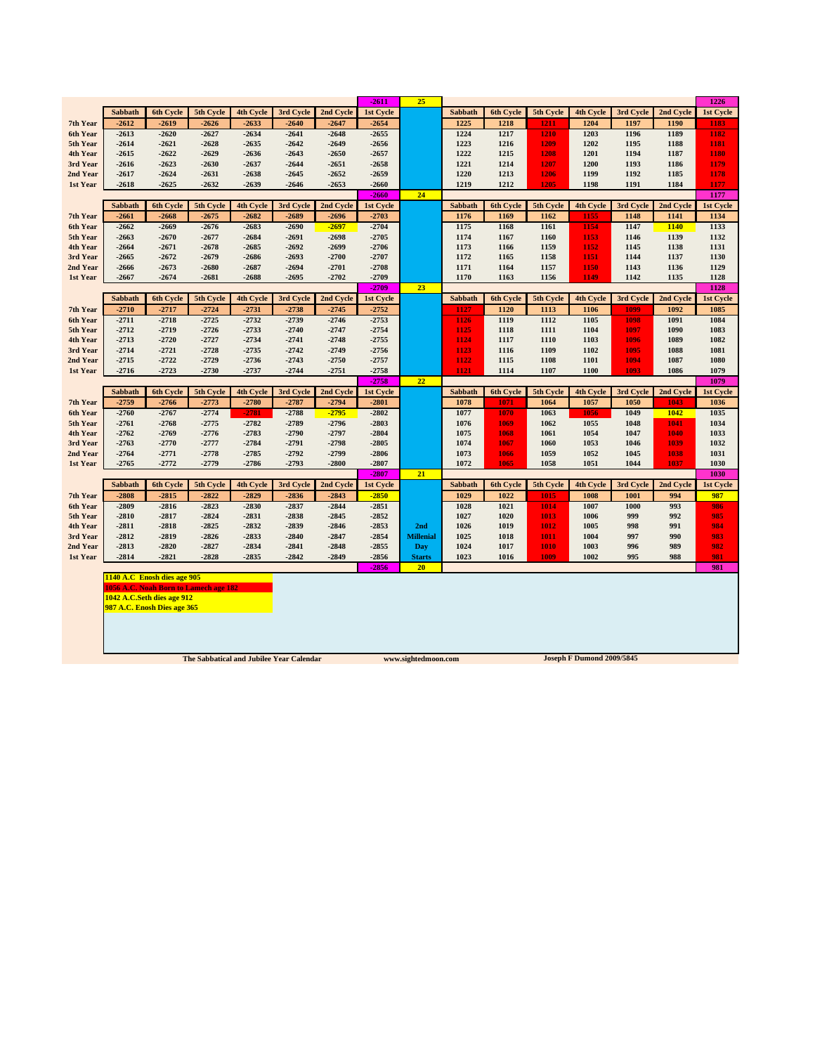| | Sabbath | 6th Cycle | 5th Cycle | 4th Cycle | 3rd Cycle | 2nd Cycle | 1st Cycle | | Sabbath | 6th Cycle | 5th Cycle | 4th Cycle | 3rd Cycle | 2nd Cycle | 1st Cycle |
|---|---|---|---|---|---|---|---|---|---|---|---|---|---|---|---|
| | | | | | | | -2611 | 25 | | | | | | | 1226 |
| 7th Year | -2612 | -2619 | -2626 | -2633 | -2640 | -2647 | -2654 | | 1225 | 1218 | 1211 | 1204 | 1197 | 1190 | 1183 |
| 6th Year | -2613 | -2620 | -2627 | -2634 | -2641 | -2648 | -2655 | | 1224 | 1217 | 1210 | 1203 | 1196 | 1189 | 1182 |
| 5th Year | -2614 | -2621 | -2628 | -2635 | -2642 | -2649 | -2656 | | 1223 | 1216 | 1209 | 1202 | 1195 | 1188 | 1181 |
| 4th Year | -2615 | -2622 | -2629 | -2636 | -2643 | -2650 | -2657 | | 1222 | 1215 | 1208 | 1201 | 1194 | 1187 | 1180 |
| 3rd Year | -2616 | -2623 | -2630 | -2637 | -2644 | -2651 | -2658 | | 1221 | 1214 | 1207 | 1200 | 1193 | 1186 | 1179 |
| 2nd Year | -2617 | -2624 | -2631 | -2638 | -2645 | -2652 | -2659 | | 1220 | 1213 | 1206 | 1199 | 1192 | 1185 | 1178 |
| 1st Year | -2618 | -2625 | -2632 | -2639 | -2646 | -2653 | -2660 | | 1219 | 1212 | 1205 | 1198 | 1191 | 1184 | 1177 |
| | | | | | | | -2660 | 24 | | | | | | | 1177 |
| | Sabbath | 6th Cycle | 5th Cycle | 4th Cycle | 3rd Cycle | 2nd Cycle | 1st Cycle | | Sabbath | 6th Cycle | 5th Cycle | 4th Cycle | 3rd Cycle | 2nd Cycle | 1st Cycle |
| 7th Year | -2661 | -2668 | -2675 | -2682 | -2689 | -2696 | -2703 | | 1176 | 1169 | 1162 | 1155 | 1148 | 1141 | 1134 |
| 6th Year | -2662 | -2669 | -2676 | -2683 | -2690 | -2697 | -2704 | | 1175 | 1168 | 1161 | 1154 | 1147 | 1140 | 1133 |
| 5th Year | -2663 | -2670 | -2677 | -2684 | -2691 | -2698 | -2705 | | 1174 | 1167 | 1160 | 1153 | 1146 | 1139 | 1132 |
| 4th Year | -2664 | -2671 | -2678 | -2685 | -2692 | -2699 | -2706 | | 1173 | 1166 | 1159 | 1152 | 1145 | 1138 | 1131 |
| 3rd Year | -2665 | -2672 | -2679 | -2686 | -2693 | -2700 | -2707 | | 1172 | 1165 | 1158 | 1151 | 1144 | 1137 | 1130 |
| 2nd Year | -2666 | -2673 | -2680 | -2687 | -2694 | -2701 | -2708 | | 1171 | 1164 | 1157 | 1150 | 1143 | 1136 | 1129 |
| 1st Year | -2667 | -2674 | -2681 | -2688 | -2695 | -2702 | -2709 | | 1170 | 1163 | 1156 | 1149 | 1142 | 1135 | 1128 |
| | | | | | | | -2709 | 23 | | | | | | | 1128 |
| | Sabbath | 6th Cycle | 5th Cycle | 4th Cycle | 3rd Cycle | 2nd Cycle | 1st Cycle | | Sabbath | 6th Cycle | 5th Cycle | 4th Cycle | 3rd Cycle | 2nd Cycle | 1st Cycle |
| 7th Year | -2710 | -2717 | -2724 | -2731 | -2738 | -2745 | -2752 | | 1127 | 1120 | 1113 | 1106 | 1099 | 1092 | 1085 |
| 6th Year | -2711 | -2718 | -2725 | -2732 | -2739 | -2746 | -2753 | | 1126 | 1119 | 1112 | 1105 | 1098 | 1091 | 1084 |
| 5th Year | -2712 | -2719 | -2726 | -2733 | -2740 | -2747 | -2754 | | 1125 | 1118 | 1111 | 1104 | 1097 | 1090 | 1083 |
| 4th Year | -2713 | -2720 | -2727 | -2734 | -2741 | -2748 | -2755 | | 1124 | 1117 | 1110 | 1103 | 1096 | 1089 | 1082 |
| 3rd Year | -2714 | -2721 | -2728 | -2735 | -2742 | -2749 | -2756 | | 1123 | 1116 | 1109 | 1102 | 1095 | 1088 | 1081 |
| 2nd Year | -2715 | -2722 | -2729 | -2736 | -2743 | -2750 | -2757 | | 1122 | 1115 | 1108 | 1101 | 1094 | 1087 | 1080 |
| 1st Year | -2716 | -2723 | -2730 | -2737 | -2744 | -2751 | -2758 | | 1121 | 1114 | 1107 | 1100 | 1093 | 1086 | 1079 |
| | | | | | | | -2758 | 22 | | | | | | | 1079 |
| | Sabbath | 6th Cycle | 5th Cycle | 4th Cycle | 3rd Cycle | 2nd Cycle | 1st Cycle | | Sabbath | 6th Cycle | 5th Cycle | 4th Cycle | 3rd Cycle | 2nd Cycle | 1st Cycle |
| 7th Year | -2759 | -2766 | -2773 | -2780 | -2787 | -2794 | -2801 | | 1078 | 1071 | 1064 | 1057 | 1050 | 1043 | 1036 |
| 6th Year | -2760 | -2767 | -2774 | -2781 | -2788 | -2795 | -2802 | | 1077 | 1070 | 1063 | 1056 | 1049 | 1042 | 1035 |
| 5th Year | -2761 | -2768 | -2775 | -2782 | -2789 | -2796 | -2803 | | 1076 | 1069 | 1062 | 1055 | 1048 | 1041 | 1034 |
| 4th Year | -2762 | -2769 | -2776 | -2783 | -2790 | -2797 | -2804 | | 1075 | 1068 | 1061 | 1054 | 1047 | 1040 | 1033 |
| 3rd Year | -2763 | -2770 | -2777 | -2784 | -2791 | -2798 | -2805 | | 1074 | 1067 | 1060 | 1053 | 1046 | 1039 | 1032 |
| 2nd Year | -2764 | -2771 | -2778 | -2785 | -2792 | -2799 | -2806 | | 1073 | 1066 | 1059 | 1052 | 1045 | 1038 | 1031 |
| 1st Year | -2765 | -2772 | -2779 | -2786 | -2793 | -2800 | -2807 | | 1072 | 1065 | 1058 | 1051 | 1044 | 1037 | 1030 |
| | | | | | | | -2807 | 21 | | | | | | | 1030 |
| | Sabbath | 6th Cycle | 5th Cycle | 4th Cycle | 3rd Cycle | 2nd Cycle | 1st Cycle | | Sabbath | 6th Cycle | 5th Cycle | 4th Cycle | 3rd Cycle | 2nd Cycle | 1st Cycle |
| 7th Year | -2808 | -2815 | -2822 | -2829 | -2836 | -2843 | -2850 | | 1029 | 1022 | 1015 | 1008 | 1001 | 994 | 987 |
| 6th Year | -2809 | -2816 | -2823 | -2830 | -2837 | -2844 | -2851 | | 1028 | 1021 | 1014 | 1007 | 1000 | 993 | 986 |
| 5th Year | -2810 | -2817 | -2824 | -2831 | -2838 | -2845 | -2852 | | 1027 | 1020 | 1013 | 1006 | 999 | 992 | 985 |
| 4th Year | -2811 | -2818 | -2825 | -2832 | -2839 | -2846 | -2853 | 2nd | 1026 | 1019 | 1012 | 1005 | 998 | 991 | 984 |
| 3rd Year | -2812 | -2819 | -2826 | -2833 | -2840 | -2847 | -2854 | Millenial | 1025 | 1018 | 1011 | 1004 | 997 | 990 | 983 |
| 2nd Year | -2813 | -2820 | -2827 | -2834 | -2841 | -2848 | -2855 | Day | 1024 | 1017 | 1010 | 1003 | 996 | 989 | 982 |
| 1st Year | -2814 | -2821 | -2828 | -2835 | -2842 | -2849 | -2856 | Starts | 1023 | 1016 | 1009 | 1002 | 995 | 988 | 981 |
| | | | | | | | -2856 | 20 | | | | | | | 981 |

1140 A.C Enosh dies age 905

1056 A.C. Noah Born to Lamech age 182

1042 A.C.Seth dies age 912

987 A.C. Enosh Dies age 365

The Sabbatical and Jubilee Year Calendar — www.sightedmoon.com — Joseph F Dumond 2009/5845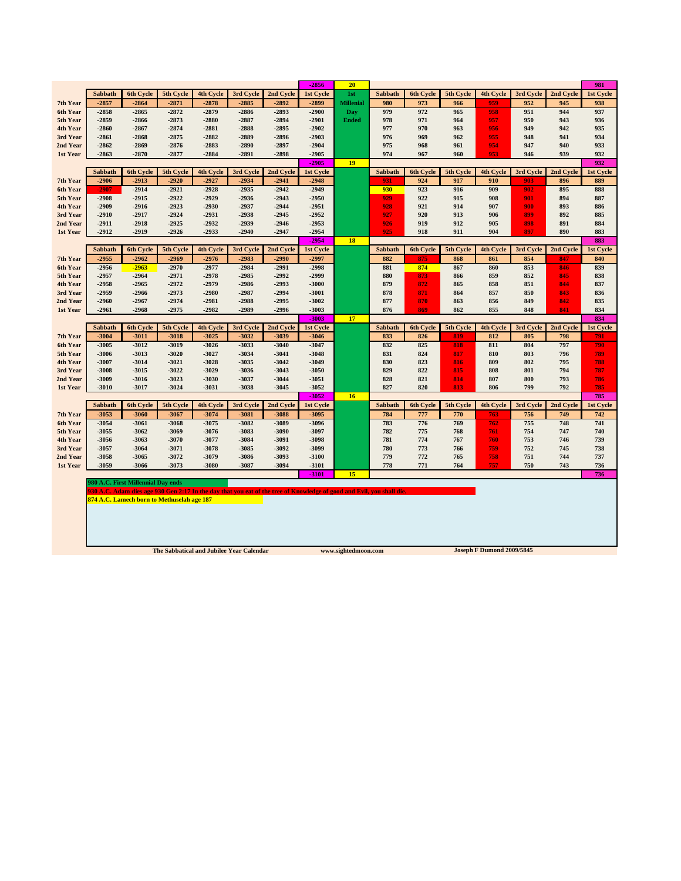| | Sabbath | 6th Cycle | 5th Cycle | 4th Cycle | 3rd Cycle | 2nd Cycle | 1st Cycle | | Sabbath | 6th Cycle | 5th Cycle | 4th Cycle | 3rd Cycle | 2nd Cycle | 1st Cycle |
|---|---|---|---|---|---|---|---|---|---|---|---|---|---|---|---|
| | | | | | | | -2856 | 20 | | | | | | | 981 |
| | Sabbath | 6th Cycle | 5th Cycle | 4th Cycle | 3rd Cycle | 2nd Cycle | 1st Cycle | 1st | Sabbath | 6th Cycle | 5th Cycle | 4th Cycle | 3rd Cycle | 2nd Cycle | 1st Cycle |
| 7th Year | -2857 | -2864 | -2871 | -2878 | -2885 | -2892 | -2899 | Millenial | 980 | 973 | 966 | 959 | 952 | 945 | 938 |
| 6th Year | -2858 | -2865 | -2872 | -2879 | -2886 | -2893 | -2900 | Day | 979 | 972 | 965 | 958 | 951 | 944 | 937 |
| 5th Year | -2859 | -2866 | -2873 | -2880 | -2887 | -2894 | -2901 | Ended | 978 | 971 | 964 | 957 | 950 | 943 | 936 |
| 4th Year | -2860 | -2867 | -2874 | -2881 | -2888 | -2895 | -2902 | | 977 | 970 | 963 | 956 | 949 | 942 | 935 |
| 3rd Year | -2861 | -2868 | -2875 | -2882 | -2889 | -2896 | -2903 | | 976 | 969 | 962 | 955 | 948 | 941 | 934 |
| 2nd Year | -2862 | -2869 | -2876 | -2883 | -2890 | -2897 | -2904 | | 975 | 968 | 961 | 954 | 947 | 940 | 933 |
| 1st Year | -2863 | -2870 | -2877 | -2884 | -2891 | -2898 | -2905 | | 974 | 967 | 960 | 953 | 946 | 939 | 932 |
| | | | | | | | -2905 | 19 | | | | | | | 932 |
| | Sabbath | 6th Cycle | 5th Cycle | 4th Cycle | 3rd Cycle | 2nd Cycle | 1st Cycle | | Sabbath | 6th Cycle | 5th Cycle | 4th Cycle | 3rd Cycle | 2nd Cycle | 1st Cycle |
| 7th Year | -2906 | -2913 | -2920 | -2927 | -2934 | -2941 | -2948 | | 931 | 924 | 917 | 910 | 903 | 896 | 889 |
| 6th Year | -2907 | -2914 | -2921 | -2928 | -2935 | -2942 | -2949 | | 930 | 923 | 916 | 909 | 902 | 895 | 888 |
| 5th Year | -2908 | -2915 | -2922 | -2929 | -2936 | -2943 | -2950 | | 929 | 922 | 915 | 908 | 901 | 894 | 887 |
| 4th Year | -2909 | -2916 | -2923 | -2930 | -2937 | -2944 | -2951 | | 928 | 921 | 914 | 907 | 900 | 893 | 886 |
| 3rd Year | -2910 | -2917 | -2924 | -2931 | -2938 | -2945 | -2952 | | 927 | 920 | 913 | 906 | 899 | 892 | 885 |
| 2nd Year | -2911 | -2918 | -2925 | -2932 | -2939 | -2946 | -2953 | | 926 | 919 | 912 | 905 | 898 | 891 | 884 |
| 1st Year | -2912 | -2919 | -2926 | -2933 | -2940 | -2947 | -2954 | | 925 | 918 | 911 | 904 | 897 | 890 | 883 |
| | | | | | | | -2954 | 18 | | | | | | | 883 |
| | Sabbath | 6th Cycle | 5th Cycle | 4th Cycle | 3rd Cycle | 2nd Cycle | 1st Cycle | | Sabbath | 6th Cycle | 5th Cycle | 4th Cycle | 3rd Cycle | 2nd Cycle | 1st Cycle |
| 7th Year | -2955 | -2962 | -2969 | -2976 | -2983 | -2990 | -2997 | | 882 | 875 | 868 | 861 | 854 | 847 | 840 |
| 6th Year | -2956 | -2963 | -2970 | -2977 | -2984 | -2991 | -2998 | | 881 | 874 | 867 | 860 | 853 | 846 | 839 |
| 5th Year | -2957 | -2964 | -2971 | -2978 | -2985 | -2992 | -2999 | | 880 | 873 | 866 | 859 | 852 | 845 | 838 |
| 4th Year | -2958 | -2965 | -2972 | -2979 | -2986 | -2993 | -3000 | | 879 | 872 | 865 | 858 | 851 | 844 | 837 |
| 3rd Year | -2959 | -2966 | -2973 | -2980 | -2987 | -2994 | -3001 | | 878 | 871 | 864 | 857 | 850 | 843 | 836 |
| 2nd Year | -2960 | -2967 | -2974 | -2981 | -2988 | -2995 | -3002 | | 877 | 870 | 863 | 856 | 849 | 842 | 835 |
| 1st Year | -2961 | -2968 | -2975 | -2982 | -2989 | -2996 | -3003 | | 876 | 869 | 862 | 855 | 848 | 841 | 834 |
| | | | | | | | -3003 | 17 | | | | | | | 834 |
| | Sabbath | 6th Cycle | 5th Cycle | 4th Cycle | 3rd Cycle | 2nd Cycle | 1st Cycle | | Sabbath | 6th Cycle | 5th Cycle | 4th Cycle | 3rd Cycle | 2nd Cycle | 1st Cycle |
| 7th Year | -3004 | -3011 | -3018 | -3025 | -3032 | -3039 | -3046 | | 833 | 826 | 819 | 812 | 805 | 798 | 791 |
| 6th Year | -3005 | -3012 | -3019 | -3026 | -3033 | -3040 | -3047 | | 832 | 825 | 818 | 811 | 804 | 797 | 790 |
| 5th Year | -3006 | -3013 | -3020 | -3027 | -3034 | -3041 | -3048 | | 831 | 824 | 817 | 810 | 803 | 796 | 789 |
| 4th Year | -3007 | -3014 | -3021 | -3028 | -3035 | -3042 | -3049 | | 830 | 823 | 816 | 809 | 802 | 795 | 788 |
| 3rd Year | -3008 | -3015 | -3022 | -3029 | -3036 | -3043 | -3050 | | 829 | 822 | 815 | 808 | 801 | 794 | 787 |
| 2nd Year | -3009 | -3016 | -3023 | -3030 | -3037 | -3044 | -3051 | | 828 | 821 | 814 | 807 | 800 | 793 | 786 |
| 1st Year | -3010 | -3017 | -3024 | -3031 | -3038 | -3045 | -3052 | | 827 | 820 | 813 | 806 | 799 | 792 | 785 |
| | | | | | | | -3052 | 16 | | | | | | | 785 |
| | Sabbath | 6th Cycle | 5th Cycle | 4th Cycle | 3rd Cycle | 2nd Cycle | 1st Cycle | | Sabbath | 6th Cycle | 5th Cycle | 4th Cycle | 3rd Cycle | 2nd Cycle | 1st Cycle |
| 7th Year | -3053 | -3060 | -3067 | -3074 | -3081 | -3088 | -3095 | | 784 | 777 | 770 | 763 | 756 | 749 | 742 |
| 6th Year | -3054 | -3061 | -3068 | -3075 | -3082 | -3089 | -3096 | | 783 | 776 | 769 | 762 | 755 | 748 | 741 |
| 5th Year | -3055 | -3062 | -3069 | -3076 | -3083 | -3090 | -3097 | | 782 | 775 | 768 | 761 | 754 | 747 | 740 |
| 4th Year | -3056 | -3063 | -3070 | -3077 | -3084 | -3091 | -3098 | | 781 | 774 | 767 | 760 | 753 | 746 | 739 |
| 3rd Year | -3057 | -3064 | -3071 | -3078 | -3085 | -3092 | -3099 | | 780 | 773 | 766 | 759 | 752 | 745 | 738 |
| 2nd Year | -3058 | -3065 | -3072 | -3079 | -3086 | -3093 | -3100 | | 779 | 772 | 765 | 758 | 751 | 744 | 737 |
| 1st Year | -3059 | -3066 | -3073 | -3080 | -3087 | -3094 | -3101 | | 778 | 771 | 764 | 757 | 750 | 743 | 736 |
| | | | | | | | -3101 | 15 | | | | | | | 736 |

980 A.C. First Millennial Day ends

930 A.C. Adam dies age 930 Gen 2:17 In the day that you eat of the tree of Knowledge of good and Evil, you shall die.

874 A.C. Lamech born to Methuselah age 187

The Sabbatical and Jubilee Year Calendar www.sightedmoon.com Joseph F Dumond 2009/5845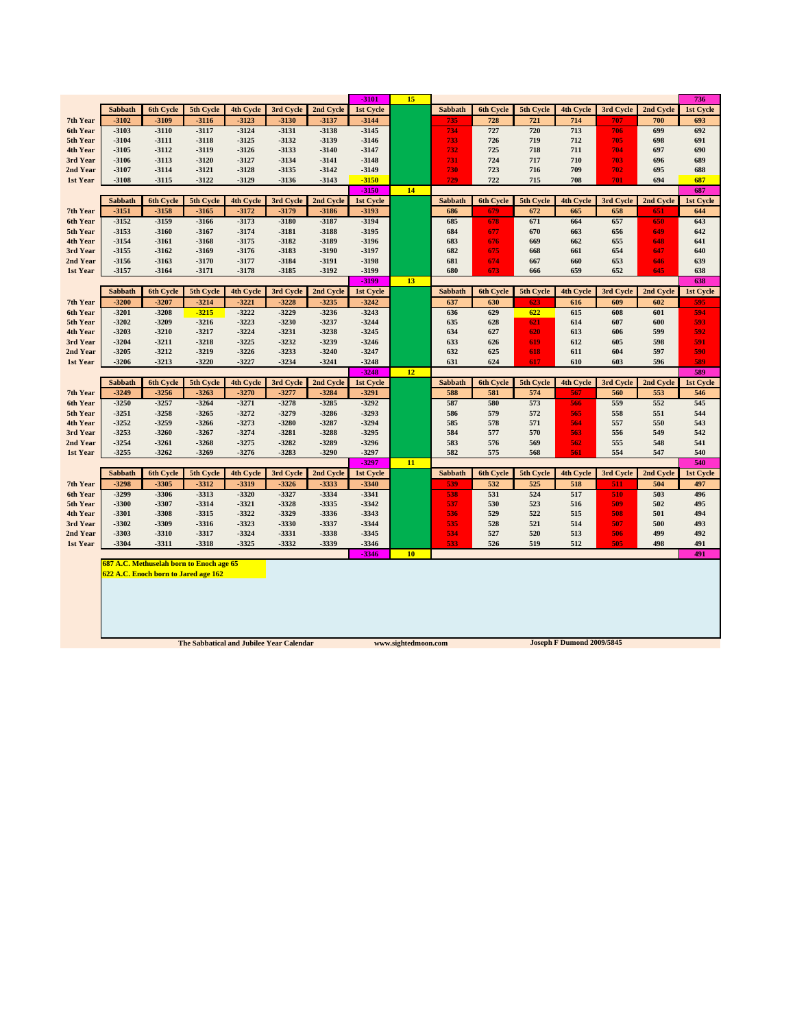| | Sabbath | 6th Cycle | 5th Cycle | 4th Cycle | 3rd Cycle | 2nd Cycle | 1st Cycle | | Sabbath | 6th Cycle | 5th Cycle | 4th Cycle | 3rd Cycle | 2nd Cycle | 1st Cycle |
|---|---|---|---|---|---|---|---|---|---|---|---|---|---|---|---|
| | | | | | | | -3101 | 15 | | | | | | | 736 |
| 7th Year | -3102 | -3109 | -3116 | -3123 | -3130 | -3137 | -3144 | | 735 | 728 | 721 | 714 | 707 | 700 | 693 |
| 6th Year | -3103 | -3110 | -3117 | -3124 | -3131 | -3138 | -3145 | | 734 | 727 | 720 | 713 | 706 | 699 | 692 |
| 5th Year | -3104 | -3111 | -3118 | -3125 | -3132 | -3139 | -3146 | | 733 | 726 | 719 | 712 | 705 | 698 | 691 |
| 4th Year | -3105 | -3112 | -3119 | -3126 | -3133 | -3140 | -3147 | | 732 | 725 | 718 | 711 | 704 | 697 | 690 |
| 3rd Year | -3106 | -3113 | -3120 | -3127 | -3134 | -3141 | -3148 | | 731 | 724 | 717 | 710 | 703 | 696 | 689 |
| 2nd Year | -3107 | -3114 | -3121 | -3128 | -3135 | -3142 | -3149 | | 730 | 723 | 716 | 709 | 702 | 695 | 688 |
| 1st Year | -3108 | -3115 | -3122 | -3129 | -3136 | -3143 | -3150 | | 729 | 722 | 715 | 708 | 701 | 694 | 687 |
| | | | | | | | -3150 | 14 | | | | | | | 687 |
| | Sabbath | 6th Cycle | 5th Cycle | 4th Cycle | 3rd Cycle | 2nd Cycle | 1st Cycle | | Sabbath | 6th Cycle | 5th Cycle | 4th Cycle | 3rd Cycle | 2nd Cycle | 1st Cycle |
| 7th Year | -3151 | -3158 | -3165 | -3172 | -3179 | -3186 | -3193 | | 686 | 679 | 672 | 665 | 658 | 651 | 644 |
| 6th Year | -3152 | -3159 | -3166 | -3173 | -3180 | -3187 | -3194 | | 685 | 678 | 671 | 664 | 657 | 650 | 643 |
| 5th Year | -3153 | -3160 | -3167 | -3174 | -3181 | -3188 | -3195 | | 684 | 677 | 670 | 663 | 656 | 649 | 642 |
| 4th Year | -3154 | -3161 | -3168 | -3175 | -3182 | -3189 | -3196 | | 683 | 676 | 669 | 662 | 655 | 648 | 641 |
| 3rd Year | -3155 | -3162 | -3169 | -3176 | -3183 | -3190 | -3197 | | 682 | 675 | 668 | 661 | 654 | 647 | 640 |
| 2nd Year | -3156 | -3163 | -3170 | -3177 | -3184 | -3191 | -3198 | | 681 | 674 | 667 | 660 | 653 | 646 | 639 |
| 1st Year | -3157 | -3164 | -3171 | -3178 | -3185 | -3192 | -3199 | | 680 | 673 | 666 | 659 | 652 | 645 | 638 |
| | | | | | | | -3199 | 13 | | | | | | | 638 |
| | Sabbath | 6th Cycle | 5th Cycle | 4th Cycle | 3rd Cycle | 2nd Cycle | 1st Cycle | | Sabbath | 6th Cycle | 5th Cycle | 4th Cycle | 3rd Cycle | 2nd Cycle | 1st Cycle |
| 7th Year | -3200 | -3207 | -3214 | -3221 | -3228 | -3235 | -3242 | | 637 | 630 | 623 | 616 | 609 | 602 | 595 |
| 6th Year | -3201 | -3208 | -3215 | -3222 | -3229 | -3236 | -3243 | | 636 | 629 | 622 | 615 | 608 | 601 | 594 |
| 5th Year | -3202 | -3209 | -3216 | -3223 | -3230 | -3237 | -3244 | | 635 | 628 | 621 | 614 | 607 | 600 | 593 |
| 4th Year | -3203 | -3210 | -3217 | -3224 | -3231 | -3238 | -3245 | | 634 | 627 | 620 | 613 | 606 | 599 | 592 |
| 3rd Year | -3204 | -3211 | -3218 | -3225 | -3232 | -3239 | -3246 | | 633 | 626 | 619 | 612 | 605 | 598 | 591 |
| 2nd Year | -3205 | -3212 | -3219 | -3226 | -3233 | -3240 | -3247 | | 632 | 625 | 618 | 611 | 604 | 597 | 590 |
| 1st Year | -3206 | -3213 | -3220 | -3227 | -3234 | -3241 | -3248 | | 631 | 624 | 617 | 610 | 603 | 596 | 589 |
| | | | | | | | -3248 | 12 | | | | | | | 589 |
| | Sabbath | 6th Cycle | 5th Cycle | 4th Cycle | 3rd Cycle | 2nd Cycle | 1st Cycle | | Sabbath | 6th Cycle | 5th Cycle | 4th Cycle | 3rd Cycle | 2nd Cycle | 1st Cycle |
| 7th Year | -3249 | -3256 | -3263 | -3270 | -3277 | -3284 | -3291 | | 588 | 581 | 574 | 567 | 560 | 553 | 546 |
| 6th Year | -3250 | -3257 | -3264 | -3271 | -3278 | -3285 | -3292 | | 587 | 580 | 573 | 566 | 559 | 552 | 545 |
| 5th Year | -3251 | -3258 | -3265 | -3272 | -3279 | -3286 | -3293 | | 586 | 579 | 572 | 565 | 558 | 551 | 544 |
| 4th Year | -3252 | -3259 | -3266 | -3273 | -3280 | -3287 | -3294 | | 585 | 578 | 571 | 564 | 557 | 550 | 543 |
| 3rd Year | -3253 | -3260 | -3267 | -3274 | -3281 | -3288 | -3295 | | 584 | 577 | 570 | 563 | 556 | 549 | 542 |
| 2nd Year | -3254 | -3261 | -3268 | -3275 | -3282 | -3289 | -3296 | | 583 | 576 | 569 | 562 | 555 | 548 | 541 |
| 1st Year | -3255 | -3262 | -3269 | -3276 | -3283 | -3290 | -3297 | | 582 | 575 | 568 | 561 | 554 | 547 | 540 |
| | | | | | | | -3297 | 11 | | | | | | | 540 |
| | Sabbath | 6th Cycle | 5th Cycle | 4th Cycle | 3rd Cycle | 2nd Cycle | 1st Cycle | | Sabbath | 6th Cycle | 5th Cycle | 4th Cycle | 3rd Cycle | 2nd Cycle | 1st Cycle |
| 7th Year | -3298 | -3305 | -3312 | -3319 | -3326 | -3333 | -3340 | | 539 | 532 | 525 | 518 | 511 | 504 | 497 |
| 6th Year | -3299 | -3306 | -3313 | -3320 | -3327 | -3334 | -3341 | | 538 | 531 | 524 | 517 | 510 | 503 | 496 |
| 5th Year | -3300 | -3307 | -3314 | -3321 | -3328 | -3335 | -3342 | | 537 | 530 | 523 | 516 | 509 | 502 | 495 |
| 4th Year | -3301 | -3308 | -3315 | -3322 | -3329 | -3336 | -3343 | | 536 | 529 | 522 | 515 | 508 | 501 | 494 |
| 3rd Year | -3302 | -3309 | -3316 | -3323 | -3330 | -3337 | -3344 | | 535 | 528 | 521 | 514 | 507 | 500 | 493 |
| 2nd Year | -3303 | -3310 | -3317 | -3324 | -3331 | -3338 | -3345 | | 534 | 527 | 520 | 513 | 506 | 499 | 492 |
| 1st Year | -3304 | -3311 | -3318 | -3325 | -3332 | -3339 | -3346 | | 533 | 526 | 519 | 512 | 505 | 498 | 491 |
| | | | | | | | -3346 | 10 | | | | | | | 491 |

**687 A.C. Methuselah born to Enoch age 65**

**622 A.C. Enoch born to Jared age 162**

The Sabbatical and Jubilee Year Calendar — www.sightedmoon.com — Joseph F Dumond 2009/5845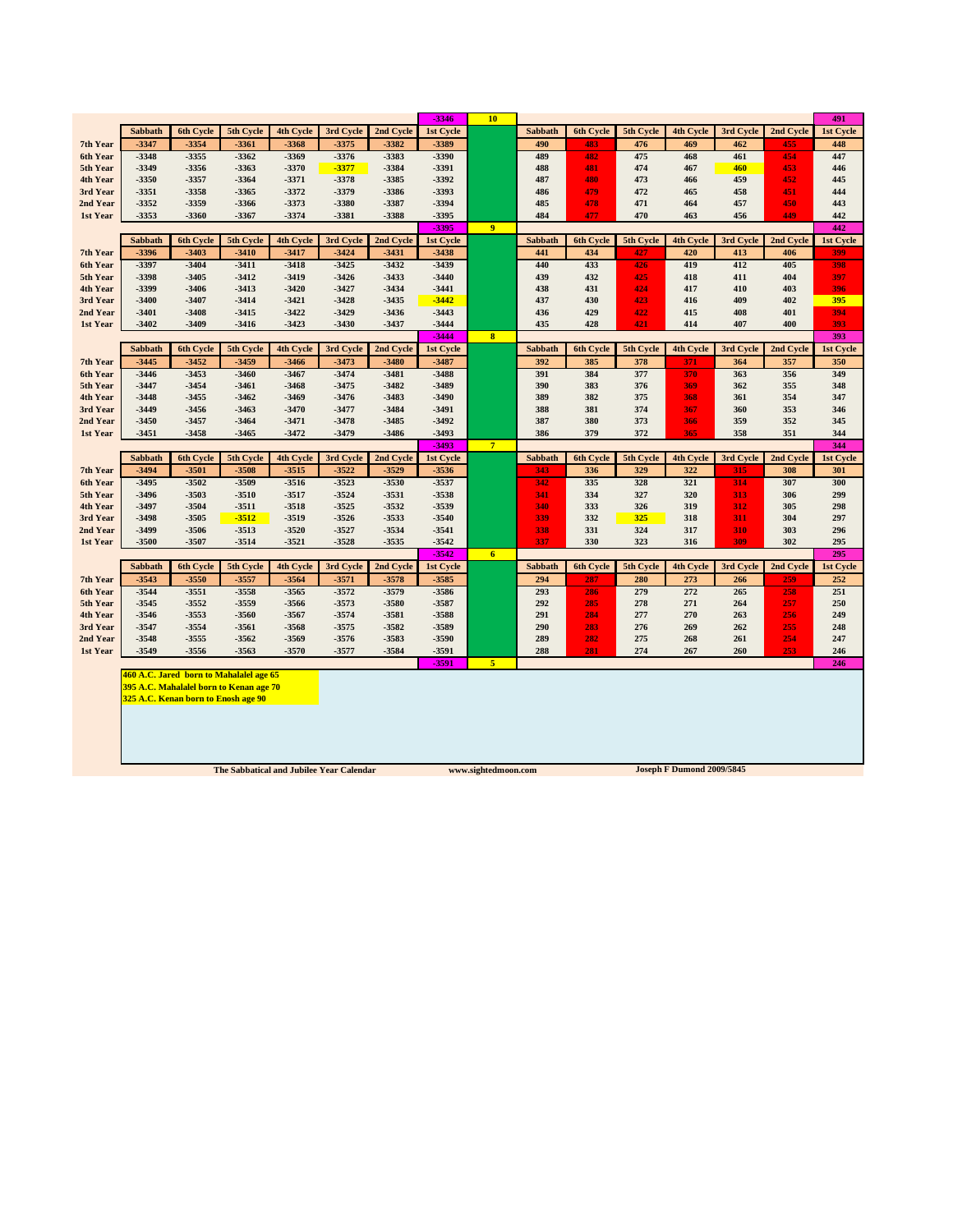| | Sabbath | 6th Cycle | 5th Cycle | 4th Cycle | 3rd Cycle | 2nd Cycle | 1st Cycle | | Sabbath | 6th Cycle | 5th Cycle | 4th Cycle | 3rd Cycle | 2nd Cycle | 1st Cycle |
|---|---|---|---|---|---|---|---|---|---|---|---|---|---|---|---|
| | | | | | | | -3346 | 10 | | | | | | | 491 |
| 7th Year | -3347 | -3354 | -3361 | -3368 | -3375 | -3382 | -3389 | | 490 | 483 | 476 | 469 | 462 | 455 | 448 |
| 6th Year | -3348 | -3355 | -3362 | -3369 | -3376 | -3383 | -3390 | | 489 | 482 | 475 | 468 | 461 | 454 | 447 |
| 5th Year | -3349 | -3356 | -3363 | -3370 | -3377 | -3384 | -3391 | | 488 | 481 | 474 | 467 | 460 | 453 | 446 |
| 4th Year | -3350 | -3357 | -3364 | -3371 | -3378 | -3385 | -3392 | | 487 | 480 | 473 | 466 | 459 | 452 | 445 |
| 3rd Year | -3351 | -3358 | -3365 | -3372 | -3379 | -3386 | -3393 | | 486 | 479 | 472 | 465 | 458 | 451 | 444 |
| 2nd Year | -3352 | -3359 | -3366 | -3373 | -3380 | -3387 | -3394 | | 485 | 478 | 471 | 464 | 457 | 450 | 443 |
| 1st Year | -3353 | -3360 | -3367 | -3374 | -3381 | -3388 | -3395 | | 484 | 477 | 470 | 463 | 456 | 449 | 442 |
| | | | | | | | -3395 | 9 | | | | | | | 442 |
| | Sabbath | 6th Cycle | 5th Cycle | 4th Cycle | 3rd Cycle | 2nd Cycle | 1st Cycle | | Sabbath | 6th Cycle | 5th Cycle | 4th Cycle | 3rd Cycle | 2nd Cycle | 1st Cycle |
| 7th Year | -3396 | -3403 | -3410 | -3417 | -3424 | -3431 | -3438 | | 441 | 434 | 427 | 420 | 413 | 406 | 399 |
| 6th Year | -3397 | -3404 | -3411 | -3418 | -3425 | -3432 | -3439 | | 440 | 433 | 426 | 419 | 412 | 405 | 398 |
| 5th Year | -3398 | -3405 | -3412 | -3419 | -3426 | -3433 | -3440 | | 439 | 432 | 425 | 418 | 411 | 404 | 397 |
| 4th Year | -3399 | -3406 | -3413 | -3420 | -3427 | -3434 | -3441 | | 438 | 431 | 424 | 417 | 410 | 403 | 396 |
| 3rd Year | -3400 | -3407 | -3414 | -3421 | -3428 | -3435 | -3442 | | 437 | 430 | 423 | 416 | 409 | 402 | 395 |
| 2nd Year | -3401 | -3408 | -3415 | -3422 | -3429 | -3436 | -3443 | | 436 | 429 | 422 | 415 | 408 | 401 | 394 |
| 1st Year | -3402 | -3409 | -3416 | -3423 | -3430 | -3437 | -3444 | | 435 | 428 | 421 | 414 | 407 | 400 | 393 |
| | | | | | | | -3444 | 8 | | | | | | | 393 |
| | Sabbath | 6th Cycle | 5th Cycle | 4th Cycle | 3rd Cycle | 2nd Cycle | 1st Cycle | | Sabbath | 6th Cycle | 5th Cycle | 4th Cycle | 3rd Cycle | 2nd Cycle | 1st Cycle |
| 7th Year | -3445 | -3452 | -3459 | -3466 | -3473 | -3480 | -3487 | | 392 | 385 | 378 | 371 | 364 | 357 | 350 |
| 6th Year | -3446 | -3453 | -3460 | -3467 | -3474 | -3481 | -3488 | | 391 | 384 | 377 | 370 | 363 | 356 | 349 |
| 5th Year | -3447 | -3454 | -3461 | -3468 | -3475 | -3482 | -3489 | | 390 | 383 | 376 | 369 | 362 | 355 | 348 |
| 4th Year | -3448 | -3455 | -3462 | -3469 | -3476 | -3483 | -3490 | | 389 | 382 | 375 | 368 | 361 | 354 | 347 |
| 3rd Year | -3449 | -3456 | -3463 | -3470 | -3477 | -3484 | -3491 | | 388 | 381 | 374 | 367 | 360 | 353 | 346 |
| 2nd Year | -3450 | -3457 | -3464 | -3471 | -3478 | -3485 | -3492 | | 387 | 380 | 373 | 366 | 359 | 352 | 345 |
| 1st Year | -3451 | -3458 | -3465 | -3472 | -3479 | -3486 | -3493 | | 386 | 379 | 372 | 365 | 358 | 351 | 344 |
| | | | | | | | -3493 | 7 | | | | | | | 344 |
| | Sabbath | 6th Cycle | 5th Cycle | 4th Cycle | 3rd Cycle | 2nd Cycle | 1st Cycle | | Sabbath | 6th Cycle | 5th Cycle | 4th Cycle | 3rd Cycle | 2nd Cycle | 1st Cycle |
| 7th Year | -3494 | -3501 | -3508 | -3515 | -3522 | -3529 | -3536 | | 343 | 336 | 329 | 322 | 315 | 308 | 301 |
| 6th Year | -3495 | -3502 | -3509 | -3516 | -3523 | -3530 | -3537 | | 342 | 335 | 328 | 321 | 314 | 307 | 300 |
| 5th Year | -3496 | -3503 | -3510 | -3517 | -3524 | -3531 | -3538 | | 341 | 334 | 327 | 320 | 313 | 306 | 299 |
| 4th Year | -3497 | -3504 | -3511 | -3518 | -3525 | -3532 | -3539 | | 340 | 333 | 326 | 319 | 312 | 305 | 298 |
| 3rd Year | -3498 | -3505 | -3512 | -3519 | -3526 | -3533 | -3540 | | 339 | 332 | 325 | 318 | 311 | 304 | 297 |
| 2nd Year | -3499 | -3506 | -3513 | -3520 | -3527 | -3534 | -3541 | | 338 | 331 | 324 | 317 | 310 | 303 | 296 |
| 1st Year | -3500 | -3507 | -3514 | -3521 | -3528 | -3535 | -3542 | | 337 | 330 | 323 | 316 | 309 | 302 | 295 |
| | | | | | | | -3542 | 6 | | | | | | | 295 |
| | Sabbath | 6th Cycle | 5th Cycle | 4th Cycle | 3rd Cycle | 2nd Cycle | 1st Cycle | | Sabbath | 6th Cycle | 5th Cycle | 4th Cycle | 3rd Cycle | 2nd Cycle | 1st Cycle |
| 7th Year | -3543 | -3550 | -3557 | -3564 | -3571 | -3578 | -3585 | | 294 | 287 | 280 | 273 | 266 | 259 | 252 |
| 6th Year | -3544 | -3551 | -3558 | -3565 | -3572 | -3579 | -3586 | | 293 | 286 | 279 | 272 | 265 | 258 | 251 |
| 5th Year | -3545 | -3552 | -3559 | -3566 | -3573 | -3580 | -3587 | | 292 | 285 | 278 | 271 | 264 | 257 | 250 |
| 4th Year | -3546 | -3553 | -3560 | -3567 | -3574 | -3581 | -3588 | | 291 | 284 | 277 | 270 | 263 | 256 | 249 |
| 3rd Year | -3547 | -3554 | -3561 | -3568 | -3575 | -3582 | -3589 | | 290 | 283 | 276 | 269 | 262 | 255 | 248 |
| 2nd Year | -3548 | -3555 | -3562 | -3569 | -3576 | -3583 | -3590 | | 289 | 282 | 275 | 268 | 261 | 254 | 247 |
| 1st Year | -3549 | -3556 | -3563 | -3570 | -3577 | -3584 | -3591 | | 288 | 281 | 274 | 267 | 260 | 253 | 246 |
| | | | | | | | -3591 | 5 | | | | | | | 246 |

**460 A.C. Jared born to Mahalalel age 65**
**395 A.C. Mahalalel born to Kenan age 70**
**325 A.C. Kenan born to Enosh age 90**

**The Sabbatical and Jubilee Year Calendar** **www.sightedmoon.com** **Joseph F Dumond 2009/5845**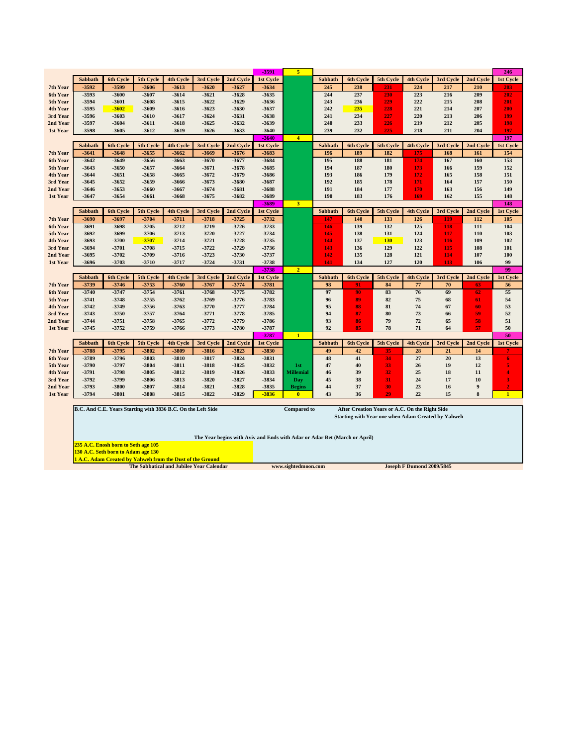| | | | | | | | -3591 | 5 | | | | | | | 246 |
|---|---|---|---|---|---|---|---|---|---|---|---|---|---|---|---|
| | Sabbath | 6th Cycle | 5th Cycle | 4th Cycle | 3rd Cycle | 2nd Cycle | 1st Cycle | | Sabbath | 6th Cycle | 5th Cycle | 4th Cycle | 3rd Cycle | 2nd Cycle | 1st Cycle |
| 7th Year | -3592 | -3599 | -3606 | -3613 | -3620 | -3627 | -3634 | | 245 | 238 | 231 | 224 | 217 | 210 | 203 |
| 6th Year | -3593 | -3600 | -3607 | -3614 | -3621 | -3628 | -3635 | | 244 | 237 | 230 | 223 | 216 | 209 | 202 |
| 5th Year | -3594 | -3601 | -3608 | -3615 | -3622 | -3629 | -3636 | | 243 | 236 | 229 | 222 | 215 | 208 | 201 |
| 4th Year | -3595 | -3602 | -3609 | -3616 | -3623 | -3630 | -3637 | | 242 | 235 | 228 | 221 | 214 | 207 | 200 |
| 3rd Year | -3596 | -3603 | -3610 | -3617 | -3624 | -3631 | -3638 | | 241 | 234 | 227 | 220 | 213 | 206 | 199 |
| 2nd Year | -3597 | -3604 | -3611 | -3618 | -3625 | -3632 | -3639 | | 240 | 233 | 226 | 219 | 212 | 205 | 198 |
| 1st Year | -3598 | -3605 | -3612 | -3619 | -3626 | -3633 | -3640 | | 239 | 232 | 225 | 218 | 211 | 204 | 197 |
| | | | | | | | -3640 | 4 | | | | | | | 197 |
| | Sabbath | 6th Cycle | 5th Cycle | 4th Cycle | 3rd Cycle | 2nd Cycle | 1st Cycle | | Sabbath | 6th Cycle | 5th Cycle | 4th Cycle | 3rd Cycle | 2nd Cycle | 1st Cycle |
| 7th Year | -3641 | -3648 | -3655 | -3662 | -3669 | -3676 | -3683 | | 196 | 189 | 182 | 175 | 168 | 161 | 154 |
| 6th Year | -3642 | -3649 | -3656 | -3663 | -3670 | -3677 | -3684 | | 195 | 188 | 181 | 174 | 167 | 160 | 153 |
| 5th Year | -3643 | -3650 | -3657 | -3664 | -3671 | -3678 | -3685 | | 194 | 187 | 180 | 173 | 166 | 159 | 152 |
| 4th Year | -3644 | -3651 | -3658 | -3665 | -3672 | -3679 | -3686 | | 193 | 186 | 179 | 172 | 165 | 158 | 151 |
| 3rd Year | -3645 | -3652 | -3659 | -3666 | -3673 | -3680 | -3687 | | 192 | 185 | 178 | 171 | 164 | 157 | 150 |
| 2nd Year | -3646 | -3653 | -3660 | -3667 | -3674 | -3681 | -3688 | | 191 | 184 | 177 | 170 | 163 | 156 | 149 |
| 1st Year | -3647 | -3654 | -3661 | -3668 | -3675 | -3682 | -3689 | | 190 | 183 | 176 | 169 | 162 | 155 | 148 |
| | | | | | | | -3689 | 3 | | | | | | | 148 |
| | Sabbath | 6th Cycle | 5th Cycle | 4th Cycle | 3rd Cycle | 2nd Cycle | 1st Cycle | | Sabbath | 6th Cycle | 5th Cycle | 4th Cycle | 3rd Cycle | 2nd Cycle | 1st Cycle |
| 7th Year | -3690 | -3697 | -3704 | -3711 | -3718 | -3725 | -3732 | | 147 | 140 | 133 | 126 | 119 | 112 | 105 |
| 6th Year | -3691 | -3698 | -3705 | -3712 | -3719 | -3726 | -3733 | | 146 | 139 | 132 | 125 | 118 | 111 | 104 |
| 5th Year | -3692 | -3699 | -3706 | -3713 | -3720 | -3727 | -3734 | | 145 | 138 | 131 | 124 | 117 | 110 | 103 |
| 4th Year | -3693 | -3700 | -3707 | -3714 | -3721 | -3728 | -3735 | | 144 | 137 | 130 | 123 | 116 | 109 | 102 |
| 3rd Year | -3694 | -3701 | -3708 | -3715 | -3722 | -3729 | -3736 | | 143 | 136 | 129 | 122 | 115 | 108 | 101 |
| 2nd Year | -3695 | -3702 | -3709 | -3716 | -3723 | -3730 | -3737 | | 142 | 135 | 128 | 121 | 114 | 107 | 100 |
| 1st Year | -3696 | -3703 | -3710 | -3717 | -3724 | -3731 | -3738 | | 141 | 134 | 127 | 120 | 113 | 106 | 99 |
| | | | | | | | -3738 | 2 | | | | | | | 99 |
| | Sabbath | 6th Cycle | 5th Cycle | 4th Cycle | 3rd Cycle | 2nd Cycle | 1st Cycle | | Sabbath | 6th Cycle | 5th Cycle | 4th Cycle | 3rd Cycle | 2nd Cycle | 1st Cycle |
| 7th Year | -3739 | -3746 | -3753 | -3760 | -3767 | -3774 | -3781 | | 98 | 91 | 84 | 77 | 70 | 63 | 56 |
| 6th Year | -3740 | -3747 | -3754 | -3761 | -3768 | -3775 | -3782 | | 97 | 90 | 83 | 76 | 69 | 62 | 55 |
| 5th Year | -3741 | -3748 | -3755 | -3762 | -3769 | -3776 | -3783 | | 96 | 89 | 82 | 75 | 68 | 61 | 54 |
| 4th Year | -3742 | -3749 | -3756 | -3763 | -3770 | -3777 | -3784 | | 95 | 88 | 81 | 74 | 67 | 60 | 53 |
| 3rd Year | -3743 | -3750 | -3757 | -3764 | -3771 | -3778 | -3785 | | 94 | 87 | 80 | 73 | 66 | 59 | 52 |
| 2nd Year | -3744 | -3751 | -3758 | -3765 | -3772 | -3779 | -3786 | | 93 | 86 | 79 | 72 | 65 | 58 | 51 |
| 1st Year | -3745 | -3752 | -3759 | -3766 | -3773 | -3780 | -3787 | | 92 | 85 | 78 | 71 | 64 | 57 | 50 |
| | | | | | | | -3787 | 1 | | | | | | | 50 |
| | Sabbath | 6th Cycle | 5th Cycle | 4th Cycle | 3rd Cycle | 2nd Cycle | 1st Cycle | | Sabbath | 6th Cycle | 5th Cycle | 4th Cycle | 3rd Cycle | 2nd Cycle | 1st Cycle |
| 7th Year | -3788 | -3795 | -3802 | -3809 | -3816 | -3823 | -3830 | | 49 | 42 | 35 | 28 | 21 | 14 | 7 |
| 6th Year | -3789 | -3796 | -3803 | -3810 | -3817 | -3824 | -3831 | | 48 | 41 | 34 | 27 | 20 | 13 | 6 |
| 5th Year | -3790 | -3797 | -3804 | -3811 | -3818 | -3825 | -3832 | 1st | 47 | 40 | 33 | 26 | 19 | 12 | 5 |
| 4th Year | -3791 | -3798 | -3805 | -3812 | -3819 | -3826 | -3833 | Millemial | 46 | 39 | 32 | 25 | 18 | 11 | 4 |
| 3rd Year | -3792 | -3799 | -3806 | -3813 | -3820 | -3827 | -3834 | Day | 45 | 38 | 31 | 24 | 17 | 10 | 3 |
| 2nd Year | -3793 | -3800 | -3807 | -3814 | -3821 | -3828 | -3835 | Begins | 44 | 37 | 30 | 23 | 16 | 9 | 2 |
| 1st Year | -3794 | -3801 | -3808 | -3815 | -3822 | -3829 | -3836 | 0 | 43 | 36 | 29 | 22 | 15 | 8 | 1 |

B.C. And C.E. Years Starting with 3836 B.C. On the Left Side — Compared to — After Creation Years or A.C. On the Right Side
Starting with Year one when Adam Created by Yahweh

The Year begins with Aviv and Ends with Adar or Adar Bet (March or April)

235 A.C. Enosh born to Seth age 105
130 A.C. Seth born to Adam age 130
1 A.C. Adam Created by Yahweh from the Dust of the Ground

The Sabbatical and Jubilee Year Calendar — www.sightedmoon.com — Joseph F Dumond 2009/5845